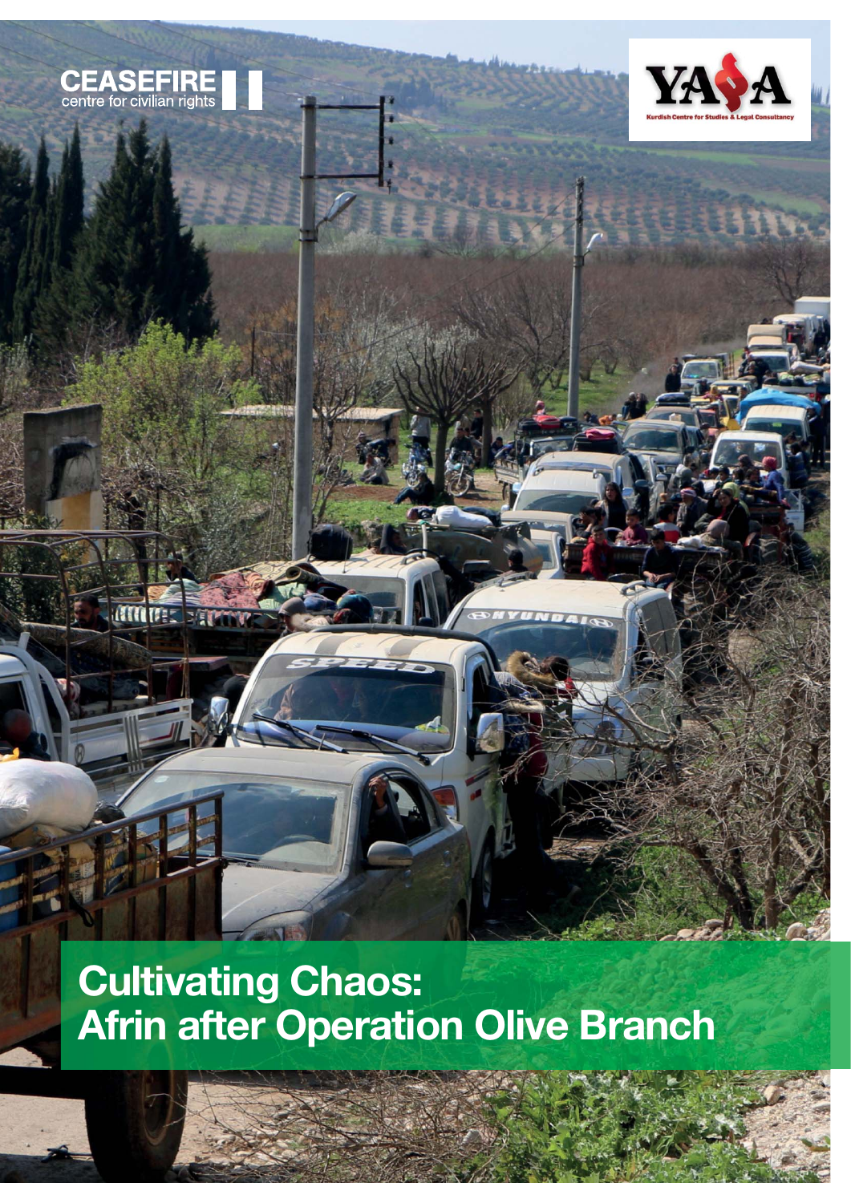CEASEFIRE centre for civilian rights

YASA Kurdish Centre for Studies & Legal Consultancy

# Cultivating Chaos: Afrin after Operation Olive Branch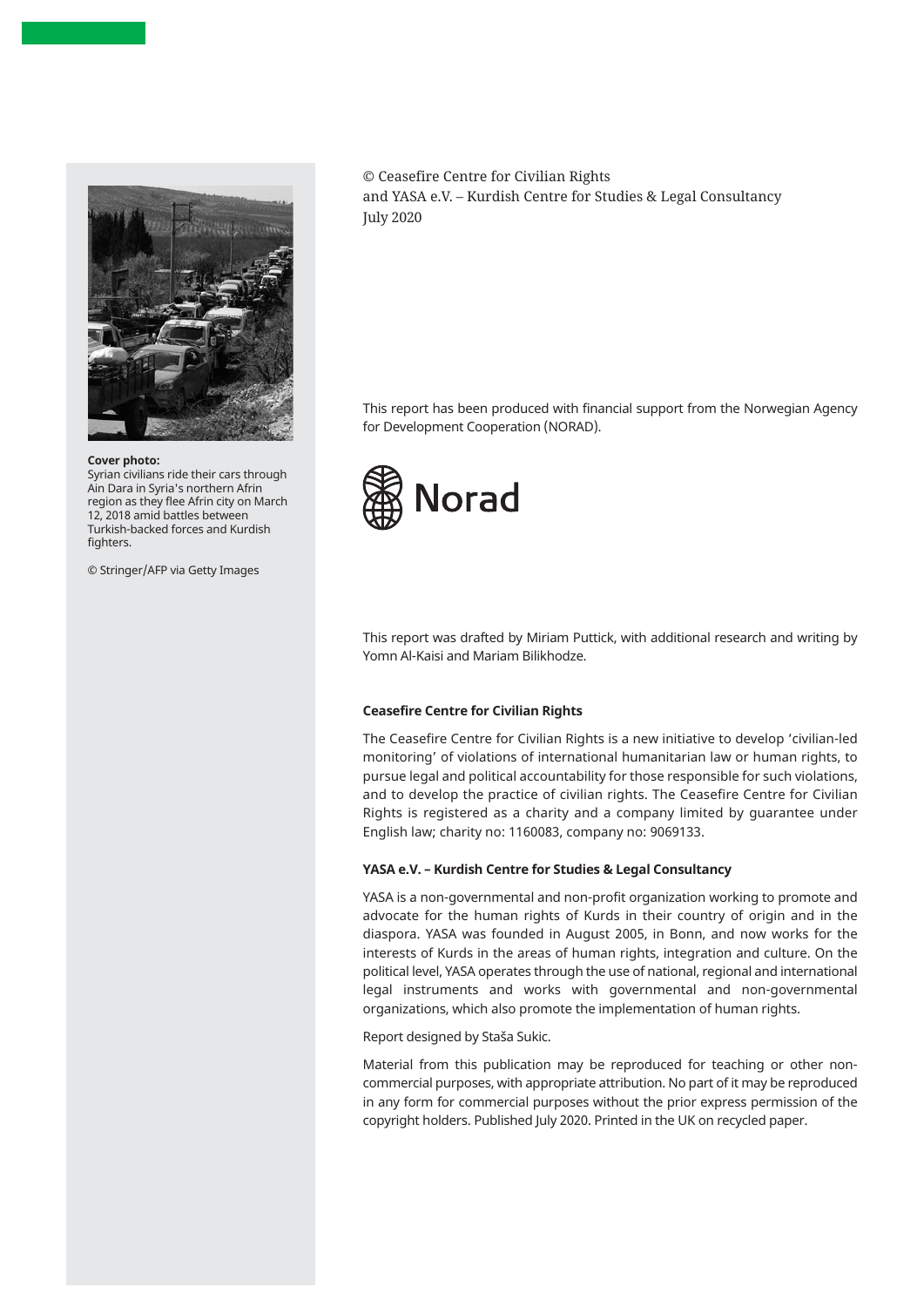**Cover photo:**
Syrian civilians ride their cars through Ain Dara in Syria's northern Afrin region as they flee Afrin city on March 12, 2018 amid battles between Turkish-backed forces and Kurdish fighters.

© Stringer/AFP via Getty Images

© Ceasefire Centre for Civilian Rights
and YASA e.V. – Kurdish Centre for Studies & Legal Consultancy
July 2020

This report has been produced with financial support from the Norwegian Agency for Development Cooperation (NORAD).

Norad

This report was drafted by Miriam Puttick, with additional research and writing by Yomn Al-Kaisi and Mariam Bilikhodze.

**Ceasefire Centre for Civilian Rights**

The Ceasefire Centre for Civilian Rights is a new initiative to develop 'civilian-led monitoring' of violations of international humanitarian law or human rights, to pursue legal and political accountability for those responsible for such violations, and to develop the practice of civilian rights. The Ceasefire Centre for Civilian Rights is registered as a charity and a company limited by guarantee under English law; charity no: 1160083, company no: 9069133.

**YASA e.V. – Kurdish Centre for Studies & Legal Consultancy**

YASA is a non-governmental and non-profit organization working to promote and advocate for the human rights of Kurds in their country of origin and in the diaspora. YASA was founded in August 2005, in Bonn, and now works for the interests of Kurds in the areas of human rights, integration and culture. On the political level, YASA operates through the use of national, regional and international legal instruments and works with governmental and non-governmental organizations, which also promote the implementation of human rights.

Report designed by Staša Sukic.

Material from this publication may be reproduced for teaching or other non-commercial purposes, with appropriate attribution. No part of it may be reproduced in any form for commercial purposes without the prior express permission of the copyright holders. Published July 2020. Printed in the UK on recycled paper.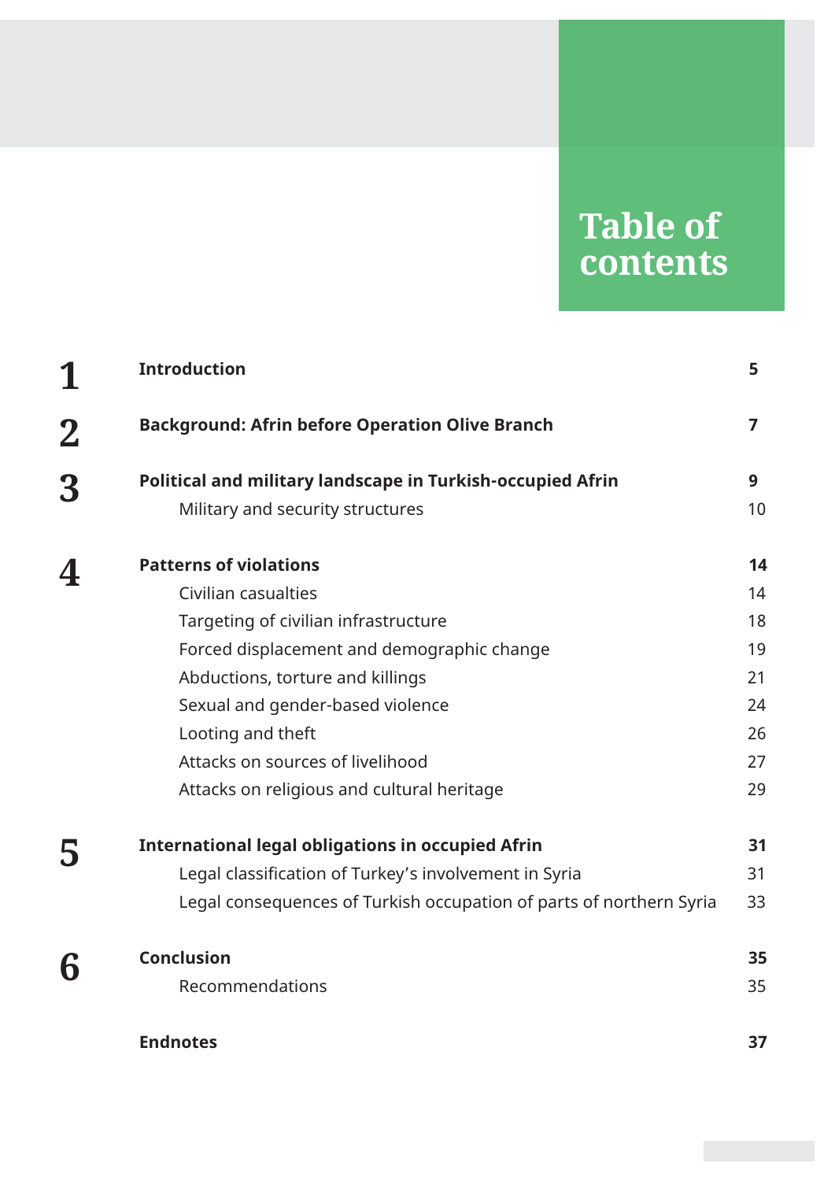# Table of contents

| | | |
|---|---|---|
| **1** | **Introduction** | **5** |
| **2** | **Background: Afrin before Operation Olive Branch** | **7** |
| **3** | **Political and military landscape in Turkish-occupied Afrin** | **9** |
| | Military and security structures | 10 |
| **4** | **Patterns of violations** | **14** |
| | Civilian casualties | 14 |
| | Targeting of civilian infrastructure | 18 |
| | Forced displacement and demographic change | 19 |
| | Abductions, torture and killings | 21 |
| | Sexual and gender-based violence | 24 |
| | Looting and theft | 26 |
| | Attacks on sources of livelihood | 27 |
| | Attacks on religious and cultural heritage | 29 |
| **5** | **International legal obligations in occupied Afrin** | **31** |
| | Legal classification of Turkey's involvement in Syria | 31 |
| | Legal consequences of Turkish occupation of parts of northern Syria | 33 |
| **6** | **Conclusion** | **35** |
| | Recommendations | 35 |
| | **Endnotes** | **37** |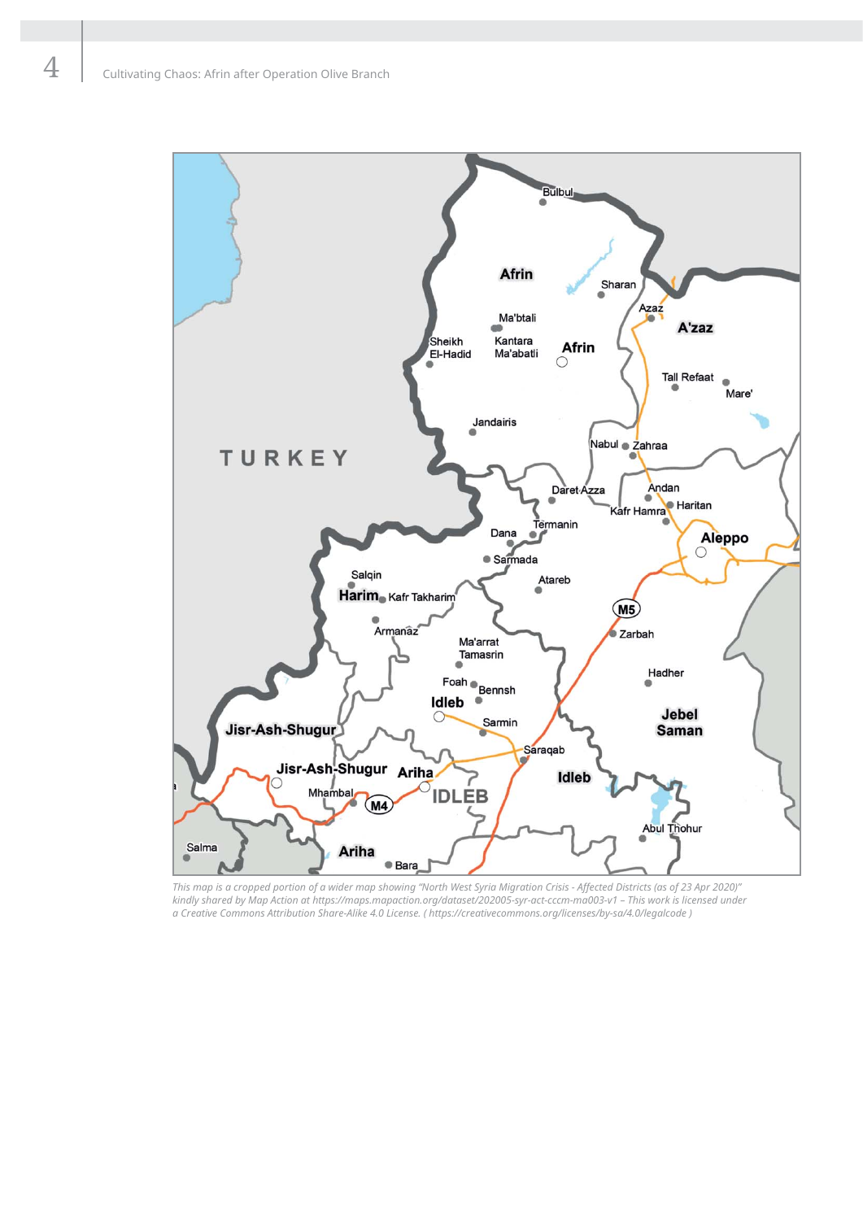*This map is a cropped portion of a wider map showing "North West Syria Migration Crisis - Affected Districts (as of 23 Apr 2020)" kindly shared by Map Action at https://maps.mapaction.org/dataset/202005-syr-act-cccm-ma003-v1 – This work is licensed under a Creative Commons Attribution Share-Alike 4.0 License. ( https://creativecommons.org/licenses/by-sa/4.0/legalcode )*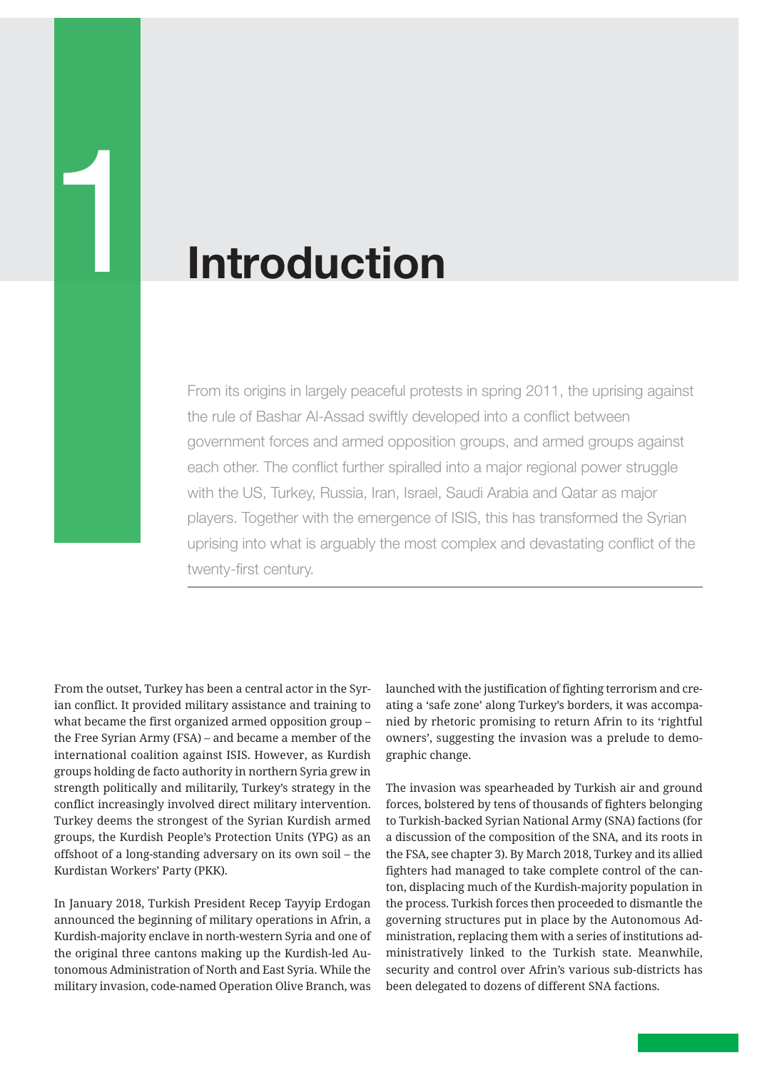# 1 Introduction

From its origins in largely peaceful protests in spring 2011, the uprising against the rule of Bashar Al-Assad swiftly developed into a conflict between government forces and armed opposition groups, and armed groups against each other. The conflict further spiralled into a major regional power struggle with the US, Turkey, Russia, Iran, Israel, Saudi Arabia and Qatar as major players. Together with the emergence of ISIS, this has transformed the Syrian uprising into what is arguably the most complex and devastating conflict of the twenty-first century.

From the outset, Turkey has been a central actor in the Syrian conflict. It provided military assistance and training to what became the first organized armed opposition group – the Free Syrian Army (FSA) – and became a member of the international coalition against ISIS. However, as Kurdish groups holding de facto authority in northern Syria grew in strength politically and militarily, Turkey's strategy in the conflict increasingly involved direct military intervention. Turkey deems the strongest of the Syrian Kurdish armed groups, the Kurdish People's Protection Units (YPG) as an offshoot of a long-standing adversary on its own soil – the Kurdistan Workers' Party (PKK).

In January 2018, Turkish President Recep Tayyip Erdogan announced the beginning of military operations in Afrin, a Kurdish-majority enclave in north-western Syria and one of the original three cantons making up the Kurdish-led Autonomous Administration of North and East Syria. While the military invasion, code-named Operation Olive Branch, was launched with the justification of fighting terrorism and creating a 'safe zone' along Turkey's borders, it was accompanied by rhetoric promising to return Afrin to its 'rightful owners', suggesting the invasion was a prelude to demographic change.

The invasion was spearheaded by Turkish air and ground forces, bolstered by tens of thousands of fighters belonging to Turkish-backed Syrian National Army (SNA) factions (for a discussion of the composition of the SNA, and its roots in the FSA, see chapter 3). By March 2018, Turkey and its allied fighters had managed to take complete control of the canton, displacing much of the Kurdish-majority population in the process. Turkish forces then proceeded to dismantle the governing structures put in place by the Autonomous Administration, replacing them with a series of institutions administratively linked to the Turkish state. Meanwhile, security and control over Afrin's various sub-districts has been delegated to dozens of different SNA factions.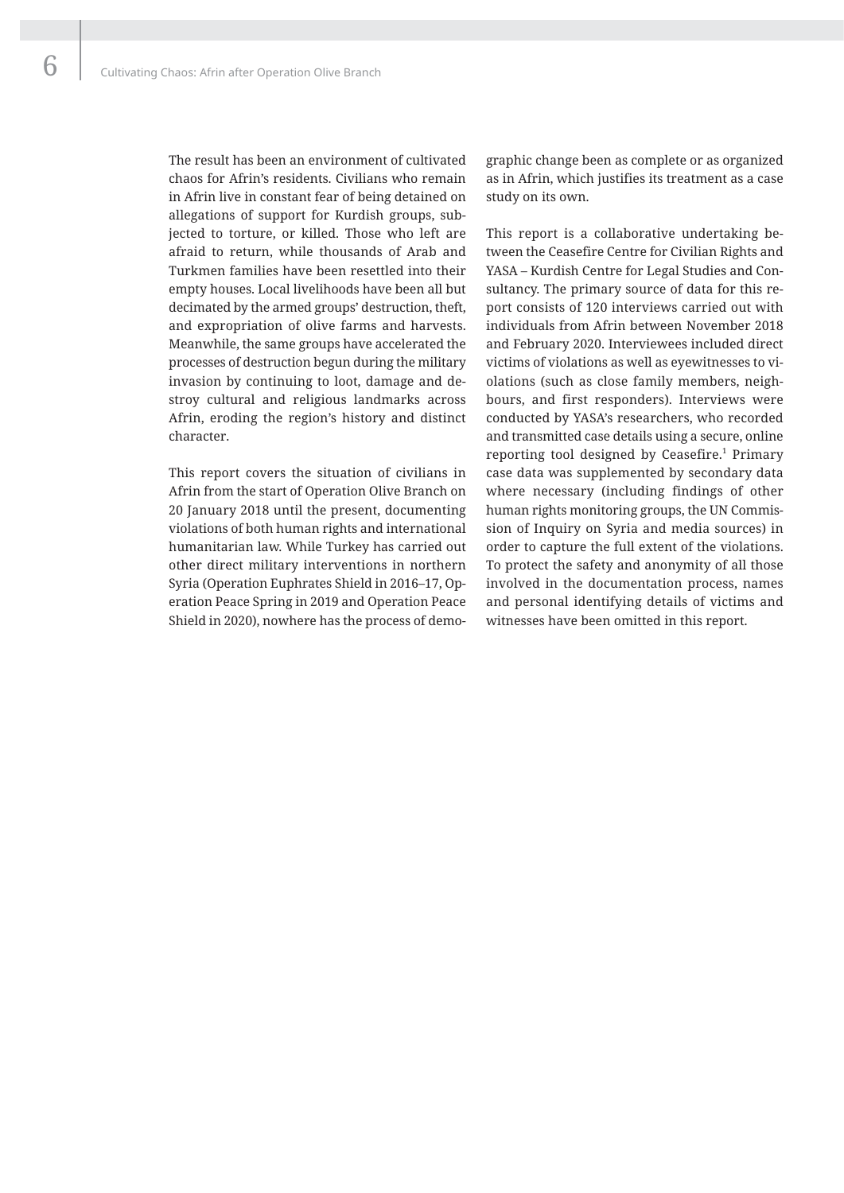The result has been an environment of cultivated chaos for Afrin's residents. Civilians who remain in Afrin live in constant fear of being detained on allegations of support for Kurdish groups, subjected to torture, or killed. Those who left are afraid to return, while thousands of Arab and Turkmen families have been resettled into their empty houses. Local livelihoods have been all but decimated by the armed groups' destruction, theft, and expropriation of olive farms and harvests. Meanwhile, the same groups have accelerated the processes of destruction begun during the military invasion by continuing to loot, damage and destroy cultural and religious landmarks across Afrin, eroding the region's history and distinct character.

This report covers the situation of civilians in Afrin from the start of Operation Olive Branch on 20 January 2018 until the present, documenting violations of both human rights and international humanitarian law. While Turkey has carried out other direct military interventions in northern Syria (Operation Euphrates Shield in 2016–17, Operation Peace Spring in 2019 and Operation Peace Shield in 2020), nowhere has the process of demographic change been as complete or as organized as in Afrin, which justifies its treatment as a case study on its own.

This report is a collaborative undertaking between the Ceasefire Centre for Civilian Rights and YASA – Kurdish Centre for Legal Studies and Consultancy. The primary source of data for this report consists of 120 interviews carried out with individuals from Afrin between November 2018 and February 2020. Interviewees included direct victims of violations as well as eyewitnesses to violations (such as close family members, neighbours, and first responders). Interviews were conducted by YASA's researchers, who recorded and transmitted case details using a secure, online reporting tool designed by Ceasefire.[1] Primary case data was supplemented by secondary data where necessary (including findings of other human rights monitoring groups, the UN Commission of Inquiry on Syria and media sources) in order to capture the full extent of the violations. To protect the safety and anonymity of all those involved in the documentation process, names and personal identifying details of victims and witnesses have been omitted in this report.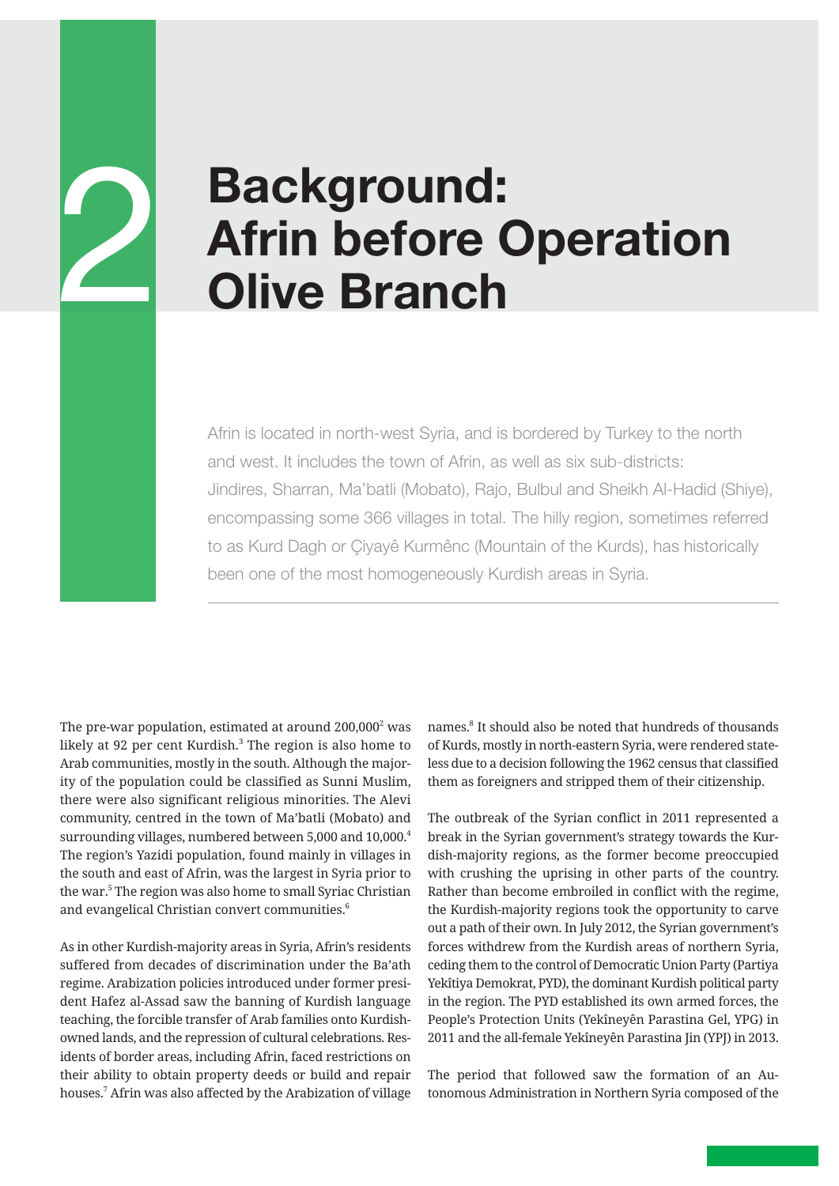# 2 Background: Afrin before Operation Olive Branch

Afrin is located in north-west Syria, and is bordered by Turkey to the north and west. It includes the town of Afrin, as well as six sub-districts: Jindires, Sharran, Ma'batli (Mobato), Rajo, Bulbul and Sheikh Al-Hadid (Shiye), encompassing some 366 villages in total. The hilly region, sometimes referred to as Kurd Dagh or Çiyayê Kurmênc (Mountain of the Kurds), has historically been one of the most homogeneously Kurdish areas in Syria.

The pre-war population, estimated at around 200,000[2] was likely at 92 per cent Kurdish.[3] The region is also home to Arab communities, mostly in the south. Although the majority of the population could be classified as Sunni Muslim, there were also significant religious minorities. The Alevi community, centred in the town of Ma'batli (Mobato) and surrounding villages, numbered between 5,000 and 10,000.[4] The region's Yazidi population, found mainly in villages in the south and east of Afrin, was the largest in Syria prior to the war.[5] The region was also home to small Syriac Christian and evangelical Christian convert communities.[6]

As in other Kurdish-majority areas in Syria, Afrin's residents suffered from decades of discrimination under the Ba'ath regime. Arabization policies introduced under former president Hafez al-Assad saw the banning of Kurdish language teaching, the forcible transfer of Arab families onto Kurdish-owned lands, and the repression of cultural celebrations. Residents of border areas, including Afrin, faced restrictions on their ability to obtain property deeds or build and repair houses.[7] Afrin was also affected by the Arabization of village names.[8] It should also be noted that hundreds of thousands of Kurds, mostly in north-eastern Syria, were rendered stateless due to a decision following the 1962 census that classified them as foreigners and stripped them of their citizenship.

The outbreak of the Syrian conflict in 2011 represented a break in the Syrian government's strategy towards the Kurdish-majority regions, as the former become preoccupied with crushing the uprising in other parts of the country. Rather than become embroiled in conflict with the regime, the Kurdish-majority regions took the opportunity to carve out a path of their own. In July 2012, the Syrian government's forces withdrew from the Kurdish areas of northern Syria, ceding them to the control of Democratic Union Party (Partiya Yekîtiya Demokrat, PYD), the dominant Kurdish political party in the region. The PYD established its own armed forces, the People's Protection Units (Yekîneyên Parastina Gel, YPG) in 2011 and the all-female Yekîneyên Parastina Jin (YPJ) in 2013.

The period that followed saw the formation of an Autonomous Administration in Northern Syria composed of the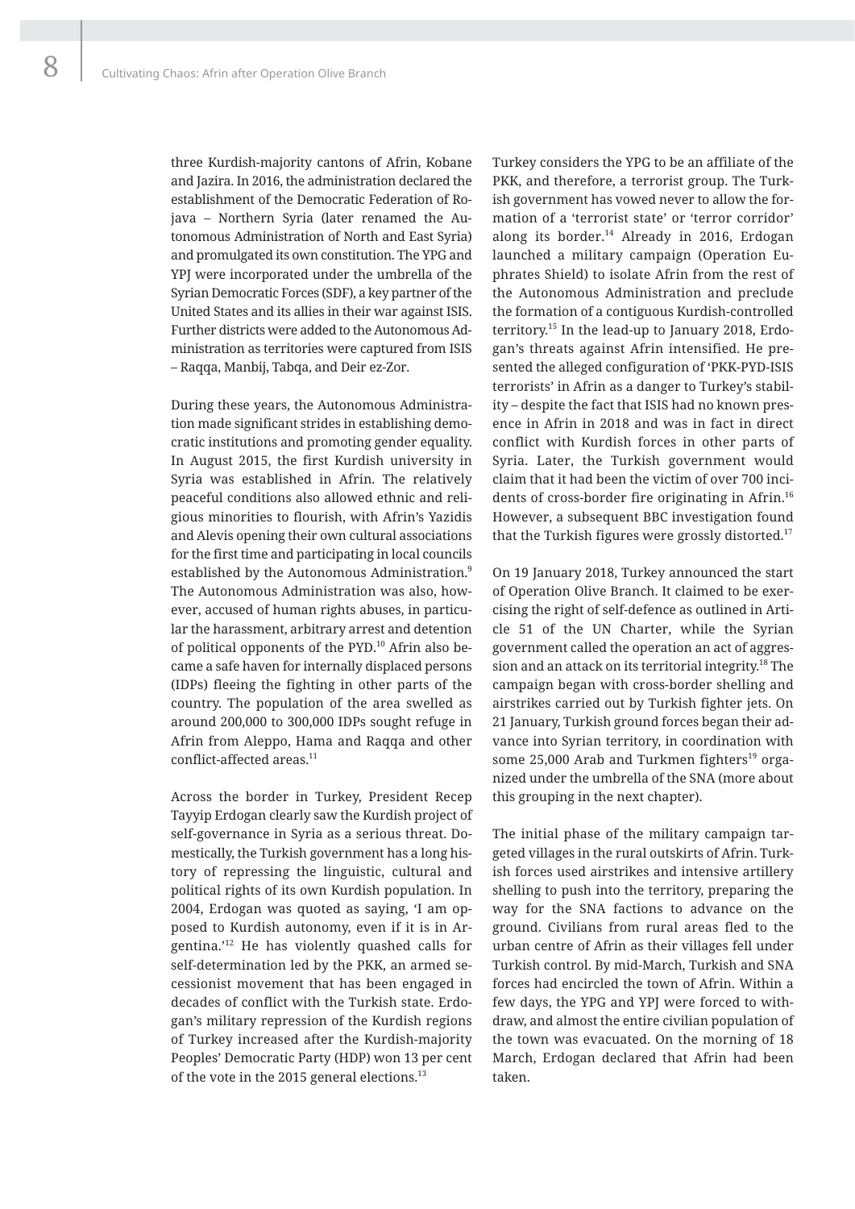three Kurdish-majority cantons of Afrin, Kobane and Jazira. In 2016, the administration declared the establishment of the Democratic Federation of Rojava – Northern Syria (later renamed the Autonomous Administration of North and East Syria) and promulgated its own constitution. The YPG and YPJ were incorporated under the umbrella of the Syrian Democratic Forces (SDF), a key partner of the United States and its allies in their war against ISIS. Further districts were added to the Autonomous Administration as territories were captured from ISIS – Raqqa, Manbij, Tabqa, and Deir ez-Zor.

During these years, the Autonomous Administration made significant strides in establishing democratic institutions and promoting gender equality. In August 2015, the first Kurdish university in Syria was established in Afrin. The relatively peaceful conditions also allowed ethnic and religious minorities to flourish, with Afrin's Yazidis and Alevis opening their own cultural associations for the first time and participating in local councils established by the Autonomous Administration.[9] The Autonomous Administration was also, however, accused of human rights abuses, in particular the harassment, arbitrary arrest and detention of political opponents of the PYD.[10] Afrin also became a safe haven for internally displaced persons (IDPs) fleeing the fighting in other parts of the country. The population of the area swelled as around 200,000 to 300,000 IDPs sought refuge in Afrin from Aleppo, Hama and Raqqa and other conflict-affected areas.[11]

Across the border in Turkey, President Recep Tayyip Erdogan clearly saw the Kurdish project of self-governance in Syria as a serious threat. Domestically, the Turkish government has a long history of repressing the linguistic, cultural and political rights of its own Kurdish population. In 2004, Erdogan was quoted as saying, 'I am opposed to Kurdish autonomy, even if it is in Argentina.'[12] He has violently quashed calls for self-determination led by the PKK, an armed secessionist movement that has been engaged in decades of conflict with the Turkish state. Erdogan's military repression of the Kurdish regions of Turkey increased after the Kurdish-majority Peoples' Democratic Party (HDP) won 13 per cent of the vote in the 2015 general elections.[13]

Turkey considers the YPG to be an affiliate of the PKK, and therefore, a terrorist group. The Turkish government has vowed never to allow the formation of a 'terrorist state' or 'terror corridor' along its border.[14] Already in 2016, Erdogan launched a military campaign (Operation Euphrates Shield) to isolate Afrin from the rest of the Autonomous Administration and preclude the formation of a contiguous Kurdish-controlled territory.[15] In the lead-up to January 2018, Erdogan's threats against Afrin intensified. He presented the alleged configuration of 'PKK-PYD-ISIS terrorists' in Afrin as a danger to Turkey's stability – despite the fact that ISIS had no known presence in Afrin in 2018 and was in fact in direct conflict with Kurdish forces in other parts of Syria. Later, the Turkish government would claim that it had been the victim of over 700 incidents of cross-border fire originating in Afrin.[16] However, a subsequent BBC investigation found that the Turkish figures were grossly distorted.[17]

On 19 January 2018, Turkey announced the start of Operation Olive Branch. It claimed to be exercising the right of self-defence as outlined in Article 51 of the UN Charter, while the Syrian government called the operation an act of aggression and an attack on its territorial integrity.[18] The campaign began with cross-border shelling and airstrikes carried out by Turkish fighter jets. On 21 January, Turkish ground forces began their advance into Syrian territory, in coordination with some 25,000 Arab and Turkmen fighters[19] organized under the umbrella of the SNA (more about this grouping in the next chapter).

The initial phase of the military campaign targeted villages in the rural outskirts of Afrin. Turkish forces used airstrikes and intensive artillery shelling to push into the territory, preparing the way for the SNA factions to advance on the ground. Civilians from rural areas fled to the urban centre of Afrin as their villages fell under Turkish control. By mid-March, Turkish and SNA forces had encircled the town of Afrin. Within a few days, the YPG and YPJ were forced to withdraw, and almost the entire civilian population of the town was evacuated. On the morning of 18 March, Erdogan declared that Afrin had been taken.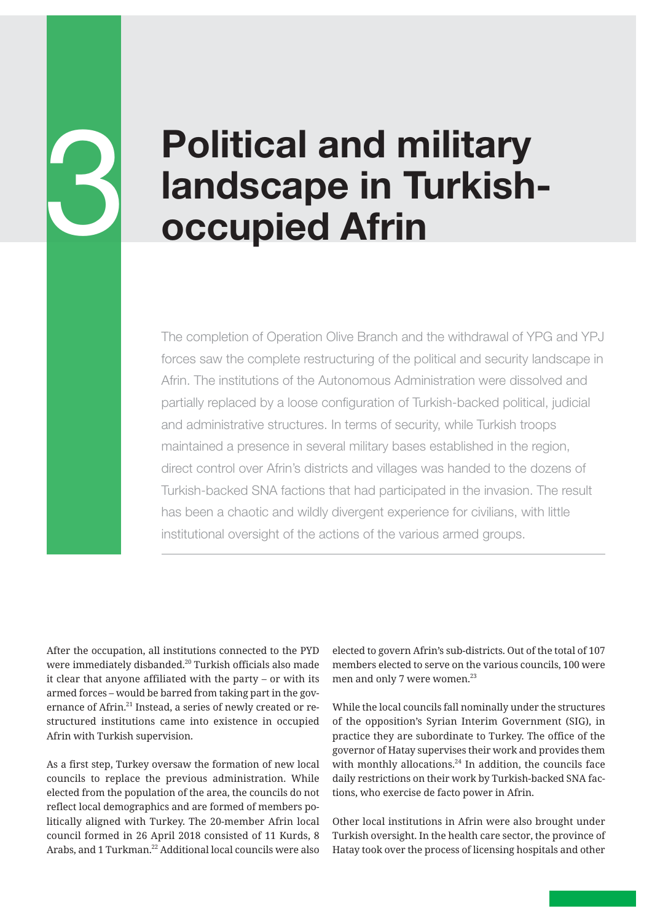# 3 Political and military landscape in Turkish-occupied Afrin

The completion of Operation Olive Branch and the withdrawal of YPG and YPJ forces saw the complete restructuring of the political and security landscape in Afrin. The institutions of the Autonomous Administration were dissolved and partially replaced by a loose configuration of Turkish-backed political, judicial and administrative structures. In terms of security, while Turkish troops maintained a presence in several military bases established in the region, direct control over Afrin's districts and villages was handed to the dozens of Turkish-backed SNA factions that had participated in the invasion. The result has been a chaotic and wildly divergent experience for civilians, with little institutional oversight of the actions of the various armed groups.

After the occupation, all institutions connected to the PYD were immediately disbanded.[20] Turkish officials also made it clear that anyone affiliated with the party – or with its armed forces – would be barred from taking part in the governance of Afrin.[21] Instead, a series of newly created or restructured institutions came into existence in occupied Afrin with Turkish supervision.

As a first step, Turkey oversaw the formation of new local councils to replace the previous administration. While elected from the population of the area, the councils do not reflect local demographics and are formed of members politically aligned with Turkey. The 20-member Afrin local council formed in 26 April 2018 consisted of 11 Kurds, 8 Arabs, and 1 Turkman.[22] Additional local councils were also elected to govern Afrin's sub-districts. Out of the total of 107 members elected to serve on the various councils, 100 were men and only 7 were women.[23]

While the local councils fall nominally under the structures of the opposition's Syrian Interim Government (SIG), in practice they are subordinate to Turkey. The office of the governor of Hatay supervises their work and provides them with monthly allocations.[24] In addition, the councils face daily restrictions on their work by Turkish-backed SNA factions, who exercise de facto power in Afrin.

Other local institutions in Afrin were also brought under Turkish oversight. In the health care sector, the province of Hatay took over the process of licensing hospitals and other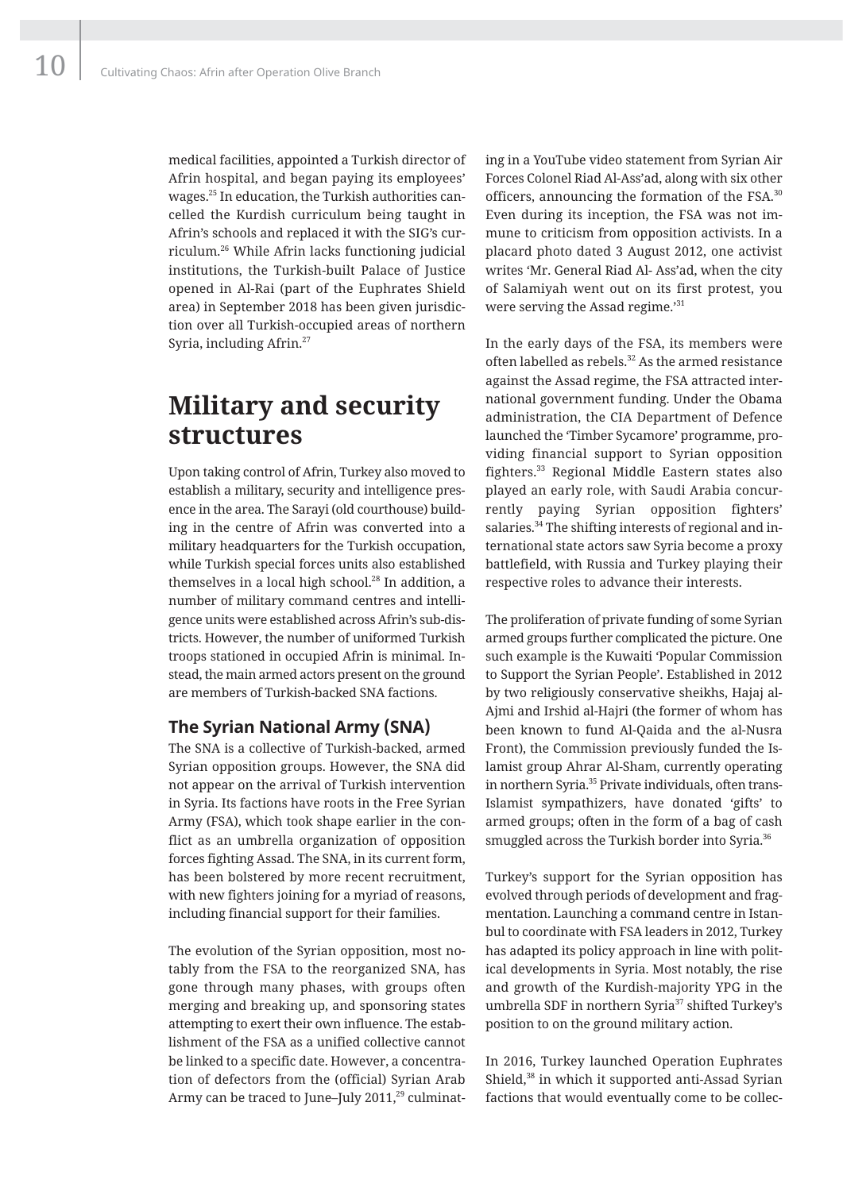medical facilities, appointed a Turkish director of Afrin hospital, and began paying its employees' wages.[25] In education, the Turkish authorities cancelled the Kurdish curriculum being taught in Afrin's schools and replaced it with the SIG's curriculum.[26] While Afrin lacks functioning judicial institutions, the Turkish-built Palace of Justice opened in Al-Rai (part of the Euphrates Shield area) in September 2018 has been given jurisdiction over all Turkish-occupied areas of northern Syria, including Afrin.[27]

# Military and security structures

Upon taking control of Afrin, Turkey also moved to establish a military, security and intelligence presence in the area. The Sarayi (old courthouse) building in the centre of Afrin was converted into a military headquarters for the Turkish occupation, while Turkish special forces units also established themselves in a local high school.[28] In addition, a number of military command centres and intelligence units were established across Afrin's sub-districts. However, the number of uniformed Turkish troops stationed in occupied Afrin is minimal. Instead, the main armed actors present on the ground are members of Turkish-backed SNA factions.

## The Syrian National Army (SNA)

The SNA is a collective of Turkish-backed, armed Syrian opposition groups. However, the SNA did not appear on the arrival of Turkish intervention in Syria. Its factions have roots in the Free Syrian Army (FSA), which took shape earlier in the conflict as an umbrella organization of opposition forces fighting Assad. The SNA, in its current form, has been bolstered by more recent recruitment, with new fighters joining for a myriad of reasons, including financial support for their families.

The evolution of the Syrian opposition, most notably from the FSA to the reorganized SNA, has gone through many phases, with groups often merging and breaking up, and sponsoring states attempting to exert their own influence. The establishment of the FSA as a unified collective cannot be linked to a specific date. However, a concentration of defectors from the (official) Syrian Arab Army can be traced to June–July 2011,[29] culminating in a YouTube video statement from Syrian Air Forces Colonel Riad Al-Ass'ad, along with six other officers, announcing the formation of the FSA.[30] Even during its inception, the FSA was not immune to criticism from opposition activists. In a placard photo dated 3 August 2012, one activist writes 'Mr. General Riad Al- Ass'ad, when the city of Salamiyah went out on its first protest, you were serving the Assad regime.'[31]

In the early days of the FSA, its members were often labelled as rebels.[32] As the armed resistance against the Assad regime, the FSA attracted international government funding. Under the Obama administration, the CIA Department of Defence launched the 'Timber Sycamore' programme, providing financial support to Syrian opposition fighters.[33] Regional Middle Eastern states also played an early role, with Saudi Arabia concurrently paying Syrian opposition fighters' salaries.[34] The shifting interests of regional and international state actors saw Syria become a proxy battlefield, with Russia and Turkey playing their respective roles to advance their interests.

The proliferation of private funding of some Syrian armed groups further complicated the picture. One such example is the Kuwaiti 'Popular Commission to Support the Syrian People'. Established in 2012 by two religiously conservative sheikhs, Hajaj al-Ajmi and Irshid al-Hajri (the former of whom has been known to fund Al-Qaida and the al-Nusra Front), the Commission previously funded the Islamist group Ahrar Al-Sham, currently operating in northern Syria.[35] Private individuals, often trans-Islamist sympathizers, have donated 'gifts' to armed groups; often in the form of a bag of cash smuggled across the Turkish border into Syria.[36]

Turkey's support for the Syrian opposition has evolved through periods of development and fragmentation. Launching a command centre in Istanbul to coordinate with FSA leaders in 2012, Turkey has adapted its policy approach in line with political developments in Syria. Most notably, the rise and growth of the Kurdish-majority YPG in the umbrella SDF in northern Syria[37] shifted Turkey's position to on the ground military action.

In 2016, Turkey launched Operation Euphrates Shield,[38] in which it supported anti-Assad Syrian factions that would eventually come to be collec-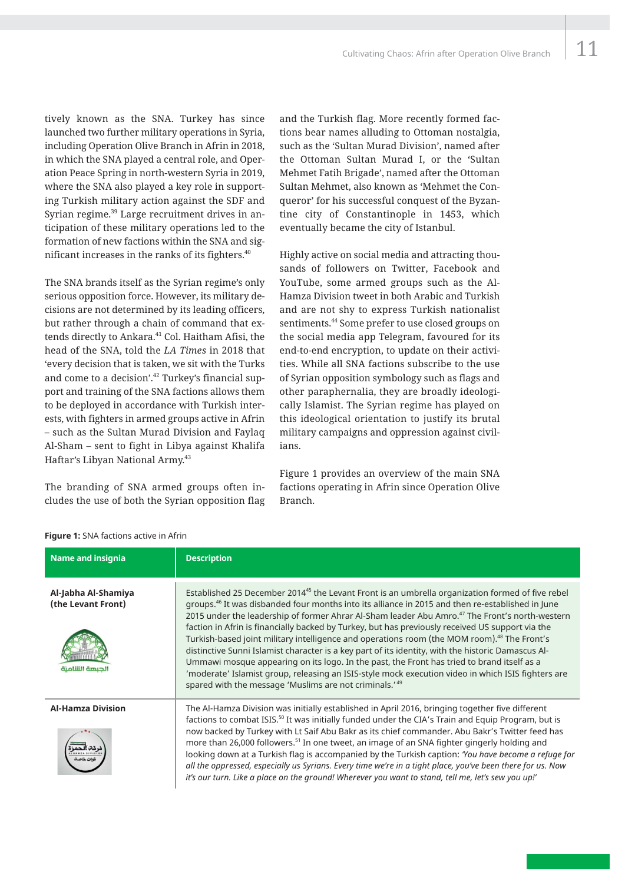tively known as the SNA. Turkey has since launched two further military operations in Syria, including Operation Olive Branch in Afrin in 2018, in which the SNA played a central role, and Operation Peace Spring in north-western Syria in 2019, where the SNA also played a key role in supporting Turkish military action against the SDF and Syrian regime.[39] Large recruitment drives in anticipation of these military operations led to the formation of new factions within the SNA and significant increases in the ranks of its fighters.[40]

The SNA brands itself as the Syrian regime's only serious opposition force. However, its military decisions are not determined by its leading officers, but rather through a chain of command that extends directly to Ankara.[41] Col. Haitham Afisi, the head of the SNA, told the *LA Times* in 2018 that 'every decision that is taken, we sit with the Turks and come to a decision'.[42] Turkey's financial support and training of the SNA factions allows them to be deployed in accordance with Turkish interests, with fighters in armed groups active in Afrin – such as the Sultan Murad Division and Faylaq Al-Sham – sent to fight in Libya against Khalifa Haftar's Libyan National Army.[43]

The branding of SNA armed groups often includes the use of both the Syrian opposition flag and the Turkish flag. More recently formed factions bear names alluding to Ottoman nostalgia, such as the 'Sultan Murad Division', named after the Ottoman Sultan Murad I, or the 'Sultan Mehmet Fatih Brigade', named after the Ottoman Sultan Mehmet, also known as 'Mehmet the Conqueror' for his successful conquest of the Byzantine city of Constantinople in 1453, which eventually became the city of Istanbul.

Highly active on social media and attracting thousands of followers on Twitter, Facebook and YouTube, some armed groups such as the Al-Hamza Division tweet in both Arabic and Turkish and are not shy to express Turkish nationalist sentiments.[44] Some prefer to use closed groups on the social media app Telegram, favoured for its end-to-end encryption, to update on their activities. While all SNA factions subscribe to the use of Syrian opposition symbology such as flags and other paraphernalia, they are broadly ideologically Islamist. The Syrian regime has played on this ideological orientation to justify its brutal military campaigns and oppression against civilians.

Figure 1 provides an overview of the main SNA factions operating in Afrin since Operation Olive Branch.

**Figure 1:** SNA factions active in Afrin

| Name and insignia | Description |
| --- | --- |
| **Al-Jabha Al-Shamiya (the Levant Front)** الجبهة الشامية | Established 25 December 2014[45] the Levant Front is an umbrella organization formed of five rebel groups.[46] It was disbanded four months into its alliance in 2015 and then re-established in June 2015 under the leadership of former Ahrar Al-Sham leader Abu Amro.[47] The Front's north-western faction in Afrin is financially backed by Turkey, but has previously received US support via the Turkish-based joint military intelligence and operations room (the MOM room).[48] The Front's distinctive Sunni Islamist character is a key part of its identity, with the historic Damascus Al-Ummawi mosque appearing on its logo. In the past, the Front has tried to brand itself as a 'moderate' Islamist group, releasing an ISIS-style mock execution video in which ISIS fighters are spared with the message 'Muslims are not criminals.'[49] |
| **Al-Hamza Division** فرقة الحمزة | The Al-Hamza Division was initially established in April 2016, bringing together five different factions to combat ISIS.[50] It was initially funded under the CIA's Train and Equip Program, but is now backed by Turkey with Lt Saif Abu Bakr as its chief commander. Abu Bakr's Twitter feed has more than 26,000 followers.[51] In one tweet, an image of an SNA fighter gingerly holding and looking down at a Turkish flag is accompanied by the Turkish caption: *'You have become a refuge for all the oppressed, especially us Syrians. Every time we're in a tight place, you've been there for us. Now it's our turn. Like a place on the ground! Wherever you want to stand, tell me, let's sew you up!'* |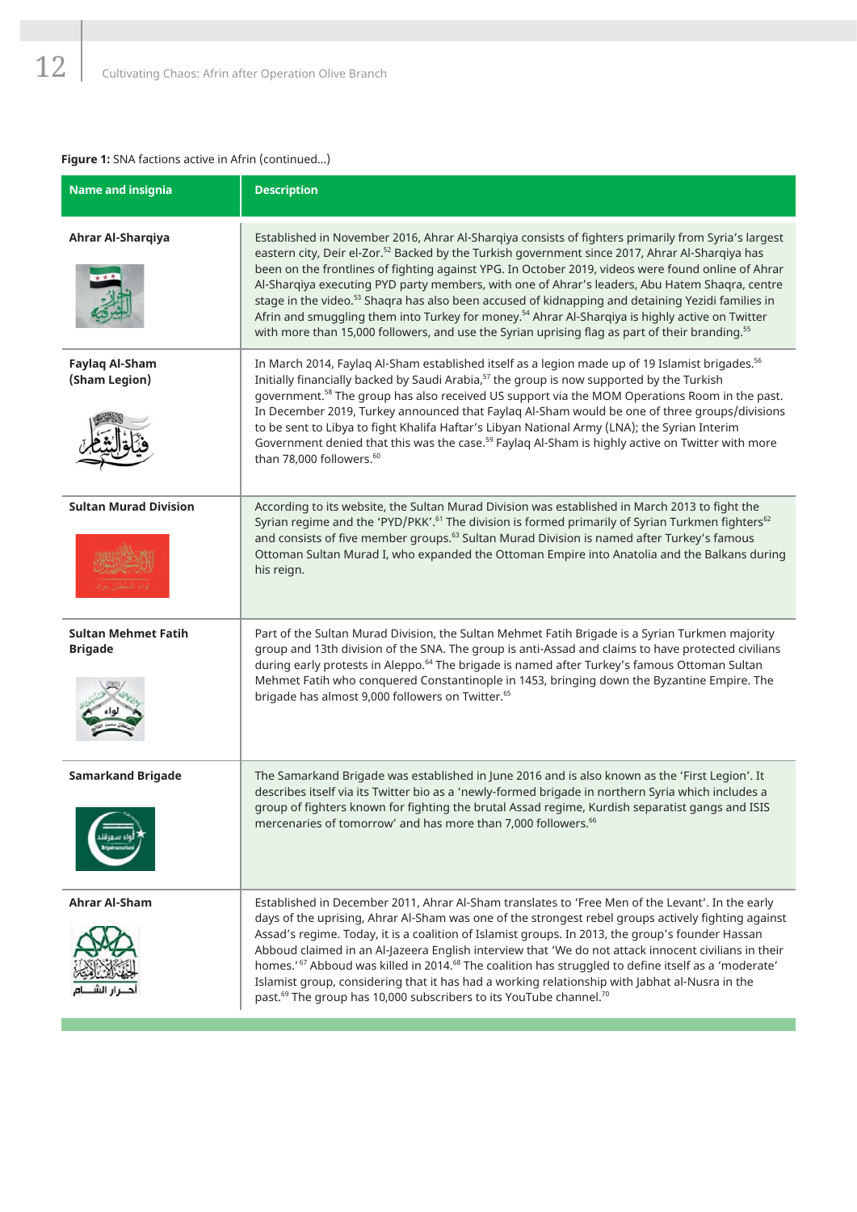**Figure 1:** SNA factions active in Afrin (continued...)

| Name and insignia | Description |
|---|---|
| **Ahrar Al-Sharqiya** | Established in November 2016, Ahrar Al-Sharqiya consists of fighters primarily from Syria's largest eastern city, Deir el-Zor.[52] Backed by the Turkish government since 2017, Ahrar Al-Sharqiya has been on the frontlines of fighting against YPG. In October 2019, videos were found online of Ahrar Al-Sharqiya executing PYD party members, with one of Ahrar's leaders, Abu Hatem Shaqra, centre stage in the video.[53] Shaqra has also been accused of kidnapping and detaining Yezidi families in Afrin and smuggling them into Turkey for money.[54] Ahrar Al-Sharqiya is highly active on Twitter with more than 15,000 followers, and use the Syrian uprising flag as part of their branding.[55] |
| **Faylaq Al-Sham (Sham Legion)** | In March 2014, Faylaq Al-Sham established itself as a legion made up of 19 Islamist brigades.[56] Initially financially backed by Saudi Arabia,[57] the group is now supported by the Turkish government.[58] The group has also received US support via the MOM Operations Room in the past. In December 2019, Turkey announced that Faylaq Al-Sham would be one of three groups/divisions to be sent to Libya to fight Khalifa Haftar's Libyan National Army (LNA); the Syrian Interim Government denied that this was the case.[59] Faylaq Al-Sham is highly active on Twitter with more than 78,000 followers.[60] |
| **Sultan Murad Division** | According to its website, the Sultan Murad Division was established in March 2013 to fight the Syrian regime and the 'PYD/PKK'.[61] The division is formed primarily of Syrian Turkmen fighters[62] and consists of five member groups.[63] Sultan Murad Division is named after Turkey's famous Ottoman Sultan Murad I, who expanded the Ottoman Empire into Anatolia and the Balkans during his reign. |
| **Sultan Mehmet Fatih Brigade** | Part of the Sultan Murad Division, the Sultan Mehmet Fatih Brigade is a Syrian Turkmen majority group and 13th division of the SNA. The group is anti-Assad and claims to have protected civilians during early protests in Aleppo.[64] The brigade is named after Turkey's famous Ottoman Sultan Mehmet Fatih who conquered Constantinople in 1453, bringing down the Byzantine Empire. The brigade has almost 9,000 followers on Twitter.[65] |
| **Samarkand Brigade** | The Samarkand Brigade was established in June 2016 and is also known as the 'First Legion'. It describes itself via its Twitter bio as a 'newly-formed brigade in northern Syria which includes a group of fighters known for fighting the brutal Assad regime, Kurdish separatist gangs and ISIS mercenaries of tomorrow' and has more than 7,000 followers.[66] |
| **Ahrar Al-Sham** | Established in December 2011, Ahrar Al-Sham translates to 'Free Men of the Levant'. In the early days of the uprising, Ahrar Al-Sham was one of the strongest rebel groups actively fighting against Assad's regime. Today, it is a coalition of Islamist groups. In 2013, the group's founder Hassan Abboud claimed in an Al-Jazeera English interview that 'We do not attack innocent civilians in their homes.'[67] Abboud was killed in 2014.[68] The coalition has struggled to define itself as a 'moderate' Islamist group, considering that it has had a working relationship with Jabhat al-Nusra in the past.[69] The group has 10,000 subscribers to its YouTube channel.[70] |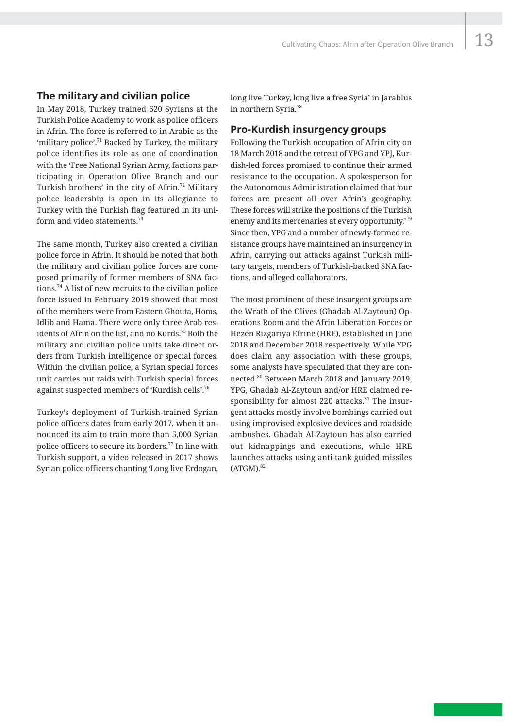## The military and civilian police

In May 2018, Turkey trained 620 Syrians at the Turkish Police Academy to work as police officers in Afrin. The force is referred to in Arabic as the 'military police'.[71] Backed by Turkey, the military police identifies its role as one of coordination with the 'Free National Syrian Army, factions participating in Operation Olive Branch and our Turkish brothers' in the city of Afrin.[72] Military police leadership is open in its allegiance to Turkey with the Turkish flag featured in its uniform and video statements.[73]

The same month, Turkey also created a civilian police force in Afrin. It should be noted that both the military and civilian police forces are composed primarily of former members of SNA factions.[74] A list of new recruits to the civilian police force issued in February 2019 showed that most of the members were from Eastern Ghouta, Homs, Idlib and Hama. There were only three Arab residents of Afrin on the list, and no Kurds.[75] Both the military and civilian police units take direct orders from Turkish intelligence or special forces. Within the civilian police, a Syrian special forces unit carries out raids with Turkish special forces against suspected members of 'Kurdish cells'.[76]

Turkey's deployment of Turkish-trained Syrian police officers dates from early 2017, when it announced its aim to train more than 5,000 Syrian police officers to secure its borders.[77] In line with Turkish support, a video released in 2017 shows Syrian police officers chanting 'Long live Erdogan, long live Turkey, long live a free Syria' in Jarablus in northern Syria.[78]

## Pro-Kurdish insurgency groups

Following the Turkish occupation of Afrin city on 18 March 2018 and the retreat of YPG and YPJ, Kurdish-led forces promised to continue their armed resistance to the occupation. A spokesperson for the Autonomous Administration claimed that 'our forces are present all over Afrin's geography. These forces will strike the positions of the Turkish enemy and its mercenaries at every opportunity.'[79] Since then, YPG and a number of newly-formed resistance groups have maintained an insurgency in Afrin, carrying out attacks against Turkish military targets, members of Turkish-backed SNA factions, and alleged collaborators.

The most prominent of these insurgent groups are the Wrath of the Olives (Ghadab Al-Zaytoun) Operations Room and the Afrin Liberation Forces or Hezen Rizgariya Efrine (HRE), established in June 2018 and December 2018 respectively. While YPG does claim any association with these groups, some analysts have speculated that they are connected.[80] Between March 2018 and January 2019, YPG, Ghadab Al-Zaytoun and/or HRE claimed responsibility for almost 220 attacks.[81] The insurgent attacks mostly involve bombings carried out using improvised explosive devices and roadside ambushes. Ghadab Al-Zaytoun has also carried out kidnappings and executions, while HRE launches attacks using anti-tank guided missiles (ATGM).[82]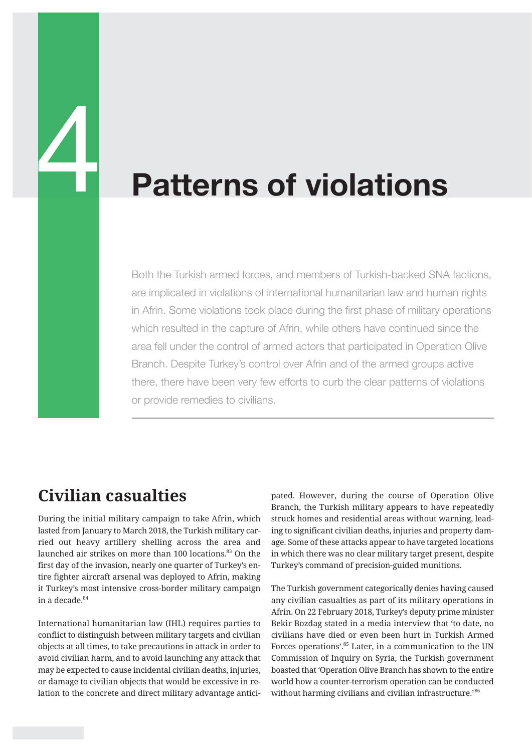# 4 Patterns of violations

Both the Turkish armed forces, and members of Turkish-backed SNA factions, are implicated in violations of international humanitarian law and human rights in Afrin. Some violations took place during the first phase of military operations which resulted in the capture of Afrin, while others have continued since the area fell under the control of armed actors that participated in Operation Olive Branch. Despite Turkey's control over Afrin and of the armed groups active there, there have been very few efforts to curb the clear patterns of violations or provide remedies to civilians.

## Civilian casualties

During the initial military campaign to take Afrin, which lasted from January to March 2018, the Turkish military carried out heavy artillery shelling across the area and launched air strikes on more than 100 locations.[83] On the first day of the invasion, nearly one quarter of Turkey's entire fighter aircraft arsenal was deployed to Afrin, making it Turkey's most intensive cross-border military campaign in a decade.[84]

International humanitarian law (IHL) requires parties to conflict to distinguish between military targets and civilian objects at all times, to take precautions in attack in order to avoid civilian harm, and to avoid launching any attack that may be expected to cause incidental civilian deaths, injuries, or damage to civilian objects that would be excessive in relation to the concrete and direct military advantage anticipated. However, during the course of Operation Olive Branch, the Turkish military appears to have repeatedly struck homes and residential areas without warning, leading to significant civilian deaths, injuries and property damage. Some of these attacks appear to have targeted locations in which there was no clear military target present, despite Turkey's command of precision-guided munitions.

The Turkish government categorically denies having caused any civilian casualties as part of its military operations in Afrin. On 22 February 2018, Turkey's deputy prime minister Bekir Bozdag stated in a media interview that 'to date, no civilians have died or even been hurt in Turkish Armed Forces operations'.[85] Later, in a communication to the UN Commission of Inquiry on Syria, the Turkish government boasted that 'Operation Olive Branch has shown to the entire world how a counter-terrorism operation can be conducted without harming civilians and civilian infrastructure.'[86]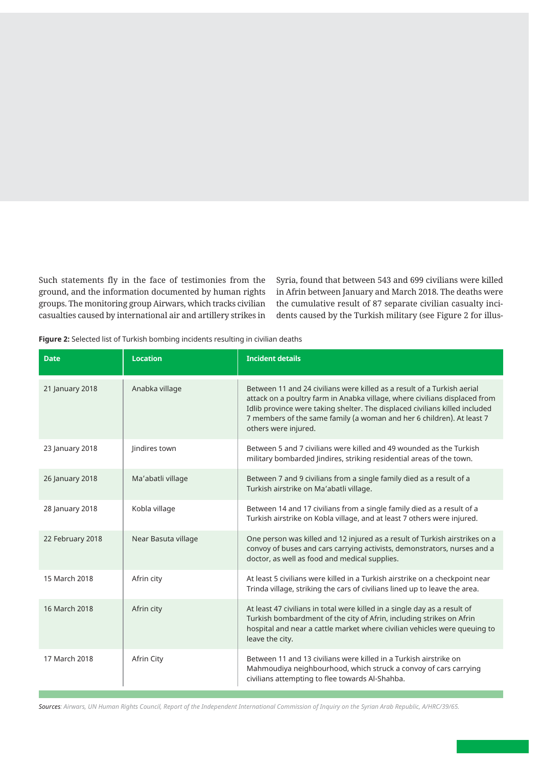Such statements fly in the face of testimonies from the ground, and the information documented by human rights groups. The monitoring group Airwars, which tracks civilian casualties caused by international air and artillery strikes in Syria, found that between 543 and 699 civilians were killed in Afrin between January and March 2018. The deaths were the cumulative result of 87 separate civilian casualty incidents caused by the Turkish military (see Figure 2 for illus-

**Figure 2:** Selected list of Turkish bombing incidents resulting in civilian deaths

| Date | Location | Incident details |
|---|---|---|
| 21 January 2018 | Anabka village | Between 11 and 24 civilians were killed as a result of a Turkish aerial attack on a poultry farm in Anabka village, where civilians displaced from Idlib province were taking shelter. The displaced civilians killed included 7 members of the same family (a woman and her 6 children). At least 7 others were injured. |
| 23 January 2018 | Jindires town | Between 5 and 7 civilians were killed and 49 wounded as the Turkish military bombarded Jindires, striking residential areas of the town. |
| 26 January 2018 | Ma'abatli village | Between 7 and 9 civilians from a single family died as a result of a Turkish airstrike on Ma'abatli village. |
| 28 January 2018 | Kobla village | Between 14 and 17 civilians from a single family died as a result of a Turkish airstrike on Kobla village, and at least 7 others were injured. |
| 22 February 2018 | Near Basuta village | One person was killed and 12 injured as a result of Turkish airstrikes on a convoy of buses and cars carrying activists, demonstrators, nurses and a doctor, as well as food and medical supplies. |
| 15 March 2018 | Afrin city | At least 5 civilians were killed in a Turkish airstrike on a checkpoint near Trinda village, striking the cars of civilians lined up to leave the area. |
| 16 March 2018 | Afrin city | At least 47 civilians in total were killed in a single day as a result of Turkish bombardment of the city of Afrin, including strikes on Afrin hospital and near a cattle market where civilian vehicles were queuing to leave the city. |
| 17 March 2018 | Afrin City | Between 11 and 13 civilians were killed in a Turkish airstrike on Mahmoudiya neighbourhood, which struck a convoy of cars carrying civilians attempting to flee towards Al-Shahba. |

*Sources: Airwars, UN Human Rights Council, Report of the Independent International Commission of Inquiry on the Syrian Arab Republic, A/HRC/39/65.*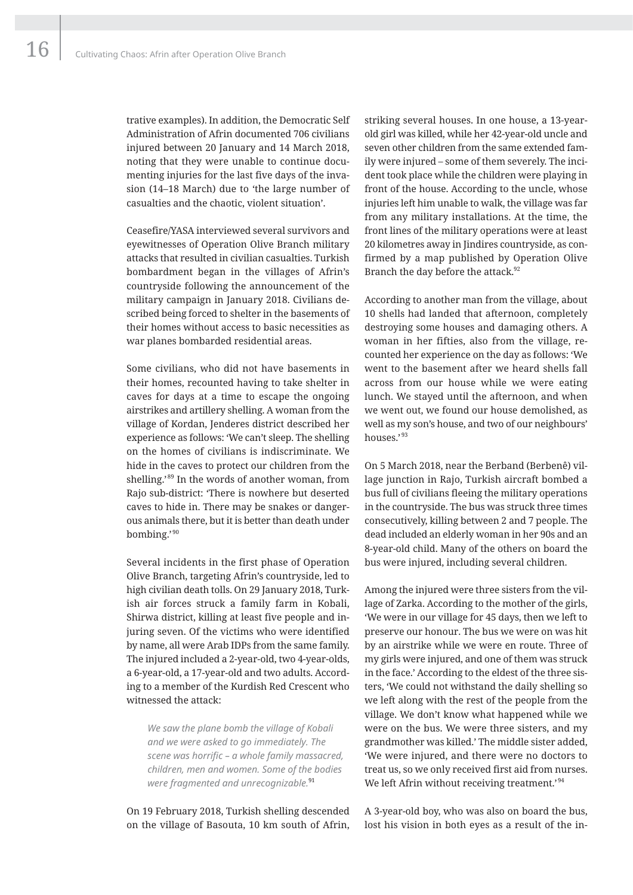trative examples). In addition, the Democratic Self Administration of Afrin documented 706 civilians injured between 20 January and 14 March 2018, noting that they were unable to continue documenting injuries for the last five days of the invasion (14–18 March) due to 'the large number of casualties and the chaotic, violent situation'.

Ceasefire/YASA interviewed several survivors and eyewitnesses of Operation Olive Branch military attacks that resulted in civilian casualties. Turkish bombardment began in the villages of Afrin's countryside following the announcement of the military campaign in January 2018. Civilians described being forced to shelter in the basements of their homes without access to basic necessities as war planes bombarded residential areas.

Some civilians, who did not have basements in their homes, recounted having to take shelter in caves for days at a time to escape the ongoing airstrikes and artillery shelling. A woman from the village of Kordan, Jenderes district described her experience as follows: 'We can't sleep. The shelling on the homes of civilians is indiscriminate. We hide in the caves to protect our children from the shelling.'[89] In the words of another woman, from Rajo sub-district: 'There is nowhere but deserted caves to hide in. There may be snakes or dangerous animals there, but it is better than death under bombing.'[90]

Several incidents in the first phase of Operation Olive Branch, targeting Afrin's countryside, led to high civilian death tolls. On 29 January 2018, Turkish air forces struck a family farm in Kobali, Shirwa district, killing at least five people and injuring seven. Of the victims who were identified by name, all were Arab IDPs from the same family. The injured included a 2-year-old, two 4-year-olds, a 6-year-old, a 17-year-old and two adults. According to a member of the Kurdish Red Crescent who witnessed the attack:

> *We saw the plane bomb the village of Kobali and we were asked to go immediately. The scene was horrific – a whole family massacred, children, men and women. Some of the bodies were fragmented and unrecognizable.*[91]

On 19 February 2018, Turkish shelling descended on the village of Basouta, 10 km south of Afrin, striking several houses. In one house, a 13-year-old girl was killed, while her 42-year-old uncle and seven other children from the same extended family were injured – some of them severely. The incident took place while the children were playing in front of the house. According to the uncle, whose injuries left him unable to walk, the village was far from any military installations. At the time, the front lines of the military operations were at least 20 kilometres away in Jindires countryside, as confirmed by a map published by Operation Olive Branch the day before the attack.[92]

According to another man from the village, about 10 shells had landed that afternoon, completely destroying some houses and damaging others. A woman in her fifties, also from the village, recounted her experience on the day as follows: 'We went to the basement after we heard shells fall across from our house while we were eating lunch. We stayed until the afternoon, and when we went out, we found our house demolished, as well as my son's house, and two of our neighbours' houses.'[93]

On 5 March 2018, near the Berband (Berbenê) village junction in Rajo, Turkish aircraft bombed a bus full of civilians fleeing the military operations in the countryside. The bus was struck three times consecutively, killing between 2 and 7 people. The dead included an elderly woman in her 90s and an 8-year-old child. Many of the others on board the bus were injured, including several children.

Among the injured were three sisters from the village of Zarka. According to the mother of the girls, 'We were in our village for 45 days, then we left to preserve our honour. The bus we were on was hit by an airstrike while we were en route. Three of my girls were injured, and one of them was struck in the face.' According to the eldest of the three sisters, 'We could not withstand the daily shelling so we left along with the rest of the people from the village. We don't know what happened while we were on the bus. We were three sisters, and my grandmother was killed.' The middle sister added, 'We were injured, and there were no doctors to treat us, so we only received first aid from nurses. We left Afrin without receiving treatment.'[94]

A 3-year-old boy, who was also on board the bus, lost his vision in both eyes as a result of the in-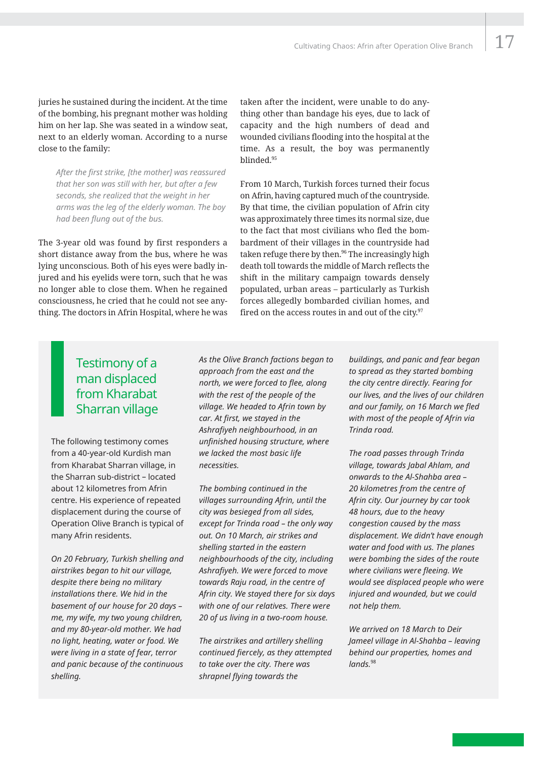juries he sustained during the incident. At the time of the bombing, his pregnant mother was holding him on her lap. She was seated in a window seat, next to an elderly woman. According to a nurse close to the family:

> *After the first strike, [the mother] was reassured that her son was still with her, but after a few seconds, she realized that the weight in her arms was the leg of the elderly woman. The boy had been flung out of the bus.*

The 3-year old was found by first responders a short distance away from the bus, where he was lying unconscious. Both of his eyes were badly injured and his eyelids were torn, such that he was no longer able to close them. When he regained consciousness, he cried that he could not see anything. The doctors in Afrin Hospital, where he was taken after the incident, were unable to do anything other than bandage his eyes, due to lack of capacity and the high numbers of dead and wounded civilians flooding into the hospital at the time. As a result, the boy was permanently blinded.[95]

From 10 March, Turkish forces turned their focus on Afrin, having captured much of the countryside. By that time, the civilian population of Afrin city was approximately three times its normal size, due to the fact that most civilians who fled the bombardment of their villages in the countryside had taken refuge there by then.[96] The increasingly high death toll towards the middle of March reflects the shift in the military campaign towards densely populated, urban areas – particularly as Turkish forces allegedly bombarded civilian homes, and fired on the access routes in and out of the city.[97]

## Testimony of a man displaced from Kharabat Sharran village

The following testimony comes from a 40-year-old Kurdish man from Kharabat Sharran village, in the Sharran sub-district – located about 12 kilometres from Afrin centre. His experience of repeated displacement during the course of Operation Olive Branch is typical of many Afrin residents.

*On 20 February, Turkish shelling and airstrikes began to hit our village, despite there being no military installations there. We hid in the basement of our house for 20 days – me, my wife, my two young children, and my 80-year-old mother. We had no light, heating, water or food. We were living in a state of fear, terror and panic because of the continuous shelling.*

*As the Olive Branch factions began to approach from the east and the north, we were forced to flee, along with the rest of the people of the village. We headed to Afrin town by car. At first, we stayed in the Ashrafiyeh neighbourhood, in an unfinished housing structure, where we lacked the most basic life necessities.*

*The bombing continued in the villages surrounding Afrin, until the city was besieged from all sides, except for Trinda road – the only way out. On 10 March, air strikes and shelling started in the eastern neighbourhoods of the city, including Ashrafiyeh. We were forced to move towards Raju road, in the centre of Afrin city. We stayed there for six days with one of our relatives. There were 20 of us living in a two-room house.*

*The airstrikes and artillery shelling continued fiercely, as they attempted to take over the city. There was shrapnel flying towards the buildings, and panic and fear began to spread as they started bombing the city centre directly. Fearing for our lives, and the lives of our children and our family, on 16 March we fled with most of the people of Afrin via Trinda road.*

*The road passes through Trinda village, towards Jabal Ahlam, and onwards to the Al-Shahba area – 20 kilometres from the centre of Afrin city. Our journey by car took 48 hours, due to the heavy congestion caused by the mass displacement. We didn't have enough water and food with us. The planes were bombing the sides of the route where civilians were fleeing. We would see displaced people who were injured and wounded, but we could not help them.*

*We arrived on 18 March to Deir Jameel village in Al-Shahba – leaving behind our properties, homes and lands.*[98]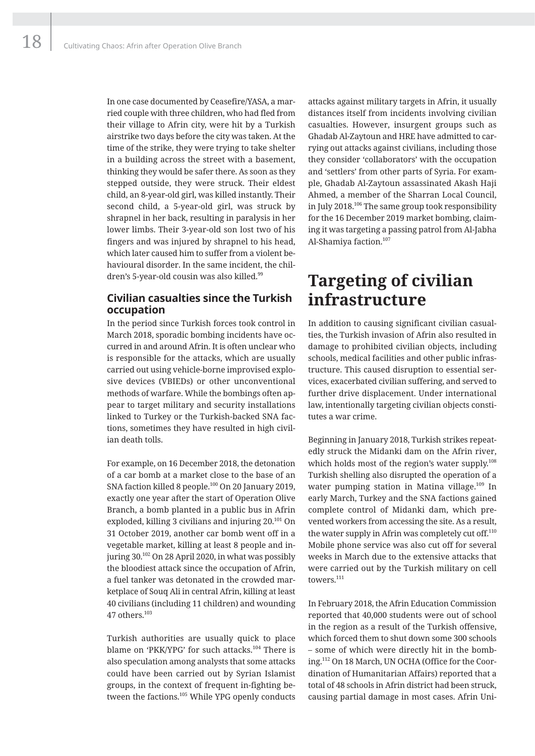In one case documented by Ceasefire/YASA, a married couple with three children, who had fled from their village to Afrin city, were hit by a Turkish airstrike two days before the city was taken. At the time of the strike, they were trying to take shelter in a building across the street with a basement, thinking they would be safer there. As soon as they stepped outside, they were struck. Their eldest child, an 8-year-old girl, was killed instantly. Their second child, a 5-year-old girl, was struck by shrapnel in her back, resulting in paralysis in her lower limbs. Their 3-year-old son lost two of his fingers and was injured by shrapnel to his head, which later caused him to suffer from a violent behavioural disorder. In the same incident, the children's 5-year-old cousin was also killed.[99]

### Civilian casualties since the Turkish occupation

In the period since Turkish forces took control in March 2018, sporadic bombing incidents have occurred in and around Afrin. It is often unclear who is responsible for the attacks, which are usually carried out using vehicle-borne improvised explosive devices (VBIEDs) or other unconventional methods of warfare. While the bombings often appear to target military and security installations linked to Turkey or the Turkish-backed SNA factions, sometimes they have resulted in high civilian death tolls.

For example, on 16 December 2018, the detonation of a car bomb at a market close to the base of an SNA faction killed 8 people.[100] On 20 January 2019, exactly one year after the start of Operation Olive Branch, a bomb planted in a public bus in Afrin exploded, killing 3 civilians and injuring 20.[101] On 31 October 2019, another car bomb went off in a vegetable market, killing at least 8 people and injuring 30.[102] On 28 April 2020, in what was possibly the bloodiest attack since the occupation of Afrin, a fuel tanker was detonated in the crowded marketplace of Souq Ali in central Afrin, killing at least 40 civilians (including 11 children) and wounding 47 others.[103]

Turkish authorities are usually quick to place blame on 'PKK/YPG' for such attacks.[104] There is also speculation among analysts that some attacks could have been carried out by Syrian Islamist groups, in the context of frequent in-fighting between the factions.[105] While YPG openly conducts attacks against military targets in Afrin, it usually distances itself from incidents involving civilian casualties. However, insurgent groups such as Ghadab Al-Zaytoun and HRE have admitted to carrying out attacks against civilians, including those they consider 'collaborators' with the occupation and 'settlers' from other parts of Syria. For example, Ghadab Al-Zaytoun assassinated Akash Haji Ahmed, a member of the Sharran Local Council, in July 2018.[106] The same group took responsibility for the 16 December 2019 market bombing, claiming it was targeting a passing patrol from Al-Jabha Al-Shamiya faction.[107]

## Targeting of civilian infrastructure

In addition to causing significant civilian casualties, the Turkish invasion of Afrin also resulted in damage to prohibited civilian objects, including schools, medical facilities and other public infrastructure. This caused disruption to essential services, exacerbated civilian suffering, and served to further drive displacement. Under international law, intentionally targeting civilian objects constitutes a war crime.

Beginning in January 2018, Turkish strikes repeatedly struck the Midanki dam on the Afrin river, which holds most of the region's water supply.[108] Turkish shelling also disrupted the operation of a water pumping station in Matina village.[109] In early March, Turkey and the SNA factions gained complete control of Midanki dam, which prevented workers from accessing the site. As a result, the water supply in Afrin was completely cut off.[110] Mobile phone service was also cut off for several weeks in March due to the extensive attacks that were carried out by the Turkish military on cell towers.[111]

In February 2018, the Afrin Education Commission reported that 40,000 students were out of school in the region as a result of the Turkish offensive, which forced them to shut down some 300 schools – some of which were directly hit in the bombing.[112] On 18 March, UN OCHA (Office for the Coordination of Humanitarian Affairs) reported that a total of 48 schools in Afrin district had been struck, causing partial damage in most cases. Afrin Uni-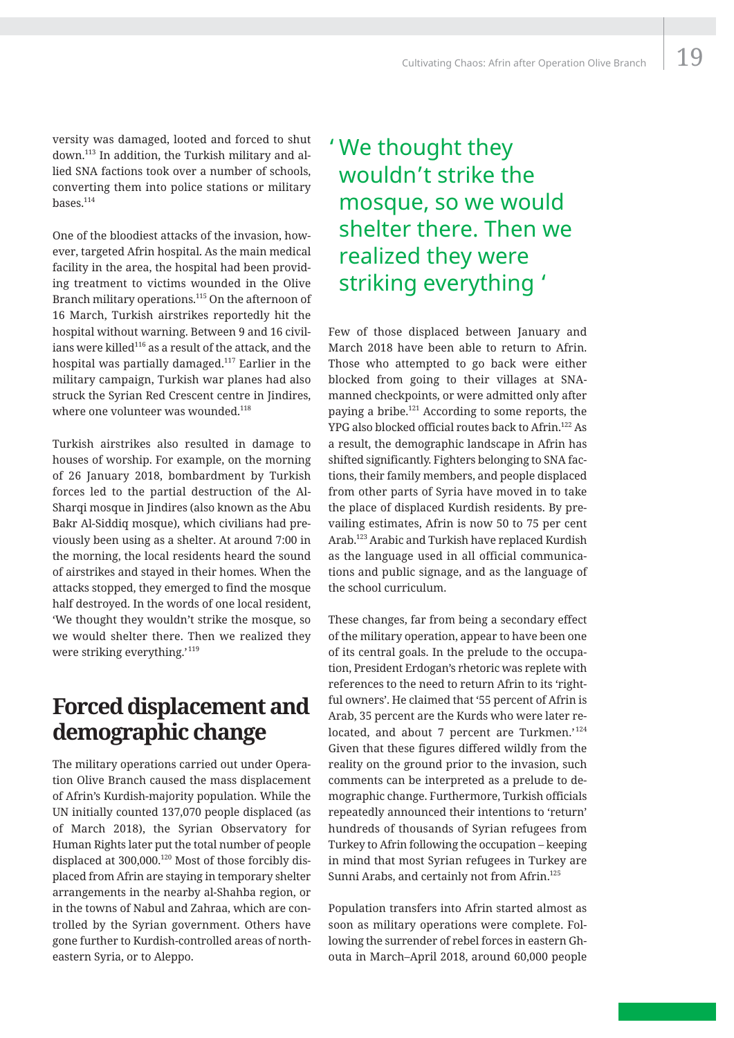versity was damaged, looted and forced to shut down.[113] In addition, the Turkish military and allied SNA factions took over a number of schools, converting them into police stations or military bases.[114]

One of the bloodiest attacks of the invasion, however, targeted Afrin hospital. As the main medical facility in the area, the hospital had been providing treatment to victims wounded in the Olive Branch military operations.[115] On the afternoon of 16 March, Turkish airstrikes reportedly hit the hospital without warning. Between 9 and 16 civilians were killed[116] as a result of the attack, and the hospital was partially damaged.[117] Earlier in the military campaign, Turkish war planes had also struck the Syrian Red Crescent centre in Jindires, where one volunteer was wounded.[118]

Turkish airstrikes also resulted in damage to houses of worship. For example, on the morning of 26 January 2018, bombardment by Turkish forces led to the partial destruction of the Al-Sharqi mosque in Jindires (also known as the Abu Bakr Al-Siddiq mosque), which civilians had previously been using as a shelter. At around 7:00 in the morning, the local residents heard the sound of airstrikes and stayed in their homes. When the attacks stopped, they emerged to find the mosque half destroyed. In the words of one local resident, 'We thought they wouldn't strike the mosque, so we would shelter there. Then we realized they were striking everything.'[119]

## Forced displacement and demographic change

The military operations carried out under Operation Olive Branch caused the mass displacement of Afrin's Kurdish-majority population. While the UN initially counted 137,070 people displaced (as of March 2018), the Syrian Observatory for Human Rights later put the total number of people displaced at 300,000.[120] Most of those forcibly displaced from Afrin are staying in temporary shelter arrangements in the nearby al-Shahba region, or in the towns of Nabul and Zahraa, which are controlled by the Syrian government. Others have gone further to Kurdish-controlled areas of north-eastern Syria, or to Aleppo.

> 'We thought they wouldn't strike the mosque, so we would shelter there. Then we realized they were striking everything'

Few of those displaced between January and March 2018 have been able to return to Afrin. Those who attempted to go back were either blocked from going to their villages at SNA-manned checkpoints, or were admitted only after paying a bribe.[121] According to some reports, the YPG also blocked official routes back to Afrin.[122] As a result, the demographic landscape in Afrin has shifted significantly. Fighters belonging to SNA factions, their family members, and people displaced from other parts of Syria have moved in to take the place of displaced Kurdish residents. By prevailing estimates, Afrin is now 50 to 75 per cent Arab.[123] Arabic and Turkish have replaced Kurdish as the language used in all official communications and public signage, and as the language of the school curriculum.

These changes, far from being a secondary effect of the military operation, appear to have been one of its central goals. In the prelude to the occupation, President Erdogan's rhetoric was replete with references to the need to return Afrin to its 'rightful owners'. He claimed that '55 percent of Afrin is Arab, 35 percent are the Kurds who were later relocated, and about 7 percent are Turkmen.'[124] Given that these figures differed wildly from the reality on the ground prior to the invasion, such comments can be interpreted as a prelude to demographic change. Furthermore, Turkish officials repeatedly announced their intentions to 'return' hundreds of thousands of Syrian refugees from Turkey to Afrin following the occupation – keeping in mind that most Syrian refugees in Turkey are Sunni Arabs, and certainly not from Afrin.[125]

Population transfers into Afrin started almost as soon as military operations were complete. Following the surrender of rebel forces in eastern Ghouta in March–April 2018, around 60,000 people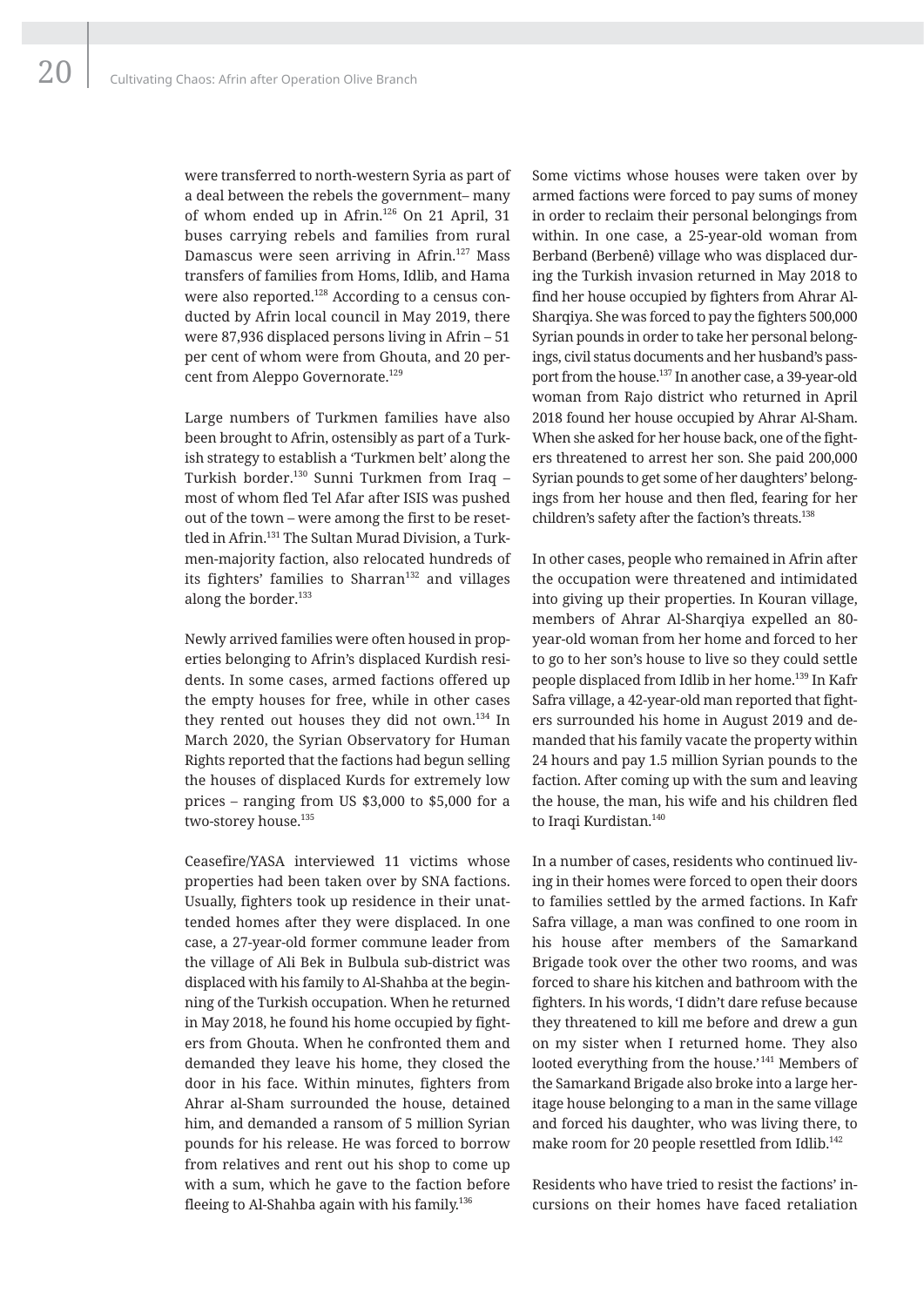were transferred to north-western Syria as part of a deal between the rebels the government– many of whom ended up in Afrin.[126] On 21 April, 31 buses carrying rebels and families from rural Damascus were seen arriving in Afrin.[127] Mass transfers of families from Homs, Idlib, and Hama were also reported.[128] According to a census conducted by Afrin local council in May 2019, there were 87,936 displaced persons living in Afrin – 51 per cent of whom were from Ghouta, and 20 per cent from Aleppo Governorate.[129]

Large numbers of Turkmen families have also been brought to Afrin, ostensibly as part of a Turkish strategy to establish a 'Turkmen belt' along the Turkish border.[130] Sunni Turkmen from Iraq – most of whom fled Tel Afar after ISIS was pushed out of the town – were among the first to be resettled in Afrin.[131] The Sultan Murad Division, a Turkmen-majority faction, also relocated hundreds of its fighters' families to Sharran[132] and villages along the border.[133]

Newly arrived families were often housed in properties belonging to Afrin's displaced Kurdish residents. In some cases, armed factions offered up the empty houses for free, while in other cases they rented out houses they did not own.[134] In March 2020, the Syrian Observatory for Human Rights reported that the factions had begun selling the houses of displaced Kurds for extremely low prices – ranging from US $3,000 to $5,000 for a two-storey house.[135]

Ceasefire/YASA interviewed 11 victims whose properties had been taken over by SNA factions. Usually, fighters took up residence in their unattended homes after they were displaced. In one case, a 27-year-old former commune leader from the village of Ali Bek in Bulbula sub-district was displaced with his family to Al-Shahba at the beginning of the Turkish occupation. When he returned in May 2018, he found his home occupied by fighters from Ghouta. When he confronted them and demanded they leave his home, they closed the door in his face. Within minutes, fighters from Ahrar al-Sham surrounded the house, detained him, and demanded a ransom of 5 million Syrian pounds for his release. He was forced to borrow from relatives and rent out his shop to come up with a sum, which he gave to the faction before fleeing to Al-Shahba again with his family.[136]

Some victims whose houses were taken over by armed factions were forced to pay sums of money in order to reclaim their personal belongings from within. In one case, a 25-year-old woman from Berband (Berbenê) village who was displaced during the Turkish invasion returned in May 2018 to find her house occupied by fighters from Ahrar Al-Sharqiya. She was forced to pay the fighters 500,000 Syrian pounds in order to take her personal belongings, civil status documents and her husband's passport from the house.[137] In another case, a 39-year-old woman from Rajo district who returned in April 2018 found her house occupied by Ahrar Al-Sham. When she asked for her house back, one of the fighters threatened to arrest her son. She paid 200,000 Syrian pounds to get some of her daughters' belongings from her house and then fled, fearing for her children's safety after the faction's threats.[138]

In other cases, people who remained in Afrin after the occupation were threatened and intimidated into giving up their properties. In Kouran village, members of Ahrar Al-Sharqiya expelled an 80-year-old woman from her home and forced to her to go to her son's house to live so they could settle people displaced from Idlib in her home.[139] In Kafr Safra village, a 42-year-old man reported that fighters surrounded his home in August 2019 and demanded that his family vacate the property within 24 hours and pay 1.5 million Syrian pounds to the faction. After coming up with the sum and leaving the house, the man, his wife and his children fled to Iraqi Kurdistan.[140]

In a number of cases, residents who continued living in their homes were forced to open their doors to families settled by the armed factions. In Kafr Safra village, a man was confined to one room in his house after members of the Samarkand Brigade took over the other two rooms, and was forced to share his kitchen and bathroom with the fighters. In his words, 'I didn't dare refuse because they threatened to kill me before and drew a gun on my sister when I returned home. They also looted everything from the house.'[141] Members of the Samarkand Brigade also broke into a large heritage house belonging to a man in the same village and forced his daughter, who was living there, to make room for 20 people resettled from Idlib.[142]

Residents who have tried to resist the factions' incursions on their homes have faced retaliation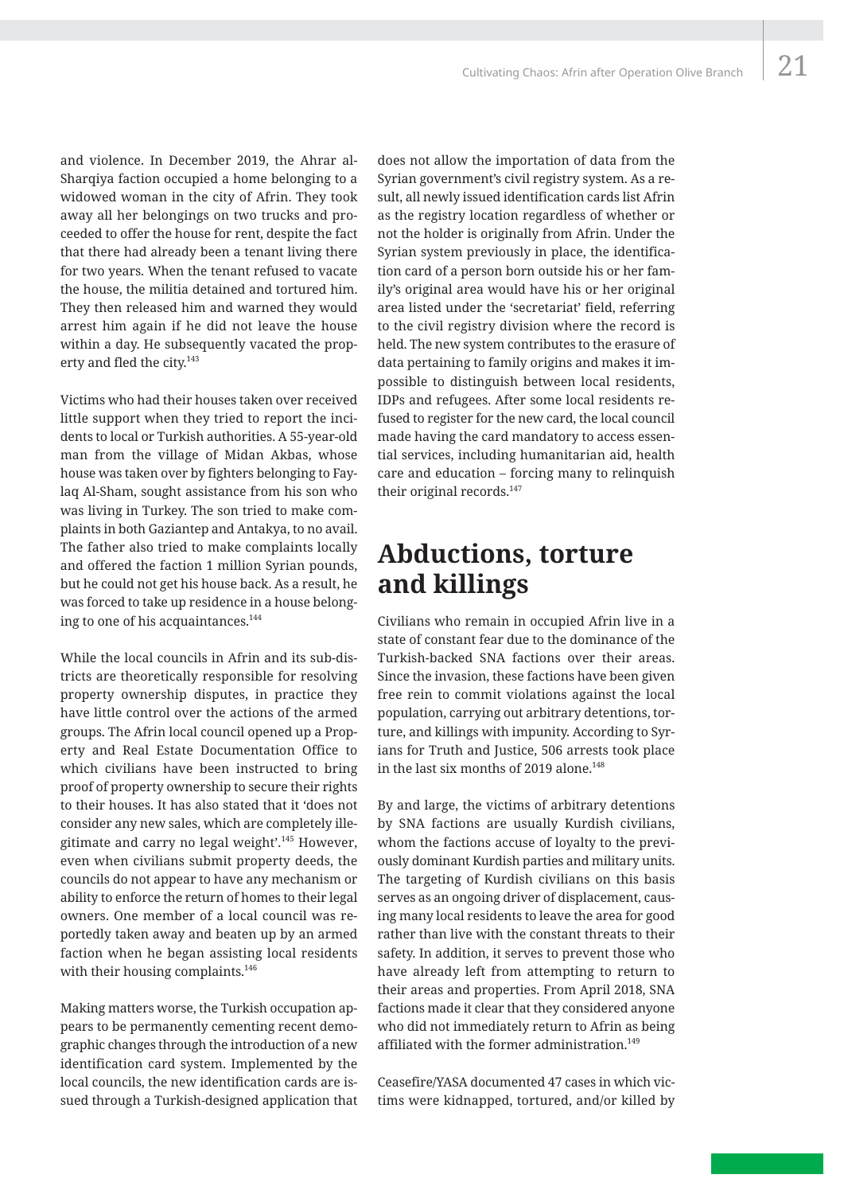and violence. In December 2019, the Ahrar al-Sharqiya faction occupied a home belonging to a widowed woman in the city of Afrin. They took away all her belongings on two trucks and proceeded to offer the house for rent, despite the fact that there had already been a tenant living there for two years. When the tenant refused to vacate the house, the militia detained and tortured him. They then released him and warned they would arrest him again if he did not leave the house within a day. He subsequently vacated the property and fled the city.[143]

Victims who had their houses taken over received little support when they tried to report the incidents to local or Turkish authorities. A 55-year-old man from the village of Midan Akbas, whose house was taken over by fighters belonging to Faylaq Al-Sham, sought assistance from his son who was living in Turkey. The son tried to make complaints in both Gaziantep and Antakya, to no avail. The father also tried to make complaints locally and offered the faction 1 million Syrian pounds, but he could not get his house back. As a result, he was forced to take up residence in a house belonging to one of his acquaintances.[144]

While the local councils in Afrin and its sub-districts are theoretically responsible for resolving property ownership disputes, in practice they have little control over the actions of the armed groups. The Afrin local council opened up a Property and Real Estate Documentation Office to which civilians have been instructed to bring proof of property ownership to secure their rights to their houses. It has also stated that it 'does not consider any new sales, which are completely illegitimate and carry no legal weight'.[145] However, even when civilians submit property deeds, the councils do not appear to have any mechanism or ability to enforce the return of homes to their legal owners. One member of a local council was reportedly taken away and beaten up by an armed faction when he began assisting local residents with their housing complaints.[146]

Making matters worse, the Turkish occupation appears to be permanently cementing recent demographic changes through the introduction of a new identification card system. Implemented by the local councils, the new identification cards are issued through a Turkish-designed application that does not allow the importation of data from the Syrian government's civil registry system. As a result, all newly issued identification cards list Afrin as the registry location regardless of whether or not the holder is originally from Afrin. Under the Syrian system previously in place, the identification card of a person born outside his or her family's original area would have his or her original area listed under the 'secretariat' field, referring to the civil registry division where the record is held. The new system contributes to the erasure of data pertaining to family origins and makes it impossible to distinguish between local residents, IDPs and refugees. After some local residents refused to register for the new card, the local council made having the card mandatory to access essential services, including humanitarian aid, health care and education – forcing many to relinquish their original records.[147]

# Abductions, torture and killings

Civilians who remain in occupied Afrin live in a state of constant fear due to the dominance of the Turkish-backed SNA factions over their areas. Since the invasion, these factions have been given free rein to commit violations against the local population, carrying out arbitrary detentions, torture, and killings with impunity. According to Syrians for Truth and Justice, 506 arrests took place in the last six months of 2019 alone.[148]

By and large, the victims of arbitrary detentions by SNA factions are usually Kurdish civilians, whom the factions accuse of loyalty to the previously dominant Kurdish parties and military units. The targeting of Kurdish civilians on this basis serves as an ongoing driver of displacement, causing many local residents to leave the area for good rather than live with the constant threats to their safety. In addition, it serves to prevent those who have already left from attempting to return to their areas and properties. From April 2018, SNA factions made it clear that they considered anyone who did not immediately return to Afrin as being affiliated with the former administration.[149]

Ceasefire/YASA documented 47 cases in which victims were kidnapped, tortured, and/or killed by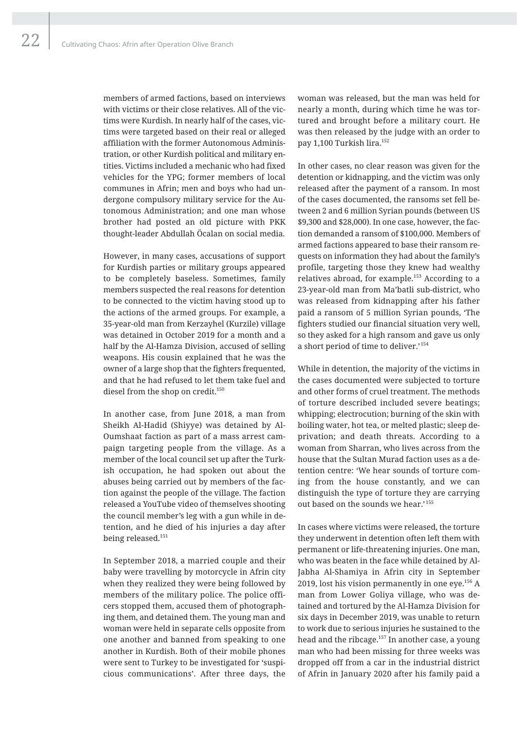members of armed factions, based on interviews with victims or their close relatives. All of the victims were Kurdish. In nearly half of the cases, victims were targeted based on their real or alleged affiliation with the former Autonomous Administration, or other Kurdish political and military entities. Victims included a mechanic who had fixed vehicles for the YPG; former members of local communes in Afrin; men and boys who had undergone compulsory military service for the Autonomous Administration; and one man whose brother had posted an old picture with PKK thought-leader Abdullah Öcalan on social media.

However, in many cases, accusations of support for Kurdish parties or military groups appeared to be completely baseless. Sometimes, family members suspected the real reasons for detention to be connected to the victim having stood up to the actions of the armed groups. For example, a 35-year-old man from Kerzayhel (Kurzile) village was detained in October 2019 for a month and a half by the Al-Hamza Division, accused of selling weapons. His cousin explained that he was the owner of a large shop that the fighters frequented, and that he had refused to let them take fuel and diesel from the shop on credit.[150]

In another case, from June 2018, a man from Sheikh Al-Hadid (Shiyye) was detained by Al-Oumshaat faction as part of a mass arrest campaign targeting people from the village. As a member of the local council set up after the Turkish occupation, he had spoken out about the abuses being carried out by members of the faction against the people of the village. The faction released a YouTube video of themselves shooting the council member's leg with a gun while in detention, and he died of his injuries a day after being released.[151]

In September 2018, a married couple and their baby were travelling by motorcycle in Afrin city when they realized they were being followed by members of the military police. The police officers stopped them, accused them of photographing them, and detained them. The young man and woman were held in separate cells opposite from one another and banned from speaking to one another in Kurdish. Both of their mobile phones were sent to Turkey to be investigated for 'suspicious communications'. After three days, the woman was released, but the man was held for nearly a month, during which time he was tortured and brought before a military court. He was then released by the judge with an order to pay 1,100 Turkish lira.[152]

In other cases, no clear reason was given for the detention or kidnapping, and the victim was only released after the payment of a ransom. In most of the cases documented, the ransoms set fell between 2 and 6 million Syrian pounds (between US $9,300 and $28,000). In one case, however, the faction demanded a ransom of $100,000. Members of armed factions appeared to base their ransom requests on information they had about the family's profile, targeting those they knew had wealthy relatives abroad, for example.[153] According to a 23-year-old man from Ma'batli sub-district, who was released from kidnapping after his father paid a ransom of 5 million Syrian pounds, 'The fighters studied our financial situation very well, so they asked for a high ransom and gave us only a short period of time to deliver.'[154]

While in detention, the majority of the victims in the cases documented were subjected to torture and other forms of cruel treatment. The methods of torture described included severe beatings; whipping; electrocution; burning of the skin with boiling water, hot tea, or melted plastic; sleep deprivation; and death threats. According to a woman from Sharran, who lives across from the house that the Sultan Murad faction uses as a detention centre: 'We hear sounds of torture coming from the house constantly, and we can distinguish the type of torture they are carrying out based on the sounds we hear.'[155]

In cases where victims were released, the torture they underwent in detention often left them with permanent or life-threatening injuries. One man, who was beaten in the face while detained by Al-Jabha Al-Shamiya in Afrin city in September 2019, lost his vision permanently in one eye.[156] A man from Lower Goliya village, who was detained and tortured by the Al-Hamza Division for six days in December 2019, was unable to return to work due to serious injuries he sustained to the head and the ribcage.[157] In another case, a young man who had been missing for three weeks was dropped off from a car in the industrial district of Afrin in January 2020 after his family paid a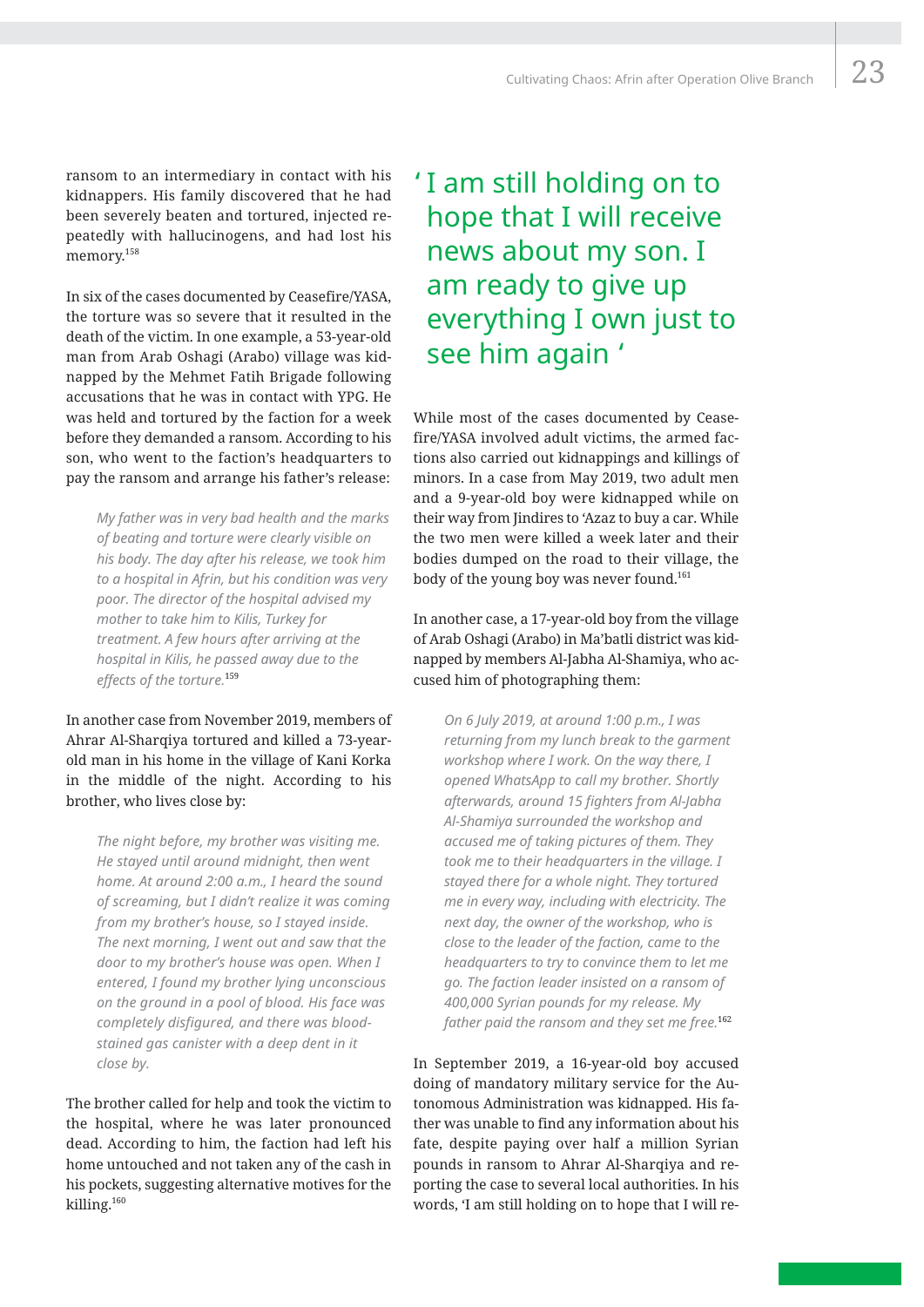ransom to an intermediary in contact with his kidnappers. His family discovered that he had been severely beaten and tortured, injected repeatedly with hallucinogens, and had lost his memory.[158]

In six of the cases documented by Ceasefire/YASA, the torture was so severe that it resulted in the death of the victim. In one example, a 53-year-old man from Arab Oshagi (Arabo) village was kidnapped by the Mehmet Fatih Brigade following accusations that he was in contact with YPG. He was held and tortured by the faction for a week before they demanded a ransom. According to his son, who went to the faction's headquarters to pay the ransom and arrange his father's release:

> *My father was in very bad health and the marks of beating and torture were clearly visible on his body. The day after his release, we took him to a hospital in Afrin, but his condition was very poor. The director of the hospital advised my mother to take him to Kilis, Turkey for treatment. A few hours after arriving at the hospital in Kilis, he passed away due to the effects of the torture.*[159]

In another case from November 2019, members of Ahrar Al-Sharqiya tortured and killed a 73-year-old man in his home in the village of Kani Korka in the middle of the night. According to his brother, who lives close by:

> *The night before, my brother was visiting me. He stayed until around midnight, then went home. At around 2:00 a.m., I heard the sound of screaming, but I didn't realize it was coming from my brother's house, so I stayed inside. The next morning, I went out and saw that the door to my brother's house was open. When I entered, I found my brother lying unconscious on the ground in a pool of blood. His face was completely disfigured, and there was blood-stained gas canister with a deep dent in it close by.*

The brother called for help and took the victim to the hospital, where he was later pronounced dead. According to him, the faction had left his home untouched and not taken any of the cash in his pockets, suggesting alternative motives for the killing.[160]

> **'I am still holding on to hope that I will receive news about my son. I am ready to give up everything I own just to see him again'**

While most of the cases documented by Ceasefire/YASA involved adult victims, the armed factions also carried out kidnappings and killings of minors. In a case from May 2019, two adult men and a 9-year-old boy were kidnapped while on their way from Jindires to 'Azaz to buy a car. While the two men were killed a week later and their bodies dumped on the road to their village, the body of the young boy was never found.[161]

In another case, a 17-year-old boy from the village of Arab Oshagi (Arabo) in Ma'batli district was kidnapped by members Al-Jabha Al-Shamiya, who accused him of photographing them:

> *On 6 July 2019, at around 1:00 p.m., I was returning from my lunch break to the garment workshop where I work. On the way there, I opened WhatsApp to call my brother. Shortly afterwards, around 15 fighters from Al-Jabha Al-Shamiya surrounded the workshop and accused me of taking pictures of them. They took me to their headquarters in the village. I stayed there for a whole night. They tortured me in every way, including with electricity. The next day, the owner of the workshop, who is close to the leader of the faction, came to the headquarters to try to convince them to let me go. The faction leader insisted on a ransom of 400,000 Syrian pounds for my release. My father paid the ransom and they set me free.*[162]

In September 2019, a 16-year-old boy accused doing of mandatory military service for the Autonomous Administration was kidnapped. His father was unable to find any information about his fate, despite paying over half a million Syrian pounds in ransom to Ahrar Al-Sharqiya and reporting the case to several local authorities. In his words, 'I am still holding on to hope that I will re-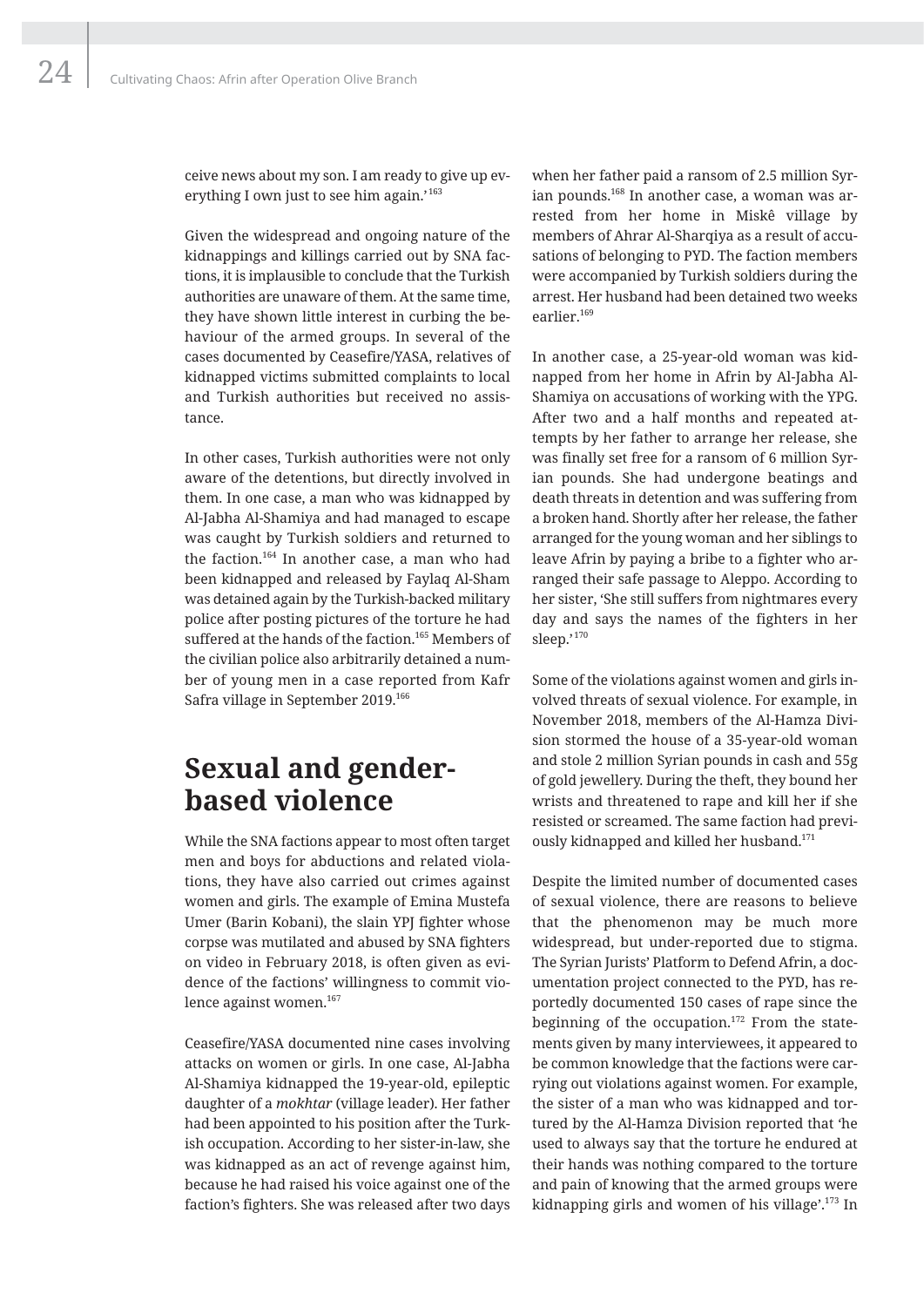ceive news about my son. I am ready to give up everything I own just to see him again.'[163]

Given the widespread and ongoing nature of the kidnappings and killings carried out by SNA factions, it is implausible to conclude that the Turkish authorities are unaware of them. At the same time, they have shown little interest in curbing the behaviour of the armed groups. In several of the cases documented by Ceasefire/YASA, relatives of kidnapped victims submitted complaints to local and Turkish authorities but received no assistance.

In other cases, Turkish authorities were not only aware of the detentions, but directly involved in them. In one case, a man who was kidnapped by Al-Jabha Al-Shamiya and had managed to escape was caught by Turkish soldiers and returned to the faction.[164] In another case, a man who had been kidnapped and released by Faylaq Al-Sham was detained again by the Turkish-backed military police after posting pictures of the torture he had suffered at the hands of the faction.[165] Members of the civilian police also arbitrarily detained a number of young men in a case reported from Kafr Safra village in September 2019.[166]

## Sexual and gender-based violence

While the SNA factions appear to most often target men and boys for abductions and related violations, they have also carried out crimes against women and girls. The example of Emina Mustefa Umer (Barin Kobani), the slain YPJ fighter whose corpse was mutilated and abused by SNA fighters on video in February 2018, is often given as evidence of the factions' willingness to commit violence against women.[167]

Ceasefire/YASA documented nine cases involving attacks on women or girls. In one case, Al-Jabha Al-Shamiya kidnapped the 19-year-old, epileptic daughter of a *mokhtar* (village leader). Her father had been appointed to his position after the Turkish occupation. According to her sister-in-law, she was kidnapped as an act of revenge against him, because he had raised his voice against one of the faction's fighters. She was released after two days when her father paid a ransom of 2.5 million Syrian pounds.[168] In another case, a woman was arrested from her home in Miskê village by members of Ahrar Al-Sharqiya as a result of accusations of belonging to PYD. The faction members were accompanied by Turkish soldiers during the arrest. Her husband had been detained two weeks earlier.[169]

In another case, a 25-year-old woman was kidnapped from her home in Afrin by Al-Jabha Al-Shamiya on accusations of working with the YPG. After two and a half months and repeated attempts by her father to arrange her release, she was finally set free for a ransom of 6 million Syrian pounds. She had undergone beatings and death threats in detention and was suffering from a broken hand. Shortly after her release, the father arranged for the young woman and her siblings to leave Afrin by paying a bribe to a fighter who arranged their safe passage to Aleppo. According to her sister, 'She still suffers from nightmares every day and says the names of the fighters in her sleep.'[170]

Some of the violations against women and girls involved threats of sexual violence. For example, in November 2018, members of the Al-Hamza Division stormed the house of a 35-year-old woman and stole 2 million Syrian pounds in cash and 55g of gold jewellery. During the theft, they bound her wrists and threatened to rape and kill her if she resisted or screamed. The same faction had previously kidnapped and killed her husband.[171]

Despite the limited number of documented cases of sexual violence, there are reasons to believe that the phenomenon may be much more widespread, but under-reported due to stigma. The Syrian Jurists' Platform to Defend Afrin, a documentation project connected to the PYD, has reportedly documented 150 cases of rape since the beginning of the occupation.[172] From the statements given by many interviewees, it appeared to be common knowledge that the factions were carrying out violations against women. For example, the sister of a man who was kidnapped and tortured by the Al-Hamza Division reported that 'he used to always say that the torture he endured at their hands was nothing compared to the torture and pain of knowing that the armed groups were kidnapping girls and women of his village'.[173] In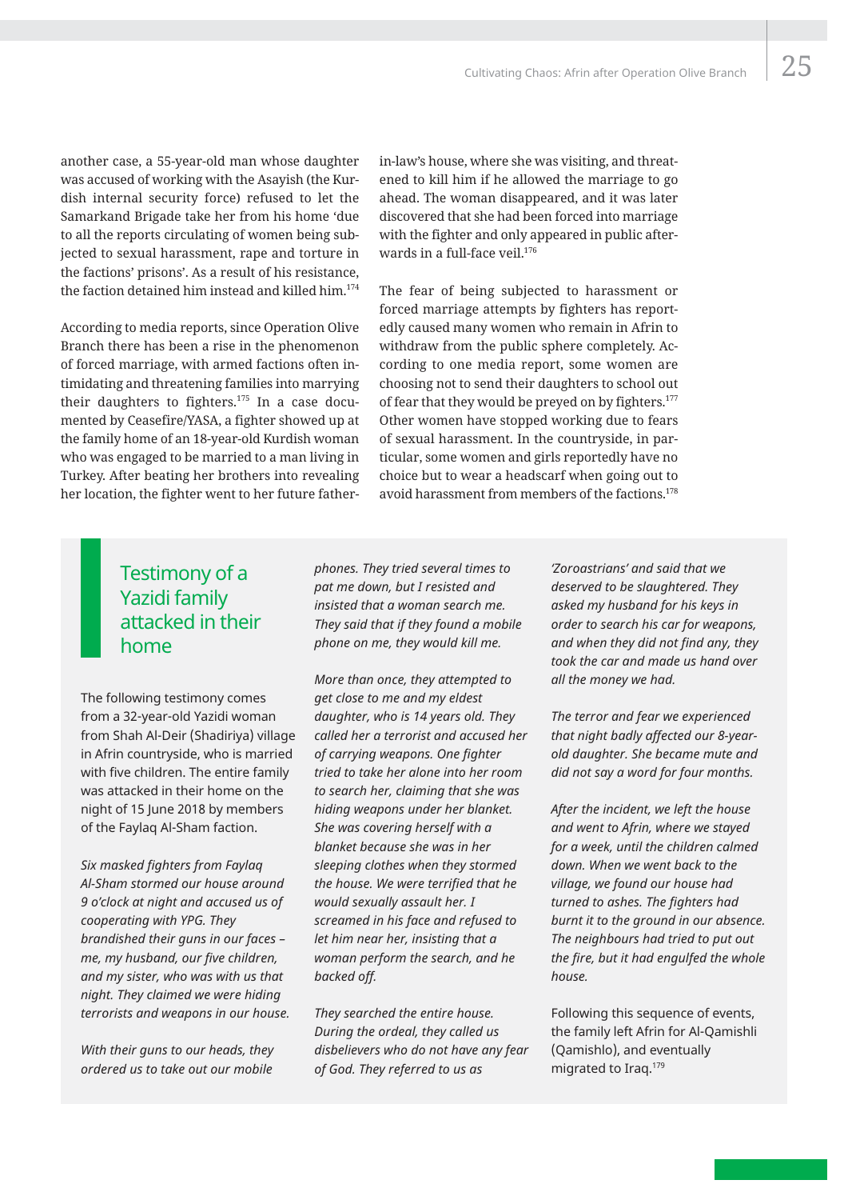another case, a 55-year-old man whose daughter was accused of working with the Asayish (the Kurdish internal security force) refused to let the Samarkand Brigade take her from his home 'due to all the reports circulating of women being subjected to sexual harassment, rape and torture in the factions' prisons'. As a result of his resistance, the faction detained him instead and killed him.[174]

According to media reports, since Operation Olive Branch there has been a rise in the phenomenon of forced marriage, with armed factions often intimidating and threatening families into marrying their daughters to fighters.[175] In a case documented by Ceasefire/YASA, a fighter showed up at the family home of an 18-year-old Kurdish woman who was engaged to be married to a man living in Turkey. After beating her brothers into revealing her location, the fighter went to her future father-in-law's house, where she was visiting, and threatened to kill him if he allowed the marriage to go ahead. The woman disappeared, and it was later discovered that she had been forced into marriage with the fighter and only appeared in public afterwards in a full-face veil.[176]

The fear of being subjected to harassment or forced marriage attempts by fighters has reportedly caused many women who remain in Afrin to withdraw from the public sphere completely. According to one media report, some women are choosing not to send their daughters to school out of fear that they would be preyed on by fighters.[177] Other women have stopped working due to fears of sexual harassment. In the countryside, in particular, some women and girls reportedly have no choice but to wear a headscarf when going out to avoid harassment from members of the factions.[178]

## Testimony of a Yazidi family attacked in their home

The following testimony comes from a 32-year-old Yazidi woman from Shah Al-Deir (Shadiriya) village in Afrin countryside, who is married with five children. The entire family was attacked in their home on the night of 15 June 2018 by members of the Faylaq Al-Sham faction.

*Six masked fighters from Faylaq Al-Sham stormed our house around 9 o'clock at night and accused us of cooperating with YPG. They brandished their guns in our faces – me, my husband, our five children, and my sister, who was with us that night. They claimed we were hiding terrorists and weapons in our house.*

*With their guns to our heads, they ordered us to take out our mobile phones. They tried several times to pat me down, but I resisted and insisted that a woman search me. They said that if they found a mobile phone on me, they would kill me.*

*More than once, they attempted to get close to me and my eldest daughter, who is 14 years old. They called her a terrorist and accused her of carrying weapons. One fighter tried to take her alone into her room to search her, claiming that she was hiding weapons under her blanket. She was covering herself with a blanket because she was in her sleeping clothes when they stormed the house. We were terrified that he would sexually assault her. I screamed in his face and refused to let him near her, insisting that a woman perform the search, and he backed off.*

*They searched the entire house. During the ordeal, they called us disbelievers who do not have any fear of God. They referred to us as 'Zoroastrians' and said that we deserved to be slaughtered. They asked my husband for his keys in order to search his car for weapons, and when they did not find any, they took the car and made us hand over all the money we had.*

*The terror and fear we experienced that night badly affected our 8-year-old daughter. She became mute and did not say a word for four months.*

*After the incident, we left the house and went to Afrin, where we stayed for a week, until the children calmed down. When we went back to the village, we found our house had turned to ashes. The fighters had burnt it to the ground in our absence. The neighbours had tried to put out the fire, but it had engulfed the whole house.*

Following this sequence of events, the family left Afrin for Al-Qamishli (Qamishlo), and eventually migrated to Iraq.[179]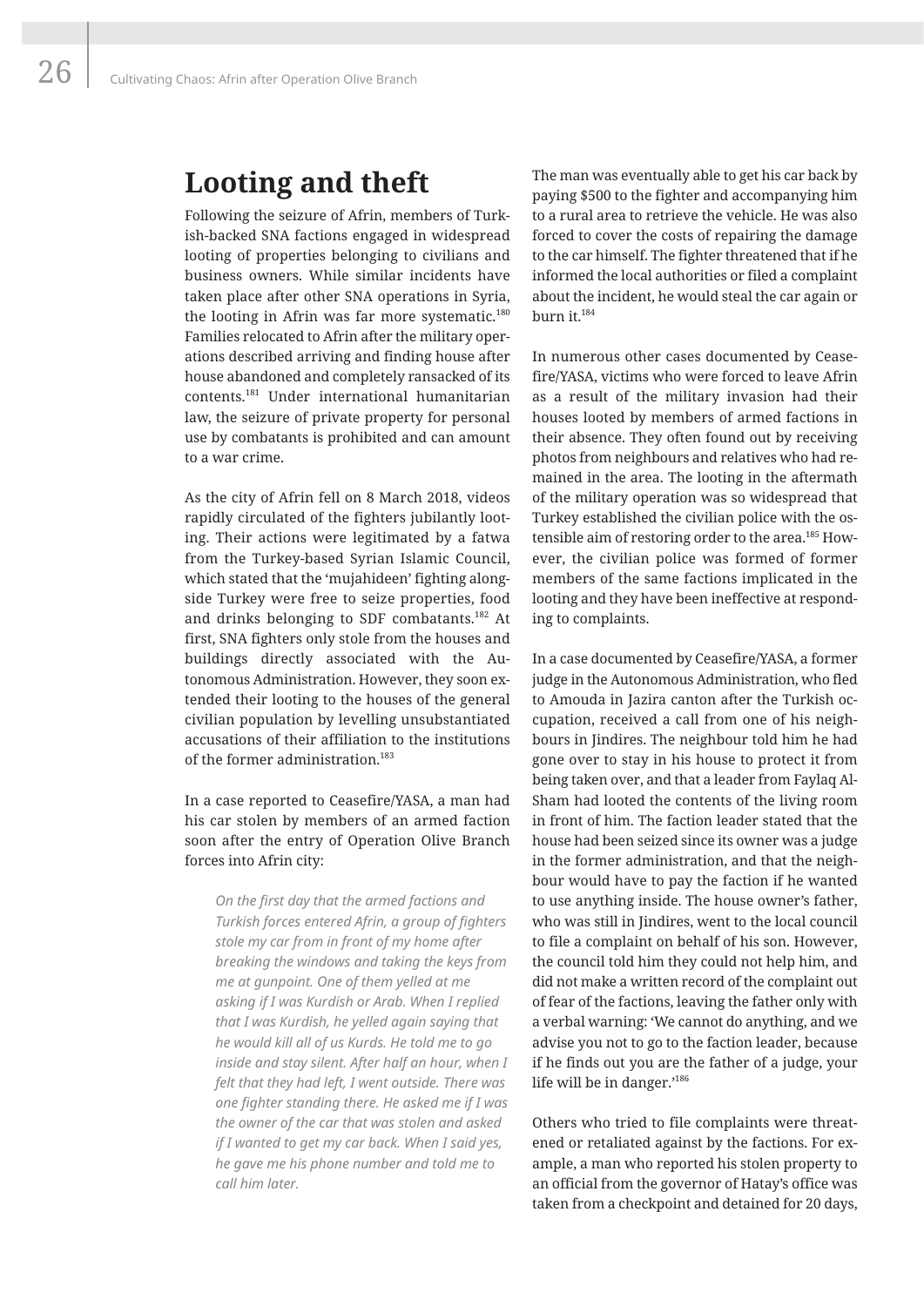## Looting and theft

Following the seizure of Afrin, members of Turkish-backed SNA factions engaged in widespread looting of properties belonging to civilians and business owners. While similar incidents have taken place after other SNA operations in Syria, the looting in Afrin was far more systematic.[180] Families relocated to Afrin after the military operations described arriving and finding house after house abandoned and completely ransacked of its contents.[181] Under international humanitarian law, the seizure of private property for personal use by combatants is prohibited and can amount to a war crime.

As the city of Afrin fell on 8 March 2018, videos rapidly circulated of the fighters jubilantly looting. Their actions were legitimated by a fatwa from the Turkey-based Syrian Islamic Council, which stated that the 'mujahideen' fighting alongside Turkey were free to seize properties, food and drinks belonging to SDF combatants.[182] At first, SNA fighters only stole from the houses and buildings directly associated with the Autonomous Administration. However, they soon extended their looting to the houses of the general civilian population by levelling unsubstantiated accusations of their affiliation to the institutions of the former administration.[183]

In a case reported to Ceasefire/YASA, a man had his car stolen by members of an armed faction soon after the entry of Operation Olive Branch forces into Afrin city:

> *On the first day that the armed factions and Turkish forces entered Afrin, a group of fighters stole my car from in front of my home after breaking the windows and taking the keys from me at gunpoint. One of them yelled at me asking if I was Kurdish or Arab. When I replied that I was Kurdish, he yelled again saying that he would kill all of us Kurds. He told me to go inside and stay silent. After half an hour, when I felt that they had left, I went outside. There was one fighter standing there. He asked me if I was the owner of the car that was stolen and asked if I wanted to get my car back. When I said yes, he gave me his phone number and told me to call him later.*

The man was eventually able to get his car back by paying $500 to the fighter and accompanying him to a rural area to retrieve the vehicle. He was also forced to cover the costs of repairing the damage to the car himself. The fighter threatened that if he informed the local authorities or filed a complaint about the incident, he would steal the car again or burn it.[184]

In numerous other cases documented by Ceasefire/YASA, victims who were forced to leave Afrin as a result of the military invasion had their houses looted by members of armed factions in their absence. They often found out by receiving photos from neighbours and relatives who had remained in the area. The looting in the aftermath of the military operation was so widespread that Turkey established the civilian police with the ostensible aim of restoring order to the area.[185] However, the civilian police was formed of former members of the same factions implicated in the looting and they have been ineffective at responding to complaints.

In a case documented by Ceasefire/YASA, a former judge in the Autonomous Administration, who fled to Amouda in Jazira canton after the Turkish occupation, received a call from one of his neighbours in Jindires. The neighbour told him he had gone over to stay in his house to protect it from being taken over, and that a leader from Faylaq Al-Sham had looted the contents of the living room in front of him. The faction leader stated that the house had been seized since its owner was a judge in the former administration, and that the neighbour would have to pay the faction if he wanted to use anything inside. The house owner's father, who was still in Jindires, went to the local council to file a complaint on behalf of his son. However, the council told him they could not help him, and did not make a written record of the complaint out of fear of the factions, leaving the father only with a verbal warning: 'We cannot do anything, and we advise you not to go to the faction leader, because if he finds out you are the father of a judge, your life will be in danger.'[186]

Others who tried to file complaints were threatened or retaliated against by the factions. For example, a man who reported his stolen property to an official from the governor of Hatay's office was taken from a checkpoint and detained for 20 days,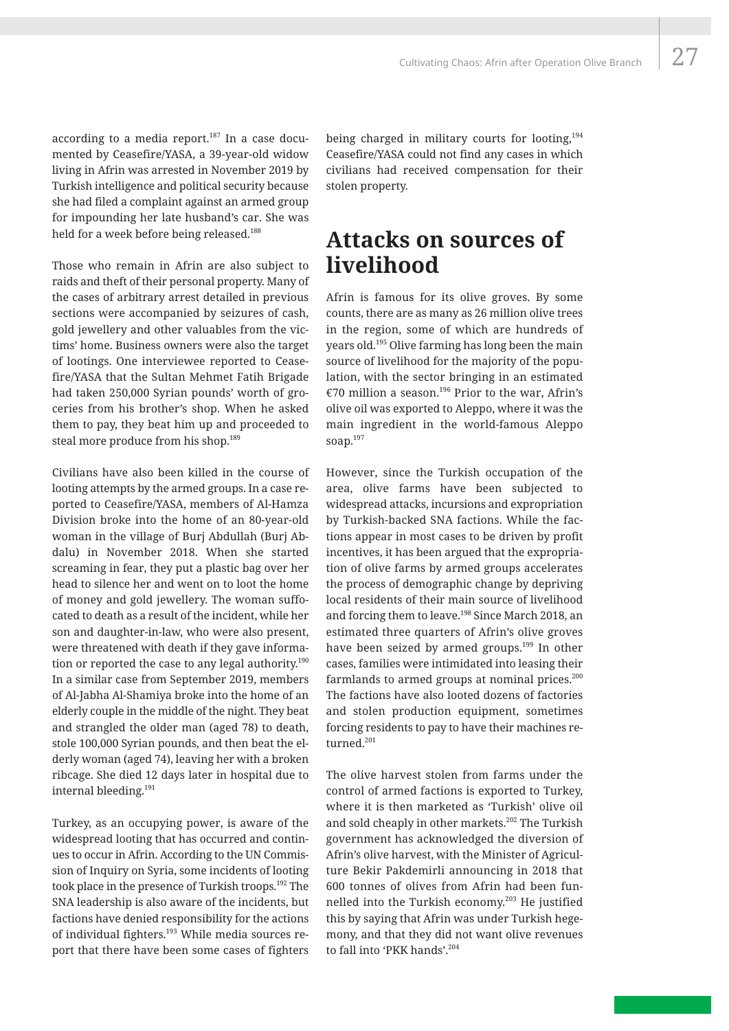according to a media report.[187] In a case documented by Ceasefire/YASA, a 39-year-old widow living in Afrin was arrested in November 2019 by Turkish intelligence and political security because she had filed a complaint against an armed group for impounding her late husband's car. She was held for a week before being released.[188]

Those who remain in Afrin are also subject to raids and theft of their personal property. Many of the cases of arbitrary arrest detailed in previous sections were accompanied by seizures of cash, gold jewellery and other valuables from the victims' home. Business owners were also the target of lootings. One interviewee reported to Ceasefire/YASA that the Sultan Mehmet Fatih Brigade had taken 250,000 Syrian pounds' worth of groceries from his brother's shop. When he asked them to pay, they beat him up and proceeded to steal more produce from his shop.[189]

Civilians have also been killed in the course of looting attempts by the armed groups. In a case reported to Ceasefire/YASA, members of Al-Hamza Division broke into the home of an 80-year-old woman in the village of Burj Abdullah (Burj Abdalu) in November 2018. When she started screaming in fear, they put a plastic bag over her head to silence her and went on to loot the home of money and gold jewellery. The woman suffocated to death as a result of the incident, while her son and daughter-in-law, who were also present, were threatened with death if they gave information or reported the case to any legal authority.[190] In a similar case from September 2019, members of Al-Jabha Al-Shamiya broke into the home of an elderly couple in the middle of the night. They beat and strangled the older man (aged 78) to death, stole 100,000 Syrian pounds, and then beat the elderly woman (aged 74), leaving her with a broken ribcage. She died 12 days later in hospital due to internal bleeding.[191]

Turkey, as an occupying power, is aware of the widespread looting that has occurred and continues to occur in Afrin. According to the UN Commission of Inquiry on Syria, some incidents of looting took place in the presence of Turkish troops.[192] The SNA leadership is also aware of the incidents, but factions have denied responsibility for the actions of individual fighters.[193] While media sources report that there have been some cases of fighters being charged in military courts for looting,[194] Ceasefire/YASA could not find any cases in which civilians had received compensation for their stolen property.

# Attacks on sources of livelihood

Afrin is famous for its olive groves. By some counts, there are as many as 26 million olive trees in the region, some of which are hundreds of years old.[195] Olive farming has long been the main source of livelihood for the majority of the population, with the sector bringing in an estimated €70 million a season.[196] Prior to the war, Afrin's olive oil was exported to Aleppo, where it was the main ingredient in the world-famous Aleppo soap.[197]

However, since the Turkish occupation of the area, olive farms have been subjected to widespread attacks, incursions and expropriation by Turkish-backed SNA factions. While the factions appear in most cases to be driven by profit incentives, it has been argued that the expropriation of olive farms by armed groups accelerates the process of demographic change by depriving local residents of their main source of livelihood and forcing them to leave.[198] Since March 2018, an estimated three quarters of Afrin's olive groves have been seized by armed groups.[199] In other cases, families were intimidated into leasing their farmlands to armed groups at nominal prices.[200] The factions have also looted dozens of factories and stolen production equipment, sometimes forcing residents to pay to have their machines returned.[201]

The olive harvest stolen from farms under the control of armed factions is exported to Turkey, where it is then marketed as 'Turkish' olive oil and sold cheaply in other markets.[202] The Turkish government has acknowledged the diversion of Afrin's olive harvest, with the Minister of Agriculture Bekir Pakdemirli announcing in 2018 that 600 tonnes of olives from Afrin had been funnelled into the Turkish economy.[203] He justified this by saying that Afrin was under Turkish hegemony, and that they did not want olive revenues to fall into 'PKK hands'.[204]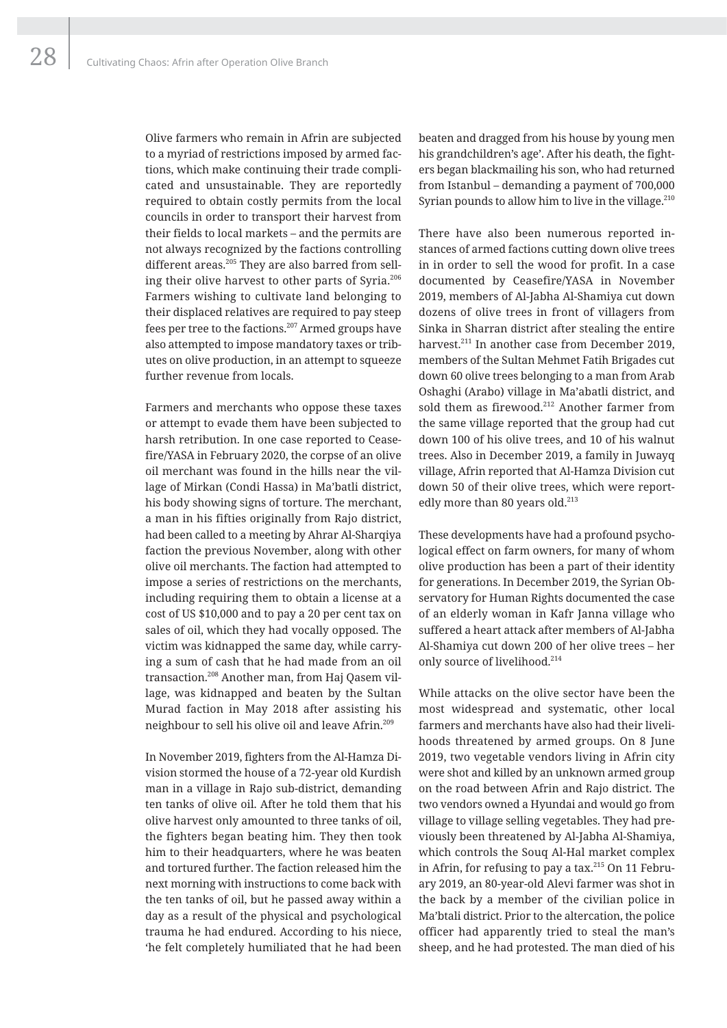Olive farmers who remain in Afrin are subjected to a myriad of restrictions imposed by armed factions, which make continuing their trade complicated and unsustainable. They are reportedly required to obtain costly permits from the local councils in order to transport their harvest from their fields to local markets – and the permits are not always recognized by the factions controlling different areas.[205] They are also barred from selling their olive harvest to other parts of Syria.[206] Farmers wishing to cultivate land belonging to their displaced relatives are required to pay steep fees per tree to the factions.[207] Armed groups have also attempted to impose mandatory taxes or tributes on olive production, in an attempt to squeeze further revenue from locals.

Farmers and merchants who oppose these taxes or attempt to evade them have been subjected to harsh retribution. In one case reported to Ceasefire/YASA in February 2020, the corpse of an olive oil merchant was found in the hills near the village of Mirkan (Condi Hassa) in Ma'batli district, his body showing signs of torture. The merchant, a man in his fifties originally from Rajo district, had been called to a meeting by Ahrar Al-Sharqiya faction the previous November, along with other olive oil merchants. The faction had attempted to impose a series of restrictions on the merchants, including requiring them to obtain a license at a cost of US $10,000 and to pay a 20 per cent tax on sales of oil, which they had vocally opposed. The victim was kidnapped the same day, while carrying a sum of cash that he had made from an oil transaction.[208] Another man, from Haj Qasem village, was kidnapped and beaten by the Sultan Murad faction in May 2018 after assisting his neighbour to sell his olive oil and leave Afrin.[209]

In November 2019, fighters from the Al-Hamza Division stormed the house of a 72-year old Kurdish man in a village in Rajo sub-district, demanding ten tanks of olive oil. After he told them that his olive harvest only amounted to three tanks of oil, the fighters began beating him. They then took him to their headquarters, where he was beaten and tortured further. The faction released him the next morning with instructions to come back with the ten tanks of oil, but he passed away within a day as a result of the physical and psychological trauma he had endured. According to his niece, 'he felt completely humiliated that he had been beaten and dragged from his house by young men his grandchildren's age'. After his death, the fighters began blackmailing his son, who had returned from Istanbul – demanding a payment of 700,000 Syrian pounds to allow him to live in the village.[210]

There have also been numerous reported instances of armed factions cutting down olive trees in in order to sell the wood for profit. In a case documented by Ceasefire/YASA in November 2019, members of Al-Jabha Al-Shamiya cut down dozens of olive trees in front of villagers from Sinka in Sharran district after stealing the entire harvest.[211] In another case from December 2019, members of the Sultan Mehmet Fatih Brigades cut down 60 olive trees belonging to a man from Arab Oshaghi (Arabo) village in Ma'abatli district, and sold them as firewood.[212] Another farmer from the same village reported that the group had cut down 100 of his olive trees, and 10 of his walnut trees. Also in December 2019, a family in Juwayq village, Afrin reported that Al-Hamza Division cut down 50 of their olive trees, which were reportedly more than 80 years old.[213]

These developments have had a profound psychological effect on farm owners, for many of whom olive production has been a part of their identity for generations. In December 2019, the Syrian Observatory for Human Rights documented the case of an elderly woman in Kafr Janna village who suffered a heart attack after members of Al-Jabha Al-Shamiya cut down 200 of her olive trees – her only source of livelihood.[214]

While attacks on the olive sector have been the most widespread and systematic, other local farmers and merchants have also had their livelihoods threatened by armed groups. On 8 June 2019, two vegetable vendors living in Afrin city were shot and killed by an unknown armed group on the road between Afrin and Rajo district. The two vendors owned a Hyundai and would go from village to village selling vegetables. They had previously been threatened by Al-Jabha Al-Shamiya, which controls the Souq Al-Hal market complex in Afrin, for refusing to pay a tax.[215] On 11 February 2019, an 80-year-old Alevi farmer was shot in the back by a member of the civilian police in Ma'btali district. Prior to the altercation, the police officer had apparently tried to steal the man's sheep, and he had protested. The man died of his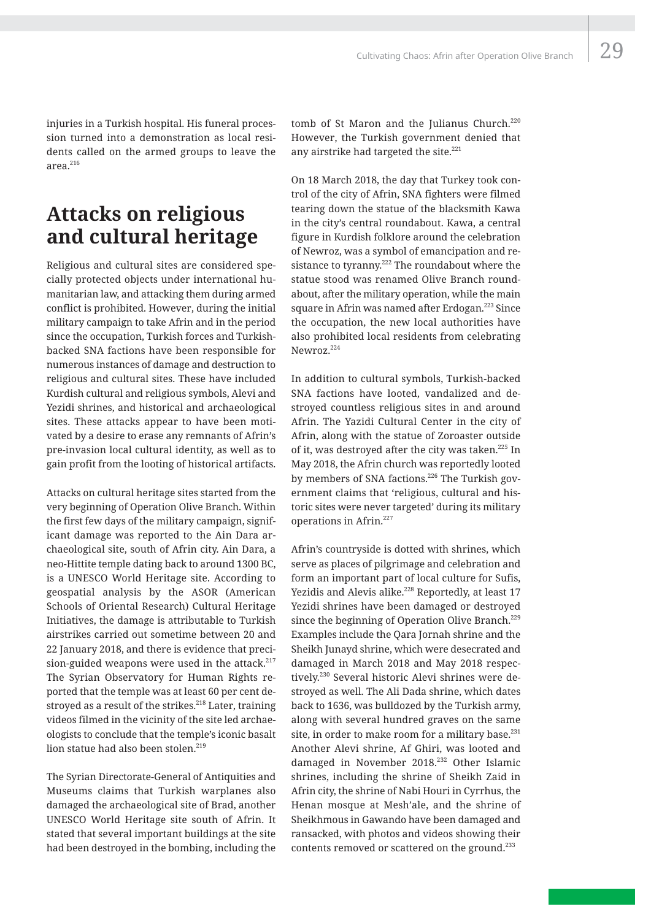injuries in a Turkish hospital. His funeral procession turned into a demonstration as local residents called on the armed groups to leave the area.[216]

## Attacks on religious and cultural heritage

Religious and cultural sites are considered specially protected objects under international humanitarian law, and attacking them during armed conflict is prohibited. However, during the initial military campaign to take Afrin and in the period since the occupation, Turkish forces and Turkish-backed SNA factions have been responsible for numerous instances of damage and destruction to religious and cultural sites. These have included Kurdish cultural and religious symbols, Alevi and Yezidi shrines, and historical and archaeological sites. These attacks appear to have been motivated by a desire to erase any remnants of Afrin's pre-invasion local cultural identity, as well as to gain profit from the looting of historical artifacts.

Attacks on cultural heritage sites started from the very beginning of Operation Olive Branch. Within the first few days of the military campaign, significant damage was reported to the Ain Dara archaeological site, south of Afrin city. Ain Dara, a neo-Hittite temple dating back to around 1300 BC, is a UNESCO World Heritage site. According to geospatial analysis by the ASOR (American Schools of Oriental Research) Cultural Heritage Initiatives, the damage is attributable to Turkish airstrikes carried out sometime between 20 and 22 January 2018, and there is evidence that precision-guided weapons were used in the attack.[217] The Syrian Observatory for Human Rights reported that the temple was at least 60 per cent destroyed as a result of the strikes.[218] Later, training videos filmed in the vicinity of the site led archaeologists to conclude that the temple's iconic basalt lion statue had also been stolen.[219]

The Syrian Directorate-General of Antiquities and Museums claims that Turkish warplanes also damaged the archaeological site of Brad, another UNESCO World Heritage site south of Afrin. It stated that several important buildings at the site had been destroyed in the bombing, including the tomb of St Maron and the Julianus Church.[220] However, the Turkish government denied that any airstrike had targeted the site.[221]

On 18 March 2018, the day that Turkey took control of the city of Afrin, SNA fighters were filmed tearing down the statue of the blacksmith Kawa in the city's central roundabout. Kawa, a central figure in Kurdish folklore around the celebration of Newroz, was a symbol of emancipation and resistance to tyranny.[222] The roundabout where the statue stood was renamed Olive Branch roundabout, after the military operation, while the main square in Afrin was named after Erdogan.[223] Since the occupation, the new local authorities have also prohibited local residents from celebrating Newroz.[224]

In addition to cultural symbols, Turkish-backed SNA factions have looted, vandalized and destroyed countless religious sites in and around Afrin. The Yazidi Cultural Center in the city of Afrin, along with the statue of Zoroaster outside of it, was destroyed after the city was taken.[225] In May 2018, the Afrin church was reportedly looted by members of SNA factions.[226] The Turkish government claims that 'religious, cultural and historic sites were never targeted' during its military operations in Afrin.[227]

Afrin's countryside is dotted with shrines, which serve as places of pilgrimage and celebration and form an important part of local culture for Sufis, Yezidis and Alevis alike.[228] Reportedly, at least 17 Yezidi shrines have been damaged or destroyed since the beginning of Operation Olive Branch.[229] Examples include the Qara Jornah shrine and the Sheikh Junayd shrine, which were desecrated and damaged in March 2018 and May 2018 respectively.[230] Several historic Alevi shrines were destroyed as well. The Ali Dada shrine, which dates back to 1636, was bulldozed by the Turkish army, along with several hundred graves on the same site, in order to make room for a military base.[231] Another Alevi shrine, Af Ghiri, was looted and damaged in November 2018.[232] Other Islamic shrines, including the shrine of Sheikh Zaid in Afrin city, the shrine of Nabi Houri in Cyrrhus, the Henan mosque at Mesh'ale, and the shrine of Sheikhmous in Gawando have been damaged and ransacked, with photos and videos showing their contents removed or scattered on the ground.[233]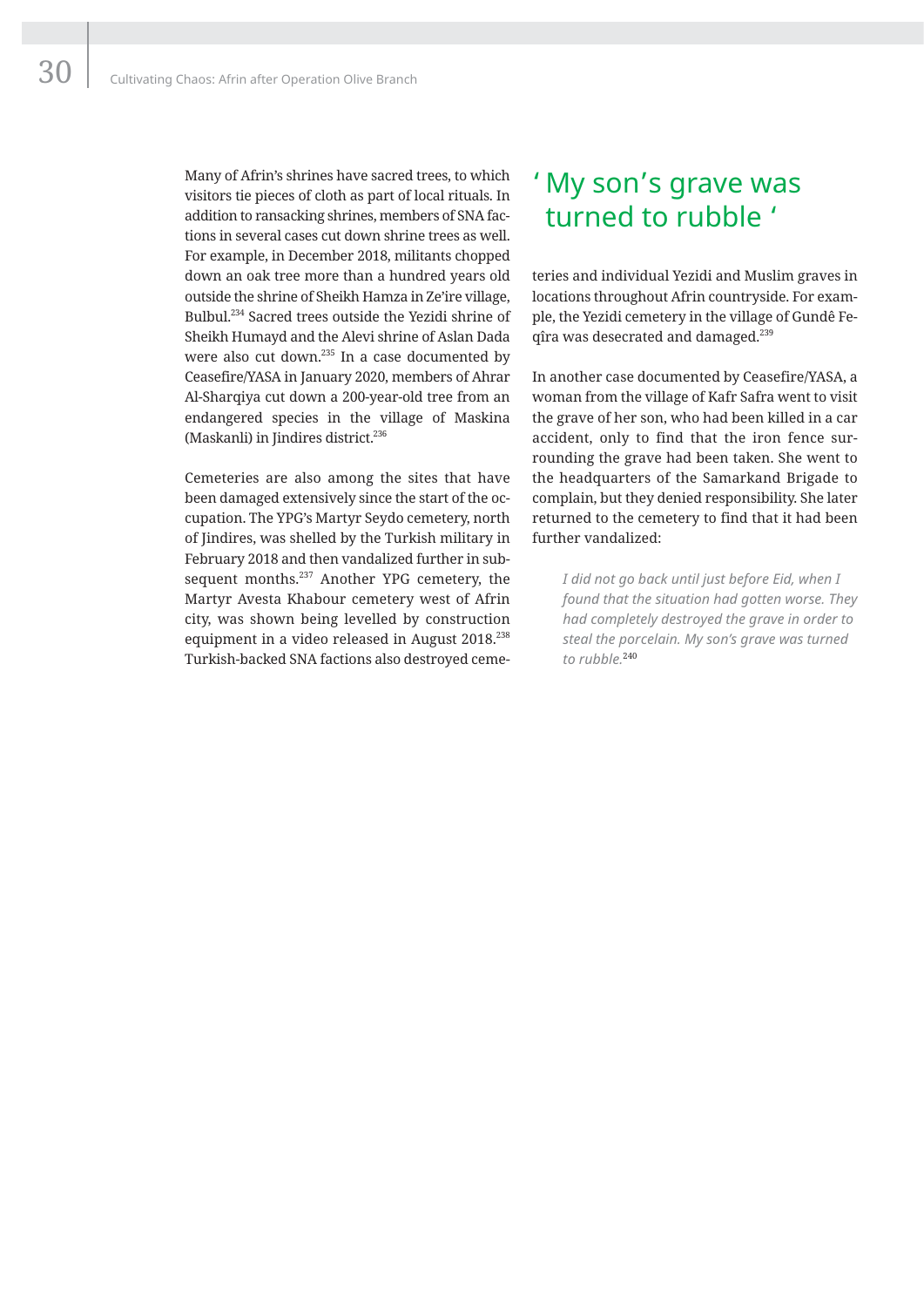Many of Afrin's shrines have sacred trees, to which visitors tie pieces of cloth as part of local rituals. In addition to ransacking shrines, members of SNA factions in several cases cut down shrine trees as well. For example, in December 2018, militants chopped down an oak tree more than a hundred years old outside the shrine of Sheikh Hamza in Ze'ire village, Bulbul.[234] Sacred trees outside the Yezidi shrine of Sheikh Humayd and the Alevi shrine of Aslan Dada were also cut down.[235] In a case documented by Ceasefire/YASA in January 2020, members of Ahrar Al-Sharqiya cut down a 200-year-old tree from an endangered species in the village of Maskina (Maskanli) in Jindires district.[236]

Cemeteries are also among the sites that have been damaged extensively since the start of the occupation. The YPG's Martyr Seydo cemetery, north of Jindires, was shelled by the Turkish military in February 2018 and then vandalized further in subsequent months.[237] Another YPG cemetery, the Martyr Avesta Khabour cemetery west of Afrin city, was shown being levelled by construction equipment in a video released in August 2018.[238] Turkish-backed SNA factions also destroyed cemeteries and individual Yezidi and Muslim graves in locations throughout Afrin countryside. For example, the Yezidi cemetery in the village of Gundê Feqîra was desecrated and damaged.[239]

## 'My son's grave was turned to rubble'

In another case documented by Ceasefire/YASA, a woman from the village of Kafr Safra went to visit the grave of her son, who had been killed in a car accident, only to find that the iron fence surrounding the grave had been taken. She went to the headquarters of the Samarkand Brigade to complain, but they denied responsibility. She later returned to the cemetery to find that it had been further vandalized:

> *I did not go back until just before Eid, when I found that the situation had gotten worse. They had completely destroyed the grave in order to steal the porcelain. My son's grave was turned to rubble.*[240]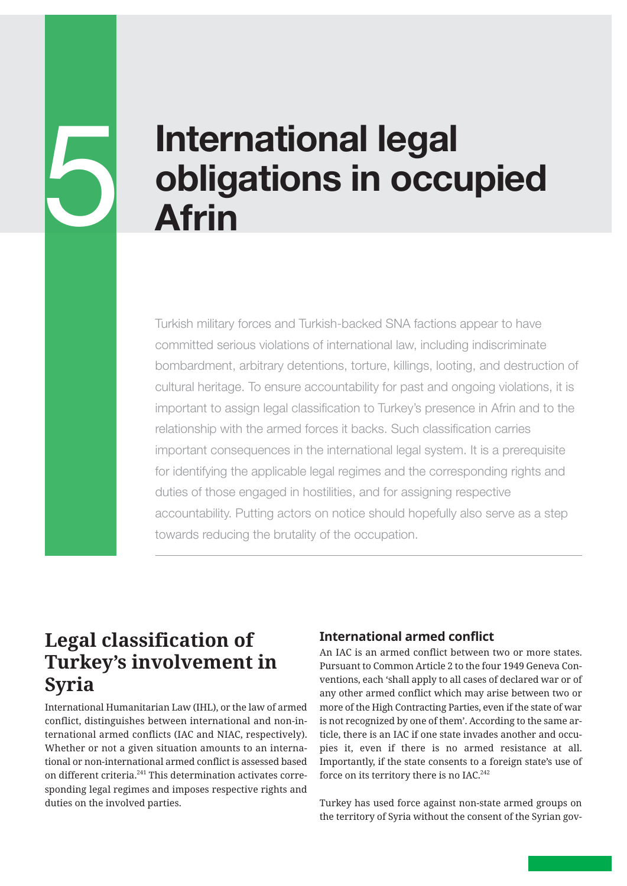// 5

# International legal obligations in occupied Afrin

Turkish military forces and Turkish-backed SNA factions appear to have committed serious violations of international law, including indiscriminate bombardment, arbitrary detentions, torture, killings, looting, and destruction of cultural heritage. To ensure accountability for past and ongoing violations, it is important to assign legal classification to Turkey's presence in Afrin and to the relationship with the armed forces it backs. Such classification carries important consequences in the international legal system. It is a prerequisite for identifying the applicable legal regimes and the corresponding rights and duties of those engaged in hostilities, and for assigning respective accountability. Putting actors on notice should hopefully also serve as a step towards reducing the brutality of the occupation.

## Legal classification of Turkey's involvement in Syria

International Humanitarian Law (IHL), or the law of armed conflict, distinguishes between international and non-international armed conflicts (IAC and NIAC, respectively). Whether or not a given situation amounts to an international or non-international armed conflict is assessed based on different criteria.[241] This determination activates corresponding legal regimes and imposes respective rights and duties on the involved parties.

### International armed conflict

An IAC is an armed conflict between two or more states. Pursuant to Common Article 2 to the four 1949 Geneva Conventions, each 'shall apply to all cases of declared war or of any other armed conflict which may arise between two or more of the High Contracting Parties, even if the state of war is not recognized by one of them'. According to the same article, there is an IAC if one state invades another and occupies it, even if there is no armed resistance at all. Importantly, if the state consents to a foreign state's use of force on its territory there is no IAC.[242]

Turkey has used force against non-state armed groups on the territory of Syria without the consent of the Syrian gov-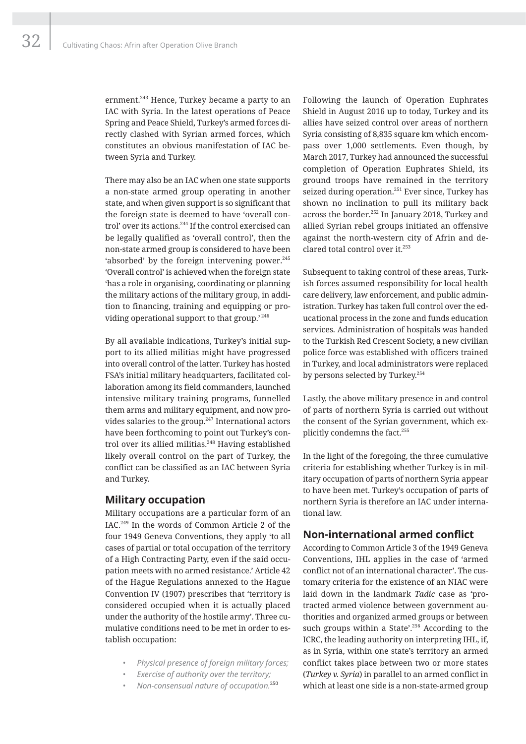ernment.[243] Hence, Turkey became a party to an IAC with Syria. In the latest operations of Peace Spring and Peace Shield, Turkey's armed forces directly clashed with Syrian armed forces, which constitutes an obvious manifestation of IAC between Syria and Turkey.

There may also be an IAC when one state supports a non-state armed group operating in another state, and when given support is so significant that the foreign state is deemed to have 'overall control' over its actions.[244] If the control exercised can be legally qualified as 'overall control', then the non-state armed group is considered to have been 'absorbed' by the foreign intervening power.[245] 'Overall control' is achieved when the foreign state 'has a role in organising, coordinating or planning the military actions of the military group, in addition to financing, training and equipping or providing operational support to that group.'[246]

By all available indications, Turkey's initial support to its allied militias might have progressed into overall control of the latter. Turkey has hosted FSA's initial military headquarters, facilitated collaboration among its field commanders, launched intensive military training programs, funnelled them arms and military equipment, and now provides salaries to the group.[247] International actors have been forthcoming to point out Turkey's control over its allied militias.[248] Having established likely overall control on the part of Turkey, the conflict can be classified as an IAC between Syria and Turkey.

## Military occupation

Military occupations are a particular form of an IAC.[249] In the words of Common Article 2 of the four 1949 Geneva Conventions, they apply 'to all cases of partial or total occupation of the territory of a High Contracting Party, even if the said occupation meets with no armed resistance.' Article 42 of the Hague Regulations annexed to the Hague Convention IV (1907) prescribes that 'territory is considered occupied when it is actually placed under the authority of the hostile army'. Three cumulative conditions need to be met in order to establish occupation:

- *Physical presence of foreign military forces;*
- *Exercise of authority over the territory;*
- *Non-consensual nature of occupation.*[250]

Following the launch of Operation Euphrates Shield in August 2016 up to today, Turkey and its allies have seized control over areas of northern Syria consisting of 8,835 square km which encompass over 1,000 settlements. Even though, by March 2017, Turkey had announced the successful completion of Operation Euphrates Shield, its ground troops have remained in the territory seized during operation.[251] Ever since, Turkey has shown no inclination to pull its military back across the border.[252] In January 2018, Turkey and allied Syrian rebel groups initiated an offensive against the north-western city of Afrin and declared total control over it.[253]

Subsequent to taking control of these areas, Turkish forces assumed responsibility for local health care delivery, law enforcement, and public administration. Turkey has taken full control over the educational process in the zone and funds education services. Administration of hospitals was handed to the Turkish Red Crescent Society, a new civilian police force was established with officers trained in Turkey, and local administrators were replaced by persons selected by Turkey.[254]

Lastly, the above military presence in and control of parts of northern Syria is carried out without the consent of the Syrian government, which explicitly condemns the fact.[255]

In the light of the foregoing, the three cumulative criteria for establishing whether Turkey is in military occupation of parts of northern Syria appear to have been met. Turkey's occupation of parts of northern Syria is therefore an IAC under international law.

## Non-international armed conflict

According to Common Article 3 of the 1949 Geneva Conventions, IHL applies in the case of 'armed conflict not of an international character'. The customary criteria for the existence of an NIAC were laid down in the landmark *Tadic* case as 'protracted armed violence between government authorities and organized armed groups or between such groups within a State'.[256] According to the ICRC, the leading authority on interpreting IHL, if, as in Syria, within one state's territory an armed conflict takes place between two or more states (*Turkey v. Syria*) in parallel to an armed conflict in which at least one side is a non-state-armed group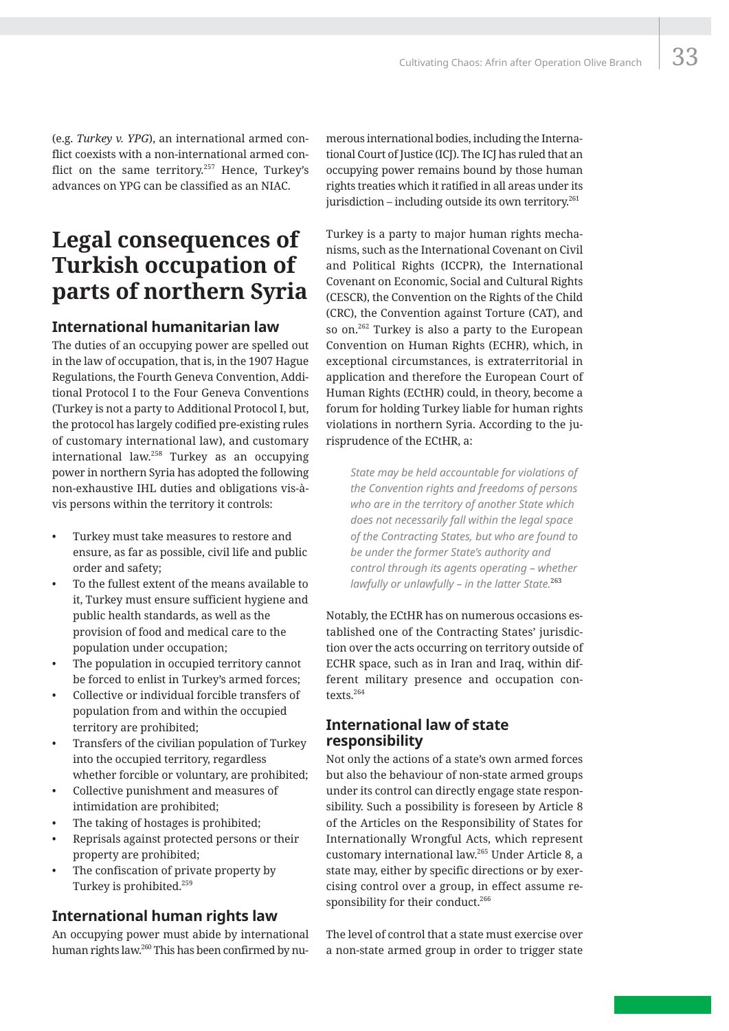(e.g. *Turkey v. YPG*), an international armed conflict coexists with a non-international armed conflict on the same territory.[257] Hence, Turkey's advances on YPG can be classified as an NIAC.

# Legal consequences of Turkish occupation of parts of northern Syria

## International humanitarian law

The duties of an occupying power are spelled out in the law of occupation, that is, in the 1907 Hague Regulations, the Fourth Geneva Convention, Additional Protocol I to the Four Geneva Conventions (Turkey is not a party to Additional Protocol I, but, the protocol has largely codified pre-existing rules of customary international law), and customary international law.[258] Turkey as an occupying power in northern Syria has adopted the following non-exhaustive IHL duties and obligations vis-à-vis persons within the territory it controls:

- Turkey must take measures to restore and ensure, as far as possible, civil life and public order and safety;
- To the fullest extent of the means available to it, Turkey must ensure sufficient hygiene and public health standards, as well as the provision of food and medical care to the population under occupation;
- The population in occupied territory cannot be forced to enlist in Turkey's armed forces;
- Collective or individual forcible transfers of population from and within the occupied territory are prohibited;
- Transfers of the civilian population of Turkey into the occupied territory, regardless whether forcible or voluntary, are prohibited;
- Collective punishment and measures of intimidation are prohibited;
- The taking of hostages is prohibited;
- Reprisals against protected persons or their property are prohibited;
- The confiscation of private property by Turkey is prohibited.[259]

## International human rights law

An occupying power must abide by international human rights law.[260] This has been confirmed by numerous international bodies, including the International Court of Justice (ICJ). The ICJ has ruled that an occupying power remains bound by those human rights treaties which it ratified in all areas under its jurisdiction – including outside its own territory.[261]

Turkey is a party to major human rights mechanisms, such as the International Covenant on Civil and Political Rights (ICCPR), the International Covenant on Economic, Social and Cultural Rights (CESCR), the Convention on the Rights of the Child (CRC), the Convention against Torture (CAT), and so on.[262] Turkey is also a party to the European Convention on Human Rights (ECHR), which, in exceptional circumstances, is extraterritorial in application and therefore the European Court of Human Rights (ECtHR) could, in theory, become a forum for holding Turkey liable for human rights violations in northern Syria. According to the jurisprudence of the ECtHR, a:

> *State may be held accountable for violations of the Convention rights and freedoms of persons who are in the territory of another State which does not necessarily fall within the legal space of the Contracting States, but who are found to be under the former State's authority and control through its agents operating – whether lawfully or unlawfully – in the latter State.*[263]

Notably, the ECtHR has on numerous occasions established one of the Contracting States' jurisdiction over the acts occurring on territory outside of ECHR space, such as in Iran and Iraq, within different military presence and occupation contexts.[264]

## International law of state responsibility

Not only the actions of a state's own armed forces but also the behaviour of non-state armed groups under its control can directly engage state responsibility. Such a possibility is foreseen by Article 8 of the Articles on the Responsibility of States for Internationally Wrongful Acts, which represent customary international law.[265] Under Article 8, a state may, either by specific directions or by exercising control over a group, in effect assume responsibility for their conduct.[266]

The level of control that a state must exercise over a non-state armed group in order to trigger state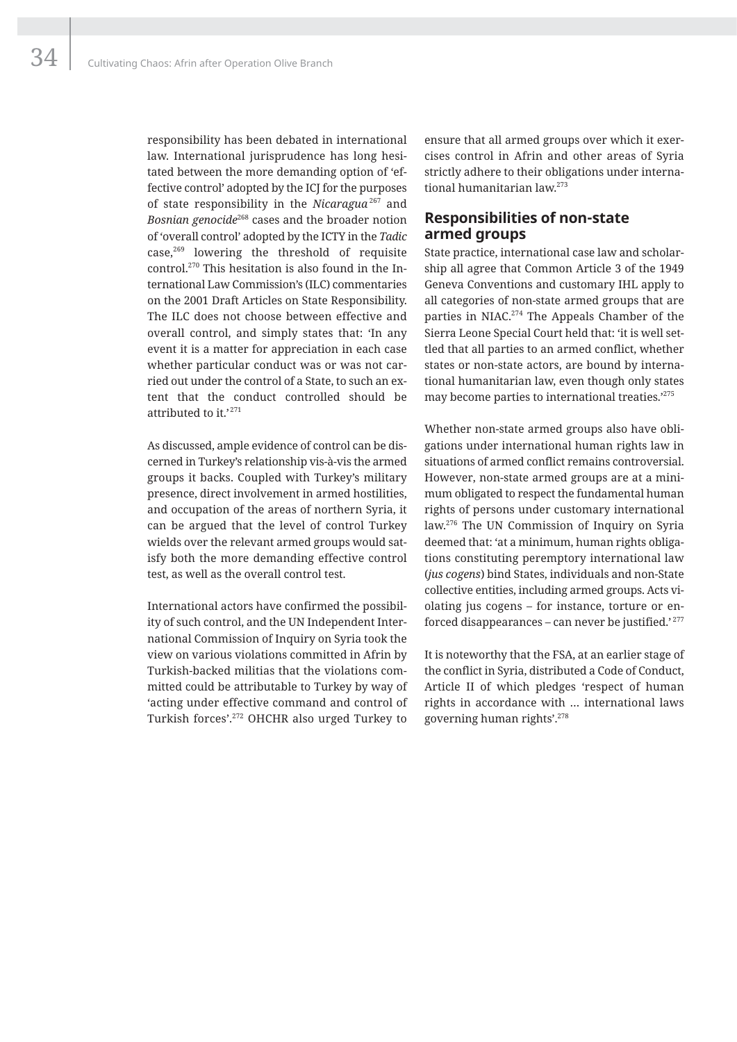responsibility has been debated in international law. International jurisprudence has long hesitated between the more demanding option of 'effective control' adopted by the ICJ for the purposes of state responsibility in the *Nicaragua*[267] and *Bosnian genocide*[268] cases and the broader notion of 'overall control' adopted by the ICTY in the *Tadic* case,[269] lowering the threshold of requisite control.[270] This hesitation is also found in the International Law Commission's (ILC) commentaries on the 2001 Draft Articles on State Responsibility. The ILC does not choose between effective and overall control, and simply states that: 'In any event it is a matter for appreciation in each case whether particular conduct was or was not carried out under the control of a State, to such an extent that the conduct controlled should be attributed to it.'[271]

As discussed, ample evidence of control can be discerned in Turkey's relationship vis-à-vis the armed groups it backs. Coupled with Turkey's military presence, direct involvement in armed hostilities, and occupation of the areas of northern Syria, it can be argued that the level of control Turkey wields over the relevant armed groups would satisfy both the more demanding effective control test, as well as the overall control test.

International actors have confirmed the possibility of such control, and the UN Independent International Commission of Inquiry on Syria took the view on various violations committed in Afrin by Turkish-backed militias that the violations committed could be attributable to Turkey by way of 'acting under effective command and control of Turkish forces'.[272] OHCHR also urged Turkey to ensure that all armed groups over which it exercises control in Afrin and other areas of Syria strictly adhere to their obligations under international humanitarian law.[273]

## Responsibilities of non-state armed groups

State practice, international case law and scholarship all agree that Common Article 3 of the 1949 Geneva Conventions and customary IHL apply to all categories of non-state armed groups that are parties in NIAC.[274] The Appeals Chamber of the Sierra Leone Special Court held that: 'it is well settled that all parties to an armed conflict, whether states or non-state actors, are bound by international humanitarian law, even though only states may become parties to international treaties.'[275]

Whether non-state armed groups also have obligations under international human rights law in situations of armed conflict remains controversial. However, non-state armed groups are at a minimum obligated to respect the fundamental human rights of persons under customary international law.[276] The UN Commission of Inquiry on Syria deemed that: 'at a minimum, human rights obligations constituting peremptory international law (*jus cogens*) bind States, individuals and non-State collective entities, including armed groups. Acts violating jus cogens – for instance, torture or enforced disappearances – can never be justified.'[277]

It is noteworthy that the FSA, at an earlier stage of the conflict in Syria, distributed a Code of Conduct, Article II of which pledges 'respect of human rights in accordance with … international laws governing human rights'.[278]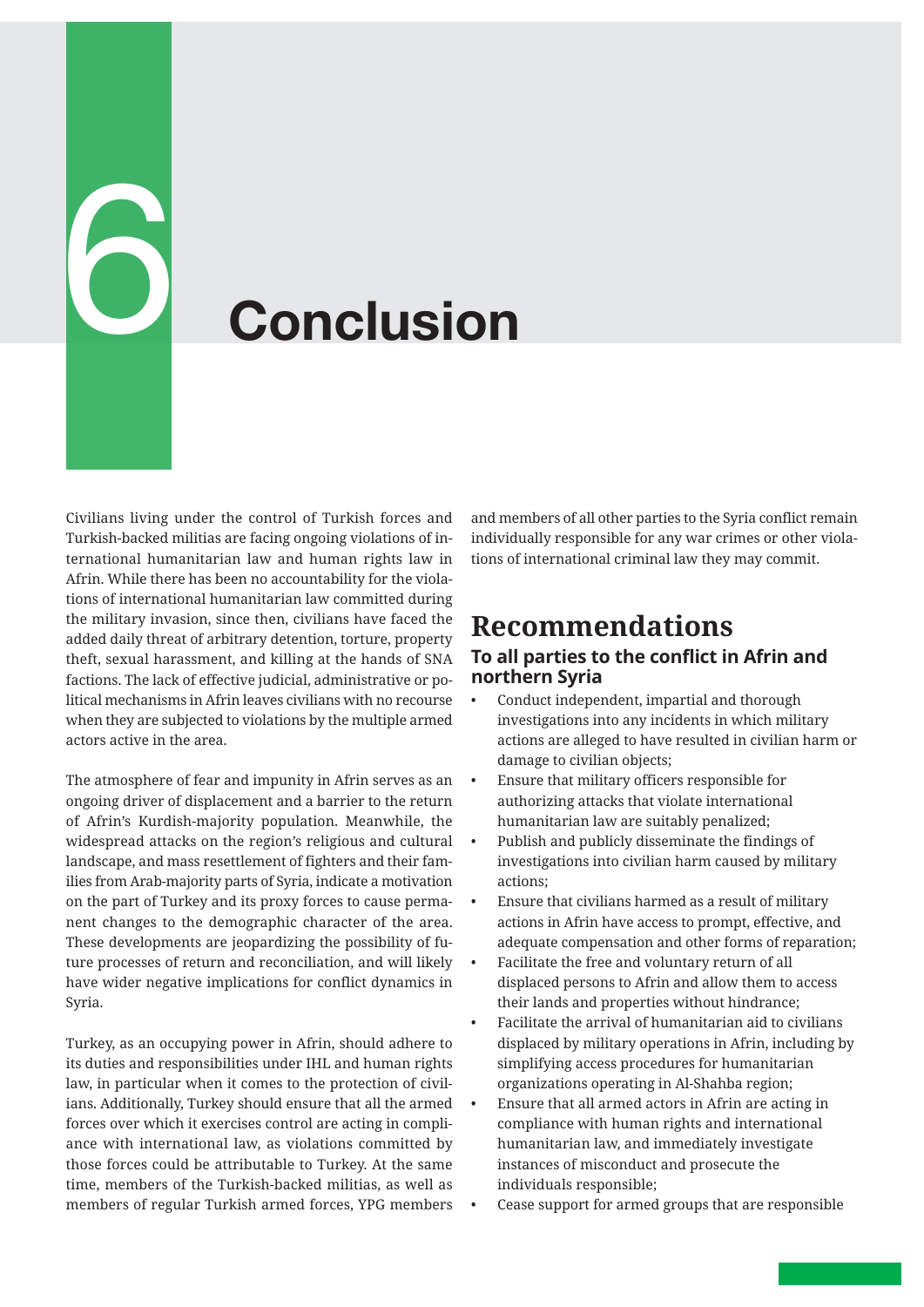# 6 Conclusion

Civilians living under the control of Turkish forces and Turkish-backed militias are facing ongoing violations of international humanitarian law and human rights law in Afrin. While there has been no accountability for the violations of international humanitarian law committed during the military invasion, since then, civilians have faced the added daily threat of arbitrary detention, torture, property theft, sexual harassment, and killing at the hands of SNA factions. The lack of effective judicial, administrative or political mechanisms in Afrin leaves civilians with no recourse when they are subjected to violations by the multiple armed actors active in the area.

The atmosphere of fear and impunity in Afrin serves as an ongoing driver of displacement and a barrier to the return of Afrin's Kurdish-majority population. Meanwhile, the widespread attacks on the region's religious and cultural landscape, and mass resettlement of fighters and their families from Arab-majority parts of Syria, indicate a motivation on the part of Turkey and its proxy forces to cause permanent changes to the demographic character of the area. These developments are jeopardizing the possibility of future processes of return and reconciliation, and will likely have wider negative implications for conflict dynamics in Syria.

Turkey, as an occupying power in Afrin, should adhere to its duties and responsibilities under IHL and human rights law, in particular when it comes to the protection of civilians. Additionally, Turkey should ensure that all the armed forces over which it exercises control are acting in compliance with international law, as violations committed by those forces could be attributable to Turkey. At the same time, members of the Turkish-backed militias, as well as members of regular Turkish armed forces, YPG members and members of all other parties to the Syria conflict remain individually responsible for any war crimes or other violations of international criminal law they may commit.

## Recommendations

### To all parties to the conflict in Afrin and northern Syria

- Conduct independent, impartial and thorough investigations into any incidents in which military actions are alleged to have resulted in civilian harm or damage to civilian objects;
- Ensure that military officers responsible for authorizing attacks that violate international humanitarian law are suitably penalized;
- Publish and publicly disseminate the findings of investigations into civilian harm caused by military actions;
- Ensure that civilians harmed as a result of military actions in Afrin have access to prompt, effective, and adequate compensation and other forms of reparation;
- Facilitate the free and voluntary return of all displaced persons to Afrin and allow them to access their lands and properties without hindrance;
- Facilitate the arrival of humanitarian aid to civilians displaced by military operations in Afrin, including by simplifying access procedures for humanitarian organizations operating in Al-Shahba region;
- Ensure that all armed actors in Afrin are acting in compliance with human rights and international humanitarian law, and immediately investigate instances of misconduct and prosecute the individuals responsible;
- Cease support for armed groups that are responsible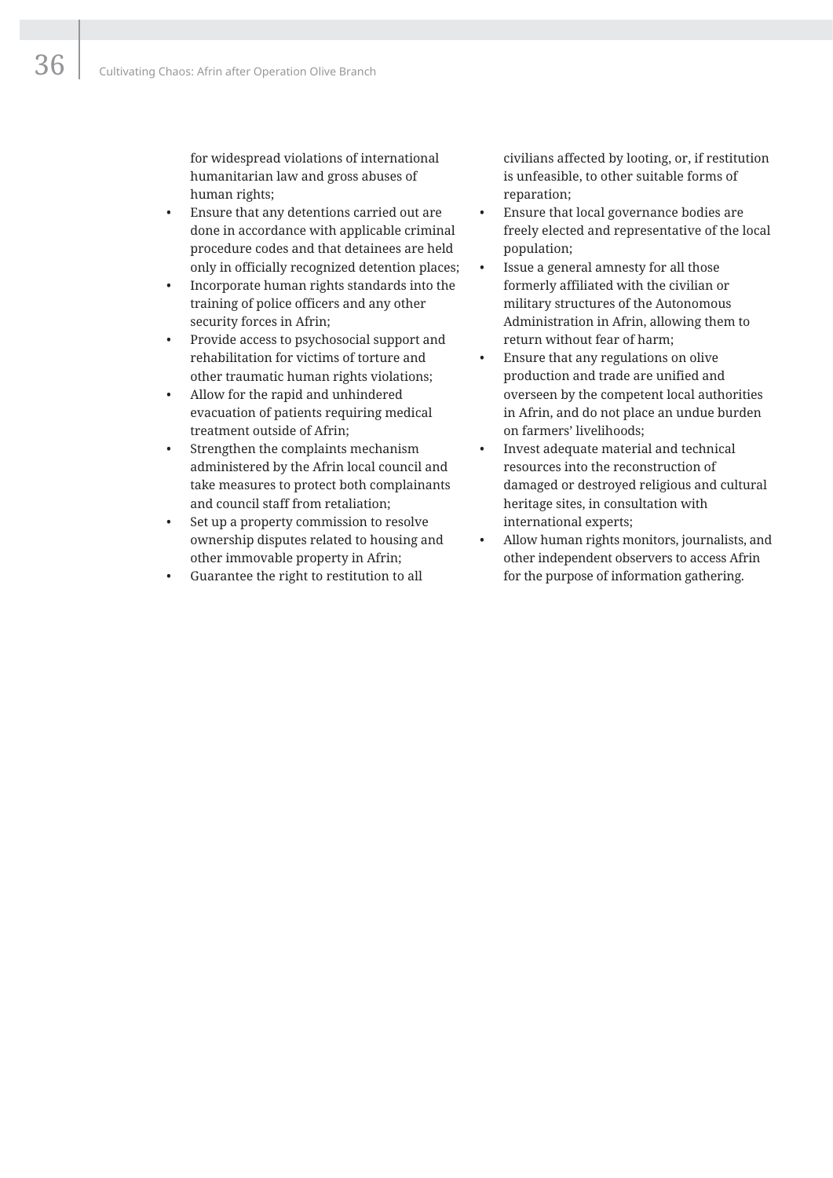for widespread violations of international humanitarian law and gross abuses of human rights;

- Ensure that any detentions carried out are done in accordance with applicable criminal procedure codes and that detainees are held only in officially recognized detention places;
- Incorporate human rights standards into the training of police officers and any other security forces in Afrin;
- Provide access to psychosocial support and rehabilitation for victims of torture and other traumatic human rights violations;
- Allow for the rapid and unhindered evacuation of patients requiring medical treatment outside of Afrin;
- Strengthen the complaints mechanism administered by the Afrin local council and take measures to protect both complainants and council staff from retaliation;
- Set up a property commission to resolve ownership disputes related to housing and other immovable property in Afrin;
- Guarantee the right to restitution to all civilians affected by looting, or, if restitution is unfeasible, to other suitable forms of reparation;
- Ensure that local governance bodies are freely elected and representative of the local population;
- Issue a general amnesty for all those formerly affiliated with the civilian or military structures of the Autonomous Administration in Afrin, allowing them to return without fear of harm;
- Ensure that any regulations on olive production and trade are unified and overseen by the competent local authorities in Afrin, and do not place an undue burden on farmers' livelihoods;
- Invest adequate material and technical resources into the reconstruction of damaged or destroyed religious and cultural heritage sites, in consultation with international experts;
- Allow human rights monitors, journalists, and other independent observers to access Afrin for the purpose of information gathering.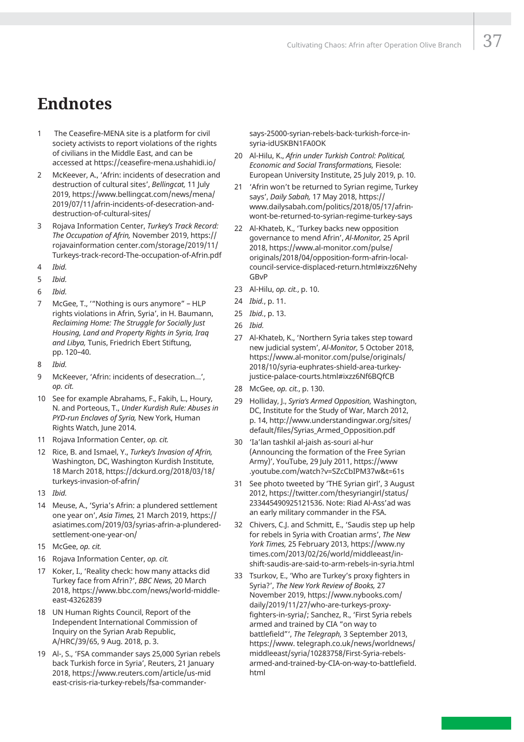# Endnotes

1. The Ceasefire-MENA site is a platform for civil society activists to report violations of the rights of civilians in the Middle East, and can be accessed at https://ceasefire-mena.ushahidi.io/
2. McKeever, A., 'Afrin: incidents of desecration and destruction of cultural sites', *Bellingcat,* 11 July 2019, https://www.bellingcat.com/news/mena/2019/07/11/afrin-incidents-of-desecration-and-destruction-of-cultural-sites/
3. Rojava Information Center, *Turkey's Track Record: The Occupation of Afrin,* November 2019, https://rojavainformation center.com/storage/2019/11/Turkeys-track-record-The-occupation-of-Afrin.pdf
4. *Ibid.*
5. *Ibid.*
6. *Ibid.*
7. McGee, T., '"Nothing is ours anymore" – HLP rights violations in Afrin, Syria', in H. Baumann, *Reclaiming Home: The Struggle for Socially Just Housing, Land and Property Rights in Syria, Iraq and Libya,* Tunis, Friedrich Ebert Stiftung, pp. 120–40.
8. *Ibid.*
9. McKeever, 'Afrin: incidents of desecration...', *op. cit.*
10. See for example Abrahams, F., Fakih, L., Houry, N. and Porteous, T., *Under Kurdish Rule: Abuses in PYD-run Enclaves of Syria,* New York, Human Rights Watch, June 2014.
11. Rojava Information Center, *op. cit.*
12. Rice, B. and Ismael, Y., *Turkey's Invasion of Afrin,* Washington, DC, Washington Kurdish Institute, 18 March 2018, https://dckurd.org/2018/03/18/turkeys-invasion-of-afrin/
13. *Ibid.*
14. Meuse, A., 'Syria's Afrin: a plundered settlement one year on', *Asia Times,* 21 March 2019, https://asiatimes.com/2019/03/syrias-afrin-a-plundered-settlement-one-year-on/
15. McGee, *op. cit.*
16. Rojava Information Center, *op. cit.*
17. Koker, I., 'Reality check: how many attacks did Turkey face from Afrin?', *BBC News,* 20 March 2018, https://www.bbc.com/news/world-middle-east-43262839
18. UN Human Rights Council, Report of the Independent International Commission of Inquiry on the Syrian Arab Republic, A/HRC/39/65, 9 Aug. 2018, p. 3.
19. Al-, S., 'FSA commander says 25,000 Syrian rebels back Turkish force in Syria', Reuters, 21 January 2018, https://www.reuters.com/article/us-mideast-crisis-ria-turkey-rebels/fsa-commander-says-25000-syrian-rebels-back-turkish-force-in-syria-idUSKBN1FA0OK
20. Al-Hilu, K., *Afrin under Turkish Control: Political, Economic and Social Transformations,* Fiesole: European University Institute, 25 July 2019, p. 10.
21. 'Afrin won't be returned to Syrian regime, Turkey says', *Daily Sabah,* 17 May 2018, https://www.dailysabah.com/politics/2018/05/17/afrin-wont-be-returned-to-syrian-regime-turkey-says
22. Al-Khateb, K., 'Turkey backs new opposition governance to mend Afrin', *Al-Monitor,* 25 April 2018, https://www.al-monitor.com/pulse/originals/2018/04/opposition-form-afrin-local-council-service-displaced-return.html#ixzz6NehyGBvP
23. Al-Hilu, *op. cit.*, p. 10.
24. *Ibid.*, p. 11.
25. *Ibid.*, p. 13.
26. *Ibid.*
27. Al-Khateb, K., 'Northern Syria takes step toward new judicial system', *Al-Monitor,* 5 October 2018, https://www.al-monitor.com/pulse/originals/2018/10/syria-euphrates-shield-area-turkey-justice-palace-courts.html#ixzz6Nf6BQfCB
28. McGee, *op. cit.*, p. 130.
29. Holliday, J., *Syria's Armed Opposition,* Washington, DC, Institute for the Study of War, March 2012, p. 14, http://www.understandingwar.org/sites/default/files/Syrias_Armed_Opposition.pdf
30. 'Ia'lan tashkil al-jaish as-souri al-hur (Announcing the formation of the Free Syrian Army)', YouTube, 29 July 2011, https://www.youtube.com/watch?v=SZcCbIPM37w&t=61s
31. See photo tweeted by 'THE Syrian girl', 3 August 2012, https://twitter.com/thesyriangirl/status/233445490925121536. Note: Riad Al-Ass'ad was an early military commander in the FSA.
32. Chivers, C.J. and Schmitt, E., 'Saudis step up help for rebels in Syria with Croatian arms', *The New York Times,* 25 February 2013, https://www.nytimes.com/2013/02/26/world/middleeast/in-shift-saudis-are-said-to-arm-rebels-in-syria.html
33. Tsurkov, E., 'Who are Turkey's proxy fighters in Syria?', *The New York Review of Books,* 27 November 2019, https://www.nybooks.com/daily/2019/11/27/who-are-turkeys-proxy-fighters-in-syria/; Sanchez, R., 'First Syria rebels armed and trained by CIA "on way to battlefield"', *The Telegraph,* 3 September 2013, https://www.telegraph.co.uk/news/worldnews/middleeast/syria/10283758/First-Syria-rebels-armed-and-trained-by-CIA-on-way-to-battlefield.html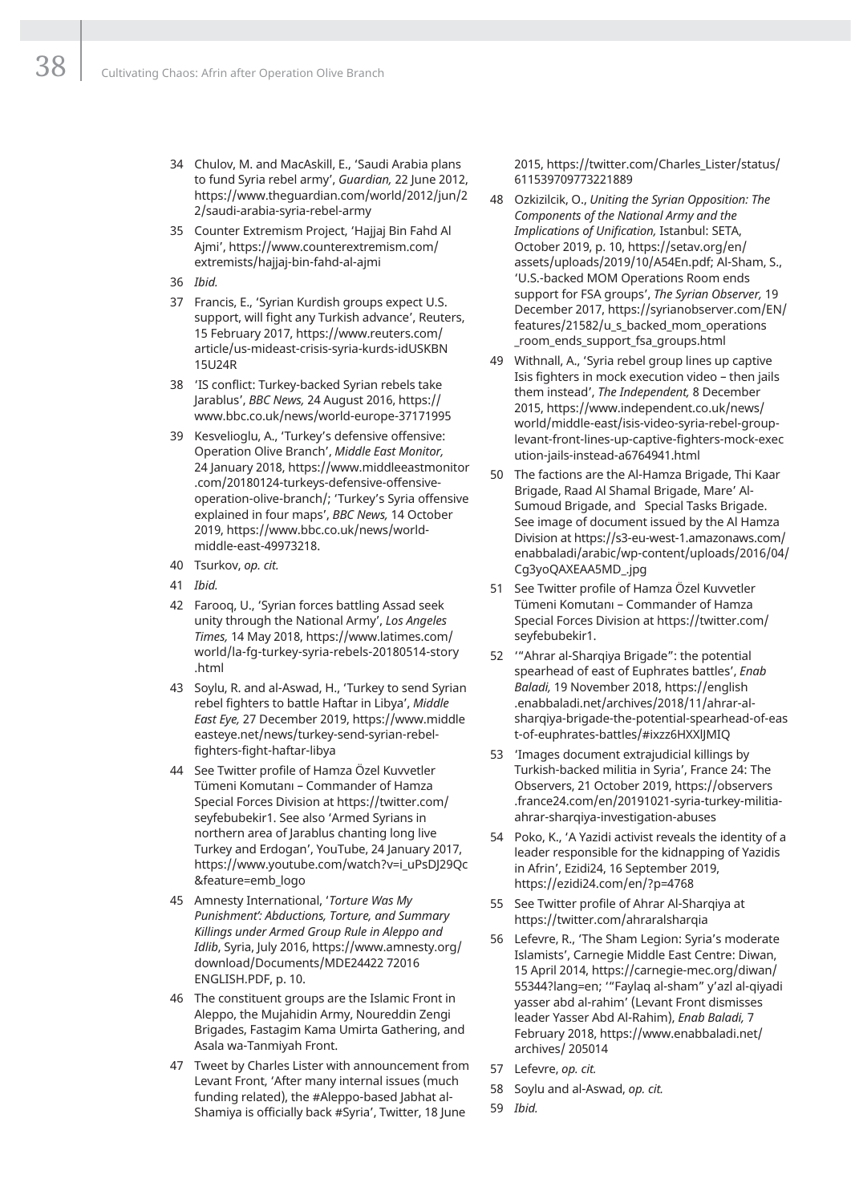34 Chulov, M. and MacAskill, E., 'Saudi Arabia plans to fund Syria rebel army', *Guardian,* 22 June 2012, https://www.theguardian.com/world/2012/jun/22/saudi-arabia-syria-rebel-army

35 Counter Extremism Project, 'Hajjaj Bin Fahd Al Ajmi', https://www.counterextremism.com/extremists/hajjaj-bin-fahd-al-ajmi

36 *Ibid.*

37 Francis, E., 'Syrian Kurdish groups expect U.S. support, will fight any Turkish advance', Reuters, 15 February 2017, https://www.reuters.com/article/us-mideast-crisis-syria-kurds-idUSKBN15U24R

38 'IS conflict: Turkey-backed Syrian rebels take Jarablus', *BBC News,* 24 August 2016, https://www.bbc.co.uk/news/world-europe-37171995

39 Kesvelioglu, A., 'Turkey's defensive offensive: Operation Olive Branch', *Middle East Monitor,* 24 January 2018, https://www.middleeastmonitor.com/20180124-turkeys-defensive-offensive-operation-olive-branch/; 'Turkey's Syria offensive explained in four maps', *BBC News,* 14 October 2019, https://www.bbc.co.uk/news/world-middle-east-49973218.

40 Tsurkov, *op. cit.*

41 *Ibid.*

42 Farooq, U., 'Syrian forces battling Assad seek unity through the National Army', *Los Angeles Times,* 14 May 2018, https://www.latimes.com/world/la-fg-turkey-syria-rebels-20180514-story.html

43 Soylu, R. and al-Aswad, H., 'Turkey to send Syrian rebel fighters to battle Haftar in Libya', *Middle East Eye,* 27 December 2019, https://www.middleeasteye.net/news/turkey-send-syrian-rebel-fighters-fight-haftar-libya

44 See Twitter profile of Hamza Özel Kuvvetler Tümeni Komutanı – Commander of Hamza Special Forces Division at https://twitter.com/seyfebubekir1. See also 'Armed Syrians in northern area of Jarablus chanting long live Turkey and Erdogan', YouTube, 24 January 2017, https://www.youtube.com/watch?v=i_uPsDJ29Qc&feature=emb_logo

45 Amnesty International, '*Torture Was My Punishment': Abductions, Torture, and Summary Killings under Armed Group Rule in Aleppo and Idlib*, Syria, July 2016, https://www.amnesty.org/download/Documents/MDE24422 72016 ENGLISH.PDF, p. 10.

46 The constituent groups are the Islamic Front in Aleppo, the Mujahidin Army, Noureddin Zengi Brigades, Fastagim Kama Umirta Gathering, and Asala wa-Tanmiyah Front.

47 Tweet by Charles Lister with announcement from Levant Front, 'After many internal issues (much funding related), the #Aleppo-based Jabhat al-Shamiya is officially back #Syria', Twitter, 18 June 2015, https://twitter.com/Charles_Lister/status/611539709773221889

48 Ozkizilcik, O., *Uniting the Syrian Opposition: The Components of the National Army and the Implications of Unification,* Istanbul: SETA, October 2019, p. 10, https://setav.org/en/assets/uploads/2019/10/A54En.pdf; Al-Sham, S., 'U.S.-backed MOM Operations Room ends support for FSA groups', *The Syrian Observer,* 19 December 2017, https://syrianobserver.com/EN/features/21582/u_s_backed_mom_operations_room_ends_support_fsa_groups.html

49 Withnall, A., 'Syria rebel group lines up captive Isis fighters in mock execution video – then jails them instead', *The Independent,* 8 December 2015, https://www.independent.co.uk/news/world/middle-east/isis-video-syria-rebel-group-levant-front-lines-up-captive-fighters-mock-execution-jails-instead-a6764941.html

50 The factions are the Al-Hamza Brigade, Thi Kaar Brigade, Raad Al Shamal Brigade, Mare' Al-Sumoud Brigade, and Special Tasks Brigade. See image of document issued by the Al Hamza Division at https://s3-eu-west-1.amazonaws.com/enabbaladi/arabic/wp-content/uploads/2016/04/Cg3yoQAXEAA5MD_.jpg

51 See Twitter profile of Hamza Özel Kuvvetler Tümeni Komutanı – Commander of Hamza Special Forces Division at https://twitter.com/seyfebubekir1.

52 '"Ahrar al-Sharqiya Brigade": the potential spearhead of east of Euphrates battles', *Enab Baladi,* 19 November 2018, https://english.enabbaladi.net/archives/2018/11/ahrar-al-sharqiya-brigade-the-potential-spearhead-of-east-of-euphrates-battles/#ixzz6HXXlJMIQ

53 'Images document extrajudicial killings by Turkish-backed militia in Syria', France 24: The Observers, 21 October 2019, https://observers.france24.com/en/20191021-syria-turkey-militia-ahrar-sharqiya-investigation-abuses

54 Poko, K., 'A Yazidi activist reveals the identity of a leader responsible for the kidnapping of Yazidis in Afrin', Ezidi24, 16 September 2019, https://ezidi24.com/en/?p=4768

55 See Twitter profile of Ahrar Al-Sharqiya at https://twitter.com/ahraralsharqia

56 Lefevre, R., 'The Sham Legion: Syria's moderate Islamists', Carnegie Middle East Centre: Diwan, 15 April 2014, https://carnegie-mec.org/diwan/55344?lang=en; '"Faylaq al-sham" y'azl al-qiyadi yasser abd al-rahim' (Levant Front dismisses leader Yasser Abd Al-Rahim), *Enab Baladi,* 7 February 2018, https://www.enabbaladi.net/archives/ 205014

57 Lefevre, *op. cit.*

58 Soylu and al-Aswad, *op. cit.*

59 *Ibid.*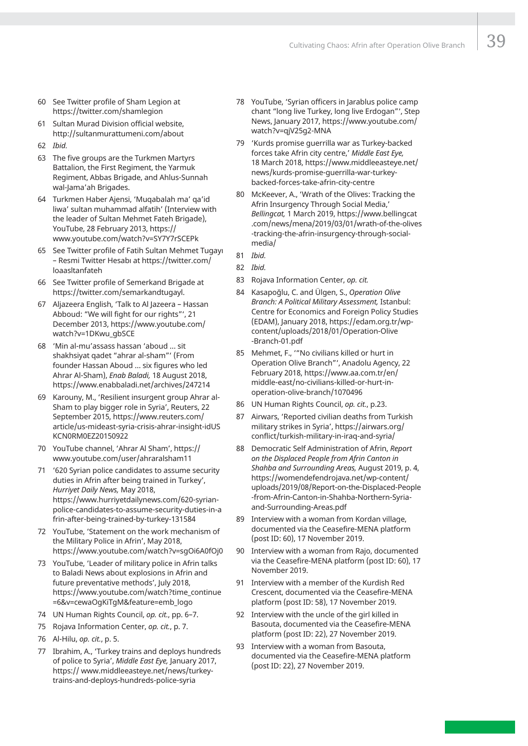60 See Twitter profile of Sham Legion at https://twitter.com/shamlegion

61 Sultan Murad Division official website, http://sultanmurattumeni.com/about

62 *Ibid.*

63 The five groups are the Turkmen Martyrs Battalion, the First Regiment, the Yarmouk Regiment, Abbas Brigade, and Ahlus-Sunnah wal-Jama'ah Brigades.

64 Turkmen Haber Ajensi, 'Muqabalah ma' qa'id liwa' sultan muhammad alfatih' (Interview with the leader of Sultan Mehmet Fateh Brigade), YouTube, 28 February 2013, https://www.youtube.com/watch?v=SY7Y7rSCEPk

65 See Twitter profile of Fatih Sultan Mehmet Tugayı – Resmi Twitter Hesabı at https://twitter.com/loaasltanfateh

66 See Twitter profile of Semerkand Brigade at https://twitter.com/semarkandtugayl.

67 Aljazeera English, 'Talk to Al Jazeera – Hassan Abboud: "We will fight for our rights"', 21 December 2013, https://www.youtube.com/watch?v=1DKwu_gbSCE

68 'Min al-mu'assass hassan 'aboud … sit shakhsiyat qadet "ahrar al-sham"' (From founder Hassan Aboud … six figures who led Ahrar Al-Sham), *Enab Baladi,* 18 August 2018, https://www.enabbaladi.net/archives/247214

69 Karouny, M., 'Resilient insurgent group Ahrar al-Sham to play bigger role in Syria', Reuters, 22 September 2015, https://www.reuters.com/article/us-mideast-syria-crisis-ahrar-insight-idUSKCN0RM0EZ20150922

70 YouTube channel, 'Ahrar Al Sham', https://www.youtube.com/user/ahraralsham11

71 '620 Syrian police candidates to assume security duties in Afrin after being trained in Turkey', *Hurriyet Daily News,* May 2018, https://www.hurriyetdailynews.com/620-syrian-police-candidates-to-assume-security-duties-in-afrin-after-being-trained-by-turkey-131584

72 YouTube, 'Statement on the work mechanism of the Military Police in Afrin', May 2018, https://www.youtube.com/watch?v=sgOi6A0fOj0

73 YouTube, 'Leader of military police in Afrin talks to Baladi News about explosions in Afrin and future preventative methods', July 2018, https://www.youtube.com/watch?time_continue=6&v=cewaOgKiTgM&feature=emb_logo

74 UN Human Rights Council, *op. cit.*, pp. 6–7.

75 Rojava Information Center, *op. cit.*, p. 7.

76 Al-Hilu, *op. cit.*, p. 5.

77 Ibrahim, A., 'Turkey trains and deploys hundreds of police to Syria', *Middle East Eye,* January 2017, https:// www.middleeasteye.net/news/turkey-trains-and-deploys-hundreds-police-syria

78 YouTube, 'Syrian officers in Jarablus police camp chant "long live Turkey, long live Erdogan"', Step News, January 2017, https://www.youtube.com/watch?v=qjV25g2-MNA

79 'Kurds promise guerrilla war as Turkey-backed forces take Afrin city centre,' *Middle East Eye,* 18 March 2018, https://www.middleeasteye.net/news/kurds-promise-guerrilla-war-turkey-backed-forces-take-afrin-city-centre

80 McKeever, A., 'Wrath of the Olives: Tracking the Afrin Insurgency Through Social Media,' *Bellingcat,* 1 March 2019, https://www.bellingcat.com/news/mena/2019/03/01/wrath-of-the-olives-tracking-the-afrin-insurgency-through-social-media/

81 *Ibid.*

82 *Ibid.*

83 Rojava Information Center, *op. cit.*

84 Kasapoğlu, C. and Ülgen, S., *Operation Olive Branch: A Political Military Assessment,* Istanbul: Centre for Economics and Foreign Policy Studies (EDAM), January 2018, https://edam.org.tr/wp-content/uploads/2018/01/Operation-Olive-Branch-01.pdf

85 Mehmet, F., '"No civilians killed or hurt in Operation Olive Branch"', Anadolu Agency, 22 February 2018, https://www.aa.com.tr/en/middle-east/no-civilians-killed-or-hurt-in-operation-olive-branch/1070496

86 UN Human Rights Council, *op. cit.*, p.23.

87 Airwars, 'Reported civilian deaths from Turkish military strikes in Syria', https://airwars.org/conflict/turkish-military-in-iraq-and-syria/

88 Democratic Self Administration of Afrin, *Report on the Displaced People from Afrin Canton in Shahba and Surrounding Areas,* August 2019, p. 4, https://womendefendrojava.net/wp-content/uploads/2019/08/Report-on-the-Displaced-People-from-Afrin-Canton-in-Shahba-Northern-Syria-and-Surrounding-Areas.pdf

89 Interview with a woman from Kordan village, documented via the Ceasefire-MENA platform (post ID: 60), 17 November 2019.

90 Interview with a woman from Rajo, documented via the Ceasefire-MENA platform (post ID: 60), 17 November 2019.

91 Interview with a member of the Kurdish Red Crescent, documented via the Ceasefire-MENA platform (post ID: 58), 17 November 2019.

92 Interview with the uncle of the girl killed in Basouta, documented via the Ceasefire-MENA platform (post ID: 22), 27 November 2019.

93 Interview with a woman from Basouta, documented via the Ceasefire-MENA platform (post ID: 22), 27 November 2019.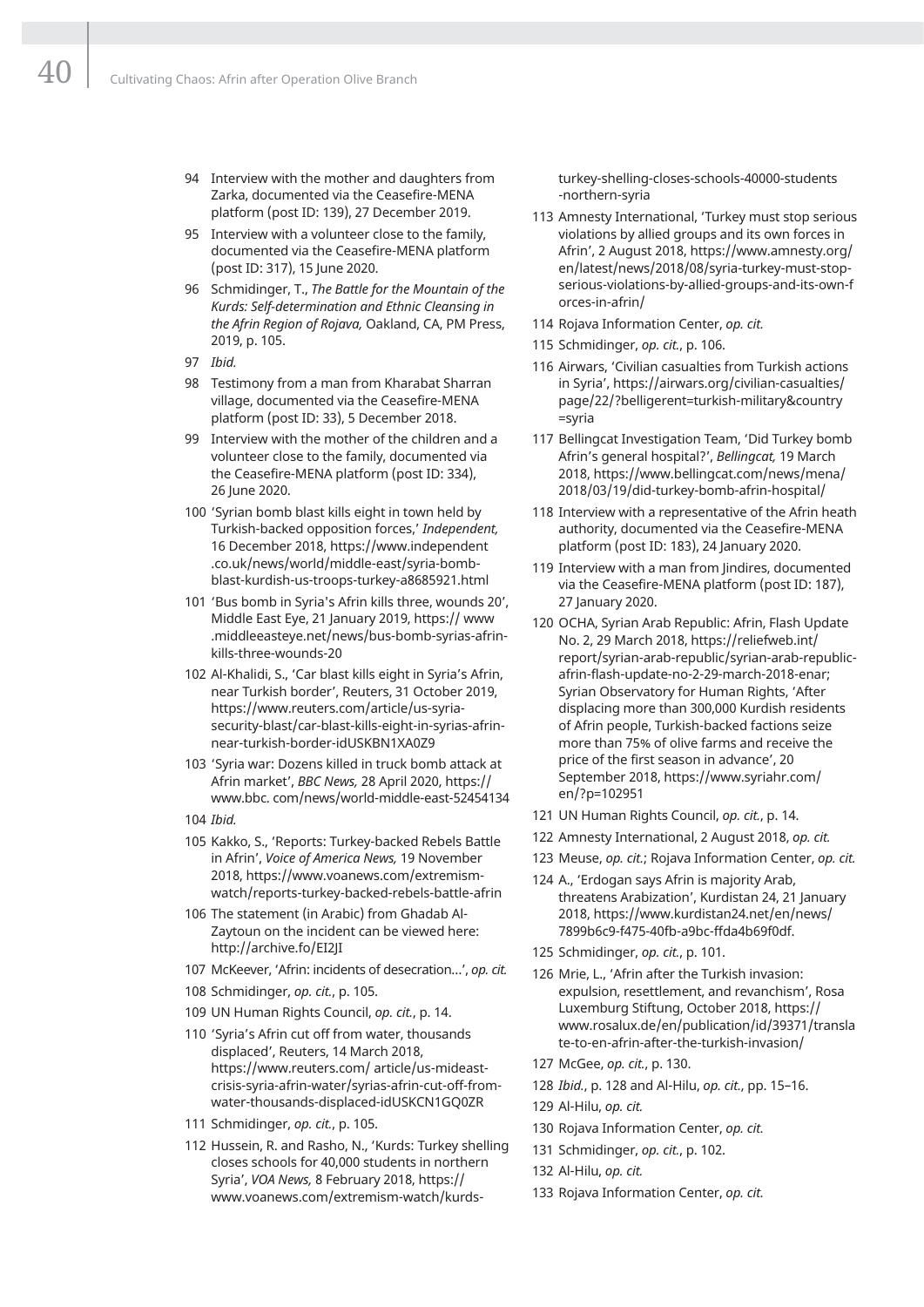94 Interview with the mother and daughters from Zarka, documented via the Ceasefire-MENA platform (post ID: 139), 27 December 2019.

95 Interview with a volunteer close to the family, documented via the Ceasefire-MENA platform (post ID: 317), 15 June 2020.

96 Schmidinger, T., *The Battle for the Mountain of the Kurds: Self-determination and Ethnic Cleansing in the Afrin Region of Rojava,* Oakland, CA, PM Press, 2019, p. 105.

97 *Ibid.*

98 Testimony from a man from Kharabat Sharran village, documented via the Ceasefire-MENA platform (post ID: 33), 5 December 2018.

99 Interview with the mother of the children and a volunteer close to the family, documented via the Ceasefire-MENA platform (post ID: 334), 26 June 2020.

100 'Syrian bomb blast kills eight in town held by Turkish-backed opposition forces,' *Independent,* 16 December 2018, https://www.independent.co.uk/news/world/middle-east/syria-bomb-blast-kurdish-us-troops-turkey-a8685921.html

101 'Bus bomb in Syria's Afrin kills three, wounds 20', Middle East Eye, 21 January 2019, https:// www.middleeasteye.net/news/bus-bomb-syrias-afrin-kills-three-wounds-20

102 Al-Khalidi, S., 'Car blast kills eight in Syria's Afrin, near Turkish border', Reuters, 31 October 2019, https://www.reuters.com/article/us-syria-security-blast/car-blast-kills-eight-in-syrias-afrin-near-turkish-border-idUSKBN1XA0Z9

103 'Syria war: Dozens killed in truck bomb attack at Afrin market', *BBC News,* 28 April 2020, https:// www.bbc. com/news/world-middle-east-52454134

104 *Ibid.*

105 Kakko, S., 'Reports: Turkey-backed Rebels Battle in Afrin', *Voice of America News,* 19 November 2018, https://www.voanews.com/extremism-watch/reports-turkey-backed-rebels-battle-afrin

106 The statement (in Arabic) from Ghadab Al-Zaytoun on the incident can be viewed here: http://archive.fo/EI2JI

107 McKeever, 'Afrin: incidents of desecration...', *op. cit.*

108 Schmidinger, *op. cit.*, p. 105.

109 UN Human Rights Council, *op. cit.*, p. 14.

110 'Syria's Afrin cut off from water, thousands displaced', Reuters, 14 March 2018, https://www.reuters.com/ article/us-mideast-crisis-syria-afrin-water/syrias-afrin-cut-off-from-water-thousands-displaced-idUSKCN1GQ0ZR

111 Schmidinger, *op. cit.*, p. 105.

112 Hussein, R. and Rasho, N., 'Kurds: Turkey shelling closes schools for 40,000 students in northern Syria', *VOA News,* 8 February 2018, https:// www.voanews.com/extremism-watch/kurds-turkey-shelling-closes-schools-40000-students-northern-syria

113 Amnesty International, 'Turkey must stop serious violations by allied groups and its own forces in Afrin', 2 August 2018, https://www.amnesty.org/en/latest/news/2018/08/syria-turkey-must-stop-serious-violations-by-allied-groups-and-its-own-forces-in-afrin/

114 Rojava Information Center, *op. cit.*

115 Schmidinger, *op. cit.*, p. 106.

116 Airwars, 'Civilian casualties from Turkish actions in Syria', https://airwars.org/civilian-casualties/page/22/?belligerent=turkish-military&country=syria

117 Bellingcat Investigation Team, 'Did Turkey bomb Afrin's general hospital?', *Bellingcat,* 19 March 2018, https://www.bellingcat.com/news/mena/2018/03/19/did-turkey-bomb-afrin-hospital/

118 Interview with a representative of the Afrin heath authority, documented via the Ceasefire-MENA platform (post ID: 183), 24 January 2020.

119 Interview with a man from Jindires, documented via the Ceasefire-MENA platform (post ID: 187), 27 January 2020.

120 OCHA, Syrian Arab Republic: Afrin, Flash Update No. 2, 29 March 2018, https://reliefweb.int/report/syrian-arab-republic/syrian-arab-republic-afrin-flash-update-no-2-29-march-2018-enar; Syrian Observatory for Human Rights, 'After displacing more than 300,000 Kurdish residents of Afrin people, Turkish-backed factions seize more than 75% of olive farms and receive the price of the first season in advance', 20 September 2018, https://www.syriahr.com/en/?p=102951

121 UN Human Rights Council, *op. cit.*, p. 14.

122 Amnesty International, 2 August 2018, *op. cit.*

123 Meuse, *op. cit.*; Rojava Information Center, *op. cit.*

124 A., 'Erdogan says Afrin is majority Arab, threatens Arabization', Kurdistan 24, 21 January 2018, https://www.kurdistan24.net/en/news/7899b6c9-f475-40fb-a9bc-ffda4b69f0df.

125 Schmidinger, *op. cit.*, p. 101.

126 Mrie, L., 'Afrin after the Turkish invasion: expulsion, resettlement, and revanchism', Rosa Luxemburg Stiftung, October 2018, https://www.rosalux.de/en/publication/id/39371/translate-to-en-afrin-after-the-turkish-invasion/

127 McGee, *op. cit.*, p. 130.

128 *Ibid.*, p. 128 and Al-Hilu, *op. cit.*, pp. 15–16.

129 Al-Hilu, *op. cit.*

130 Rojava Information Center, *op. cit.*

131 Schmidinger, *op. cit.*, p. 102.

132 Al-Hilu, *op. cit.*

133 Rojava Information Center, *op. cit.*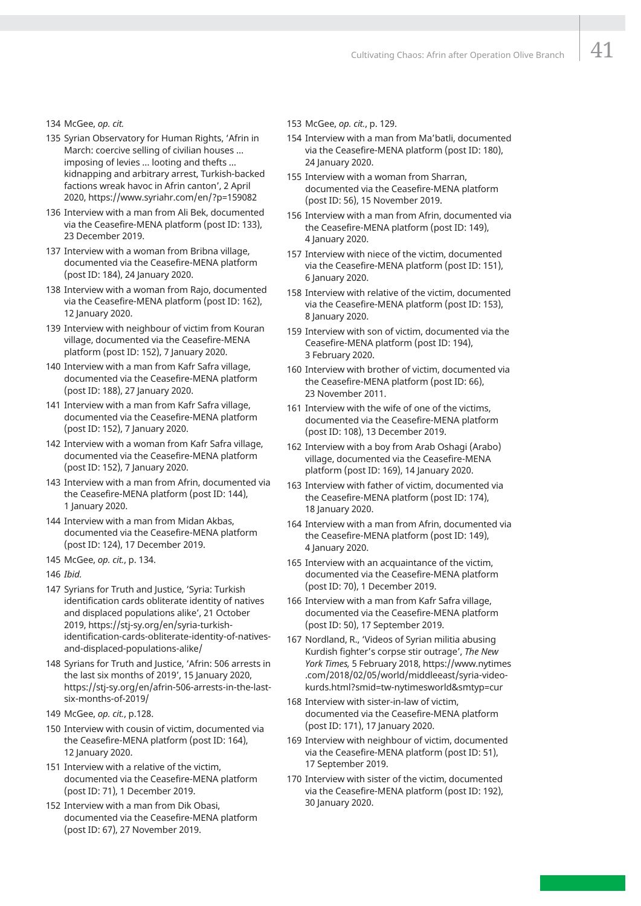134 McGee, *op. cit.*

135 Syrian Observatory for Human Rights, 'Afrin in March: coercive selling of civilian houses ... imposing of levies ... looting and thefts ... kidnapping and arbitrary arrest, Turkish-backed factions wreak havoc in Afrin canton', 2 April 2020, https://www.syriahr.com/en/?p=159082

136 Interview with a man from Ali Bek, documented via the Ceasefire-MENA platform (post ID: 133), 23 December 2019.

137 Interview with a woman from Bribna village, documented via the Ceasefire-MENA platform (post ID: 184), 24 January 2020.

138 Interview with a woman from Rajo, documented via the Ceasefire-MENA platform (post ID: 162), 12 January 2020.

139 Interview with neighbour of victim from Kouran village, documented via the Ceasefire-MENA platform (post ID: 152), 7 January 2020.

140 Interview with a man from Kafr Safra village, documented via the Ceasefire-MENA platform (post ID: 188), 27 January 2020.

141 Interview with a man from Kafr Safra village, documented via the Ceasefire-MENA platform (post ID: 152), 7 January 2020.

142 Interview with a woman from Kafr Safra village, documented via the Ceasefire-MENA platform (post ID: 152), 7 January 2020.

143 Interview with a man from Afrin, documented via the Ceasefire-MENA platform (post ID: 144), 1 January 2020.

144 Interview with a man from Midan Akbas, documented via the Ceasefire-MENA platform (post ID: 124), 17 December 2019.

145 McGee, *op. cit.*, p. 134.

146 *Ibid.*

147 Syrians for Truth and Justice, 'Syria: Turkish identification cards obliterate identity of natives and displaced populations alike', 21 October 2019, https://stj-sy.org/en/syria-turkish-identification-cards-obliterate-identity-of-natives-and-displaced-populations-alike/

148 Syrians for Truth and Justice, 'Afrin: 506 arrests in the last six months of 2019', 15 January 2020, https://stj-sy.org/en/afrin-506-arrests-in-the-last-six-months-of-2019/

149 McGee, *op. cit.*, p.128.

150 Interview with cousin of victim, documented via the Ceasefire-MENA platform (post ID: 164), 12 January 2020.

151 Interview with a relative of the victim, documented via the Ceasefire-MENA platform (post ID: 71), 1 December 2019.

152 Interview with a man from Dik Obasi, documented via the Ceasefire-MENA platform (post ID: 67), 27 November 2019.

153 McGee, *op. cit.*, p. 129.

154 Interview with a man from Ma'batli, documented via the Ceasefire-MENA platform (post ID: 180), 24 January 2020.

155 Interview with a woman from Sharran, documented via the Ceasefire-MENA platform (post ID: 56), 15 November 2019.

156 Interview with a man from Afrin, documented via the Ceasefire-MENA platform (post ID: 149), 4 January 2020.

157 Interview with niece of the victim, documented via the Ceasefire-MENA platform (post ID: 151), 6 January 2020.

158 Interview with relative of the victim, documented via the Ceasefire-MENA platform (post ID: 153), 8 January 2020.

159 Interview with son of victim, documented via the Ceasefire-MENA platform (post ID: 194), 3 February 2020.

160 Interview with brother of victim, documented via the Ceasefire-MENA platform (post ID: 66), 23 November 2011.

161 Interview with the wife of one of the victims, documented via the Ceasefire-MENA platform (post ID: 108), 13 December 2019.

162 Interview with a boy from Arab Oshagi (Arabo) village, documented via the Ceasefire-MENA platform (post ID: 169), 14 January 2020.

163 Interview with father of victim, documented via the Ceasefire-MENA platform (post ID: 174), 18 January 2020.

164 Interview with a man from Afrin, documented via the Ceasefire-MENA platform (post ID: 149), 4 January 2020.

165 Interview with an acquaintance of the victim, documented via the Ceasefire-MENA platform (post ID: 70), 1 December 2019.

166 Interview with a man from Kafr Safra village, documented via the Ceasefire-MENA platform (post ID: 50), 17 September 2019.

167 Nordland, R., 'Videos of Syrian militia abusing Kurdish fighter's corpse stir outrage', *The New York Times,* 5 February 2018, https://www.nytimes.com/2018/02/05/world/middleeast/syria-video-kurds.html?smid=tw-nytimesworld&smtyp=cur

168 Interview with sister-in-law of victim, documented via the Ceasefire-MENA platform (post ID: 171), 17 January 2020.

169 Interview with neighbour of victim, documented via the Ceasefire-MENA platform (post ID: 51), 17 September 2019.

170 Interview with sister of the victim, documented via the Ceasefire-MENA platform (post ID: 192), 30 January 2020.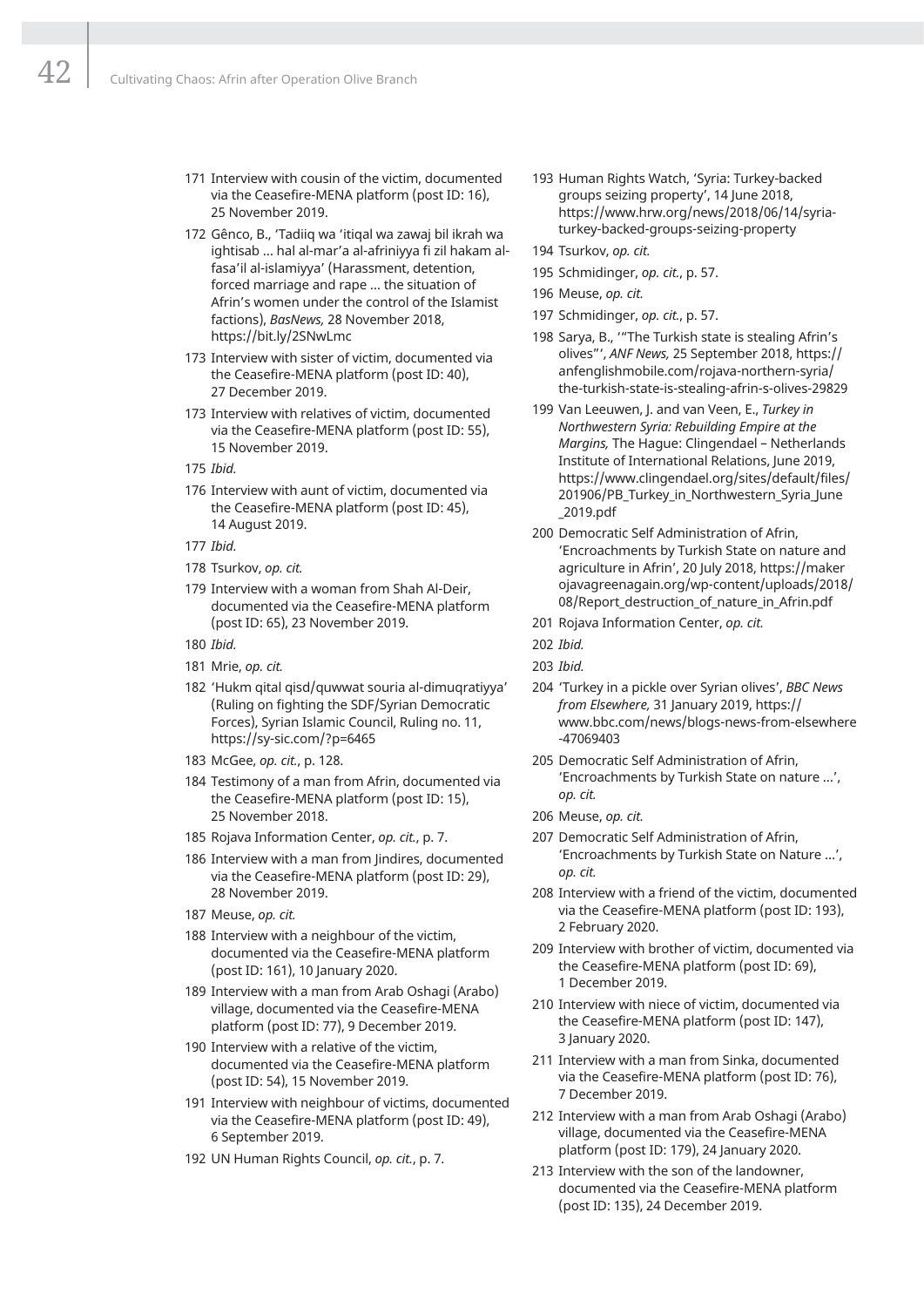171 Interview with cousin of the victim, documented via the Ceasefire-MENA platform (post ID: 16), 25 November 2019.

172 Gênco, B., 'Tadiiq wa 'itiqal wa zawaj bil ikrah wa ightisab … hal al-mar'a al-afriniyya fi zil hakam al-fasa'il al-islamiyya' (Harassment, detention, forced marriage and rape … the situation of Afrin's women under the control of the Islamist factions), *BasNews,* 28 November 2018, https://bit.ly/2SNwLmc

173 Interview with sister of victim, documented via the Ceasefire-MENA platform (post ID: 40), 27 December 2019.

173 Interview with relatives of victim, documented via the Ceasefire-MENA platform (post ID: 55), 15 November 2019.

175 *Ibid.*

176 Interview with aunt of victim, documented via the Ceasefire-MENA platform (post ID: 45), 14 August 2019.

177 *Ibid.*

178 Tsurkov, *op. cit.*

179 Interview with a woman from Shah Al-Deir, documented via the Ceasefire-MENA platform (post ID: 65), 23 November 2019.

180 *Ibid.*

181 Mrie, *op. cit.*

182 'Hukm qital qisd/quwwat souria al-dimuqratiyya' (Ruling on fighting the SDF/Syrian Democratic Forces), Syrian Islamic Council, Ruling no. 11, https://sy-sic.com/?p=6465

183 McGee, *op. cit.*, p. 128.

184 Testimony of a man from Afrin, documented via the Ceasefire-MENA platform (post ID: 15), 25 November 2018.

185 Rojava Information Center, *op. cit.*, p. 7.

186 Interview with a man from Jindires, documented via the Ceasefire-MENA platform (post ID: 29), 28 November 2019.

187 Meuse, *op. cit.*

188 Interview with a neighbour of the victim, documented via the Ceasefire-MENA platform (post ID: 161), 10 January 2020.

189 Interview with a man from Arab Oshagi (Arabo) village, documented via the Ceasefire-MENA platform (post ID: 77), 9 December 2019.

190 Interview with a relative of the victim, documented via the Ceasefire-MENA platform (post ID: 54), 15 November 2019.

191 Interview with neighbour of victims, documented via the Ceasefire-MENA platform (post ID: 49), 6 September 2019.

192 UN Human Rights Council, *op. cit.*, p. 7.

193 Human Rights Watch, 'Syria: Turkey-backed groups seizing property', 14 June 2018, https://www.hrw.org/news/2018/06/14/syria-turkey-backed-groups-seizing-property

194 Tsurkov, *op. cit.*

195 Schmidinger, *op. cit.*, p. 57.

196 Meuse, *op. cit.*

197 Schmidinger, *op. cit.*, p. 57.

198 Sarya, B., '"The Turkish state is stealing Afrin's olives"', *ANF News,* 25 September 2018, https://anfenglishmobile.com/rojava-northern-syria/the-turkish-state-is-stealing-afrin-s-olives-29829

199 Van Leeuwen, J. and van Veen, E., *Turkey in Northwestern Syria: Rebuilding Empire at the Margins,* The Hague: Clingendael – Netherlands Institute of International Relations, June 2019, https://www.clingendael.org/sites/default/files/201906/PB_Turkey_in_Northwestern_Syria_June_2019.pdf

200 Democratic Self Administration of Afrin, 'Encroachments by Turkish State on nature and agriculture in Afrin', 20 July 2018, https://makerojavagreenagain.org/wp-content/uploads/2018/08/Report_destruction_of_nature_in_Afrin.pdf

201 Rojava Information Center, *op. cit.*

202 *Ibid.*

203 *Ibid.*

204 'Turkey in a pickle over Syrian olives', *BBC News from Elsewhere,* 31 January 2019, https://www.bbc.com/news/blogs-news-from-elsewhere-47069403

205 Democratic Self Administration of Afrin, 'Encroachments by Turkish State on nature …', *op. cit.*

206 Meuse, *op. cit.*

207 Democratic Self Administration of Afrin, 'Encroachments by Turkish State on Nature …', *op. cit.*

208 Interview with a friend of the victim, documented via the Ceasefire-MENA platform (post ID: 193), 2 February 2020.

209 Interview with brother of victim, documented via the Ceasefire-MENA platform (post ID: 69), 1 December 2019.

210 Interview with niece of victim, documented via the Ceasefire-MENA platform (post ID: 147), 3 January 2020.

211 Interview with a man from Sinka, documented via the Ceasefire-MENA platform (post ID: 76), 7 December 2019.

212 Interview with a man from Arab Oshagi (Arabo) village, documented via the Ceasefire-MENA platform (post ID: 179), 24 January 2020.

213 Interview with the son of the landowner, documented via the Ceasefire-MENA platform (post ID: 135), 24 December 2019.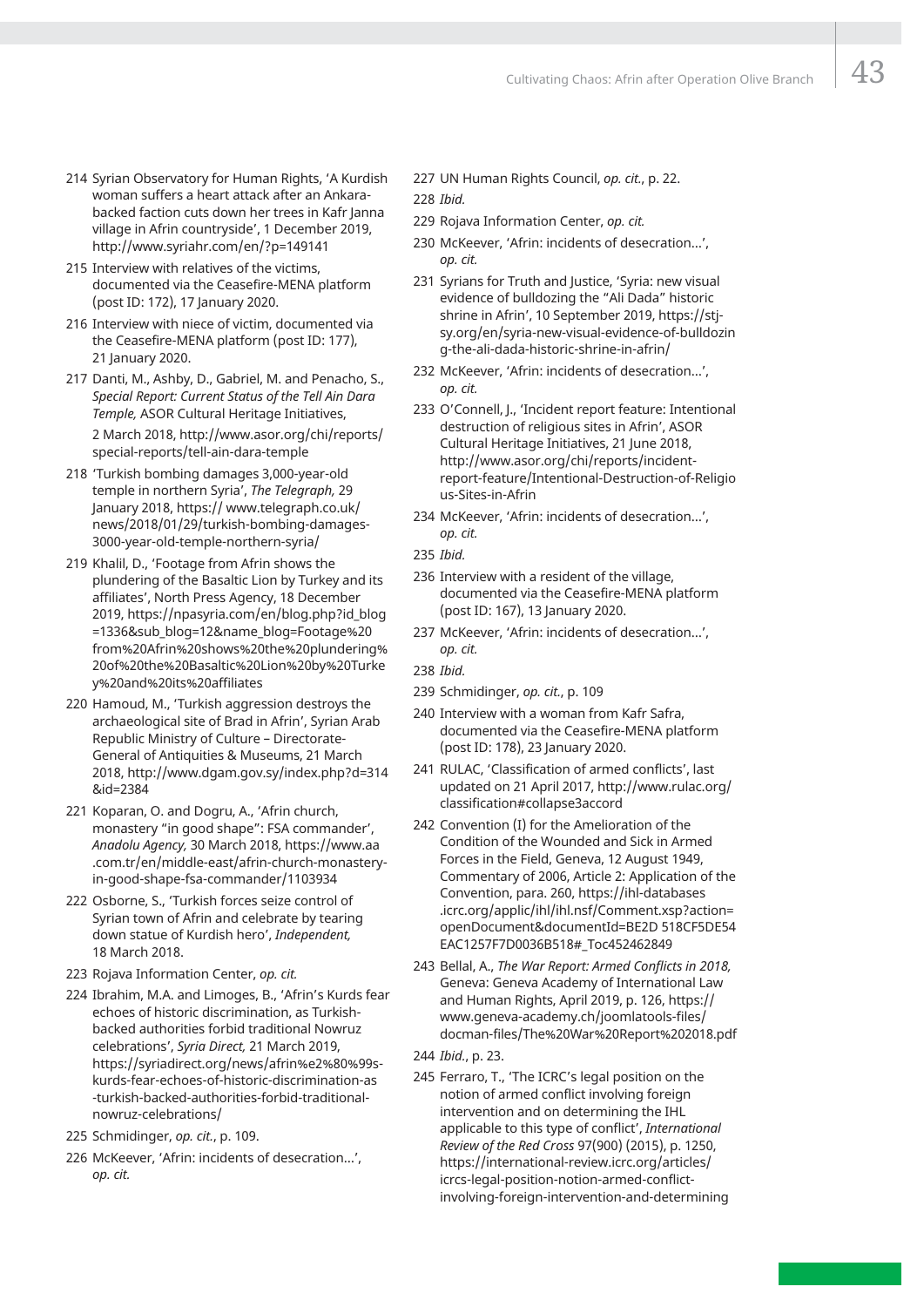214 Syrian Observatory for Human Rights, 'A Kurdish woman suffers a heart attack after an Ankara-backed faction cuts down her trees in Kafr Janna village in Afrin countryside', 1 December 2019, http://www.syriahr.com/en/?p=149141

215 Interview with relatives of the victims, documented via the Ceasefire-MENA platform (post ID: 172), 17 January 2020.

216 Interview with niece of victim, documented via the Ceasefire-MENA platform (post ID: 177), 21 January 2020.

217 Danti, M., Ashby, D., Gabriel, M. and Penacho, S., *Special Report: Current Status of the Tell Ain Dara Temple,* ASOR Cultural Heritage Initiatives, 2 March 2018, http://www.asor.org/chi/reports/special-reports/tell-ain-dara-temple

218 'Turkish bombing damages 3,000-year-old temple in northern Syria', *The Telegraph,* 29 January 2018, https:// www.telegraph.co.uk/news/2018/01/29/turkish-bombing-damages-3000-year-old-temple-northern-syria/

219 Khalil, D., 'Footage from Afrin shows the plundering of the Basaltic Lion by Turkey and its affiliates', North Press Agency, 18 December 2019, https://npasyria.com/en/blog.php?id_blog=1336&sub_blog=12&name_blog=Footage%20from%20Afrin%20shows%20the%20plundering%20of%20the%20Basaltic%20Lion%20by%20Turkey%20and%20its%20affiliates

220 Hamoud, M., 'Turkish aggression destroys the archaeological site of Brad in Afrin', Syrian Arab Republic Ministry of Culture – Directorate-General of Antiquities & Museums, 21 March 2018, http://www.dgam.gov.sy/index.php?d=314&id=2384

221 Koparan, O. and Dogru, A., 'Afrin church, monastery "in good shape": FSA commander', *Anadolu Agency,* 30 March 2018, https://www.aa.com.tr/en/middle-east/afrin-church-monastery-in-good-shape-fsa-commander/1103934

222 Osborne, S., 'Turkish forces seize control of Syrian town of Afrin and celebrate by tearing down statue of Kurdish hero', *Independent,* 18 March 2018.

223 Rojava Information Center, *op. cit.*

224 Ibrahim, M.A. and Limoges, B., 'Afrin's Kurds fear echoes of historic discrimination, as Turkish-backed authorities forbid traditional Nowruz celebrations', *Syria Direct,* 21 March 2019, https://syriadirect.org/news/afrin%e2%80%99s-kurds-fear-echoes-of-historic-discrimination-as-turkish-backed-authorities-forbid-traditional-nowruz-celebrations/

225 Schmidinger, *op. cit.*, p. 109.

226 McKeever, 'Afrin: incidents of desecration…', *op. cit.*

227 UN Human Rights Council, *op. cit.*, p. 22.

228 *Ibid.*

229 Rojava Information Center, *op. cit.*

230 McKeever, 'Afrin: incidents of desecration…', *op. cit.*

231 Syrians for Truth and Justice, 'Syria: new visual evidence of bulldozing the "Ali Dada" historic shrine in Afrin', 10 September 2019, https://stj-sy.org/en/syria-new-visual-evidence-of-bulldozing-the-ali-dada-historic-shrine-in-afrin/

232 McKeever, 'Afrin: incidents of desecration…', *op. cit.*

233 O'Connell, J., 'Incident report feature: Intentional destruction of religious sites in Afrin', ASOR Cultural Heritage Initiatives, 21 June 2018, http://www.asor.org/chi/reports/incident-report-feature/Intentional-Destruction-of-Religious-Sites-in-Afrin

234 McKeever, 'Afrin: incidents of desecration…', *op. cit.*

235 *Ibid.*

236 Interview with a resident of the village, documented via the Ceasefire-MENA platform (post ID: 167), 13 January 2020.

237 McKeever, 'Afrin: incidents of desecration…', *op. cit.*

238 *Ibid.*

239 Schmidinger, *op. cit.*, p. 109

240 Interview with a woman from Kafr Safra, documented via the Ceasefire-MENA platform (post ID: 178), 23 January 2020.

241 RULAC, 'Classification of armed conflicts', last updated on 21 April 2017, http://www.rulac.org/classification#collapse3accord

242 Convention (I) for the Amelioration of the Condition of the Wounded and Sick in Armed Forces in the Field, Geneva, 12 August 1949, Commentary of 2006, Article 2: Application of the Convention, para. 260, https://ihl-databases.icrc.org/applic/ihl/ihl.nsf/Comment.xsp?action=openDocument&documentId=BE2D 518CF5DE54EAC1257F7D0036B518#_Toc452462849

243 Bellal, A., *The War Report: Armed Conflicts in 2018,* Geneva: Geneva Academy of International Law and Human Rights, April 2019, p. 126, https://www.geneva-academy.ch/joomlatools-files/docman-files/The%20War%20Report%202018.pdf

244 *Ibid.*, p. 23.

245 Ferraro, T., 'The ICRC's legal position on the notion of armed conflict involving foreign intervention and on determining the IHL applicable to this type of conflict', *International Review of the Red Cross* 97(900) (2015), p. 1250, https://international-review.icrc.org/articles/icrcs-legal-position-notion-armed-conflict-involving-foreign-intervention-and-determining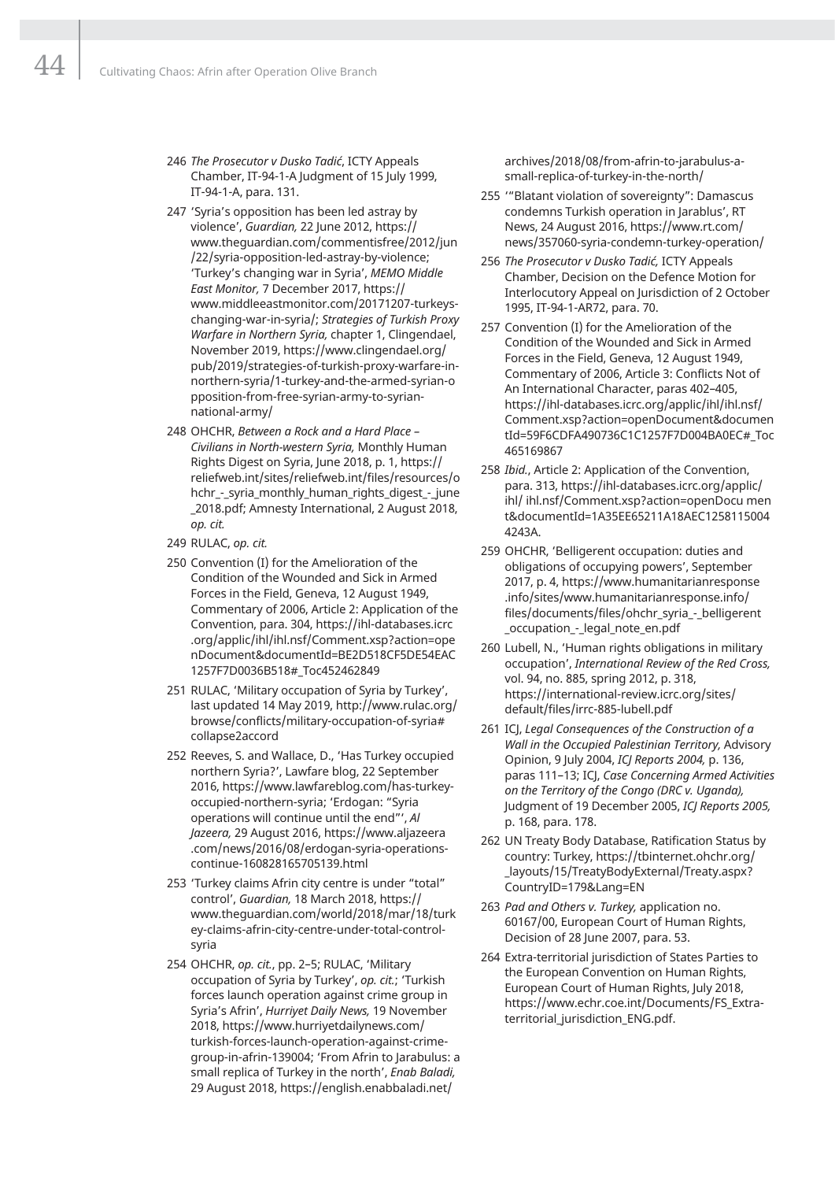246 *The Prosecutor v Dusko Tadić*, ICTY Appeals Chamber, IT-94-1-A Judgment of 15 July 1999, IT-94-1-A, para. 131.

247 'Syria's opposition has been led astray by violence', *Guardian,* 22 June 2012, https://www.theguardian.com/commentisfree/2012/jun/22/syria-opposition-led-astray-by-violence; 'Turkey's changing war in Syria', *MEMO Middle East Monitor,* 7 December 2017, https://www.middleeastmonitor.com/20171207-turkeys-changing-war-in-syria/; *Strategies of Turkish Proxy Warfare in Northern Syria,* chapter 1, Clingendael, November 2019, https://www.clingendael.org/pub/2019/strategies-of-turkish-proxy-warfare-in-northern-syria/1-turkey-and-the-armed-syrian-opposition-from-free-syrian-army-to-syrian-national-army/

248 OHCHR, *Between a Rock and a Hard Place – Civilians in North-western Syria,* Monthly Human Rights Digest on Syria, June 2018, p. 1, https://reliefweb.int/sites/reliefweb.int/files/resources/ohchr_-_syria_monthly_human_rights_digest_-_june_2018.pdf; Amnesty International, 2 August 2018, *op. cit.*

249 RULAC, *op. cit.*

250 Convention (I) for the Amelioration of the Condition of the Wounded and Sick in Armed Forces in the Field, Geneva, 12 August 1949, Commentary of 2006, Article 2: Application of the Convention, para. 304, https://ihl-databases.icrc.org/applic/ihl/ihl.nsf/Comment.xsp?action=openDocument&documentId=BE2D518CF5DE54EAC1257F7D0036B518#_Toc452462849

251 RULAC, 'Military occupation of Syria by Turkey', last updated 14 May 2019, http://www.rulac.org/browse/conflicts/military-occupation-of-syria#collapse2accord

252 Reeves, S. and Wallace, D., 'Has Turkey occupied northern Syria?', Lawfare blog, 22 September 2016, https://www.lawfareblog.com/has-turkey-occupied-northern-syria; 'Erdogan: "Syria operations will continue until the end"', *Al Jazeera,* 29 August 2016, https://www.aljazeera.com/news/2016/08/erdogan-syria-operations-continue-160828165705139.html

253 'Turkey claims Afrin city centre is under "total" control', *Guardian,* 18 March 2018, https://www.theguardian.com/world/2018/mar/18/turkey-claims-afrin-city-centre-under-total-control-syria

254 OHCHR, *op. cit.*, pp. 2–5; RULAC, 'Military occupation of Syria by Turkey', *op. cit.*; 'Turkish forces launch operation against crime group in Syria's Afrin', *Hurriyet Daily News,* 19 November 2018, https://www.hurriyetdailynews.com/turkish-forces-launch-operation-against-crime-group-in-afrin-139004; 'From Afrin to Jarabulus: a small replica of Turkey in the north', *Enab Baladi,* 29 August 2018, https://english.enabbaladi.net/archives/2018/08/from-afrin-to-jarabulus-a-small-replica-of-turkey-in-the-north/

255 '"Blatant violation of sovereignty": Damascus condemns Turkish operation in Jarablus', RT News, 24 August 2016, https://www.rt.com/news/357060-syria-condemn-turkey-operation/

256 *The Prosecutor v Dusko Tadić,* ICTY Appeals Chamber, Decision on the Defence Motion for Interlocutory Appeal on Jurisdiction of 2 October 1995, IT-94-1-AR72, para. 70.

257 Convention (I) for the Amelioration of the Condition of the Wounded and Sick in Armed Forces in the Field, Geneva, 12 August 1949, Commentary of 2006, Article 3: Conflicts Not of An International Character, paras 402–405, https://ihl-databases.icrc.org/applic/ihl/ihl.nsf/Comment.xsp?action=openDocument&documentId=59F6CDFA490736C1C1257F7D004BA0EC#_Toc465169867

258 *Ibid.*, Article 2: Application of the Convention, para. 313, https://ihl-databases.icrc.org/applic/ihl/ ihl.nsf/Comment.xsp?action=openDocu ment&documentId=1A35EE65211A18AEC12581150044243A.

259 OHCHR, 'Belligerent occupation: duties and obligations of occupying powers', September 2017, p. 4, https://www.humanitarianresponse.info/sites/www.humanitarianresponse.info/files/documents/files/ohchr_syria_-_belligerent_occupation_-_legal_note_en.pdf

260 Lubell, N., 'Human rights obligations in military occupation', *International Review of the Red Cross,* vol. 94, no. 885, spring 2012, p. 318, https://international-review.icrc.org/sites/default/files/irrc-885-lubell.pdf

261 ICJ, *Legal Consequences of the Construction of a Wall in the Occupied Palestinian Territory,* Advisory Opinion, 9 July 2004, *ICJ Reports 2004,* p. 136, paras 111–13; ICJ, *Case Concerning Armed Activities on the Territory of the Congo (DRC v. Uganda),* Judgment of 19 December 2005, *ICJ Reports 2005,* p. 168, para. 178.

262 UN Treaty Body Database, Ratification Status by country: Turkey, https://tbinternet.ohchr.org/_layouts/15/TreatyBodyExternal/Treaty.aspx?CountryID=179&Lang=EN

263 *Pad and Others v. Turkey,* application no. 60167/00, European Court of Human Rights, Decision of 28 June 2007, para. 53.

264 Extra-territorial jurisdiction of States Parties to the European Convention on Human Rights, European Court of Human Rights, July 2018, https://www.echr.coe.int/Documents/FS_Extra-territorial_jurisdiction_ENG.pdf.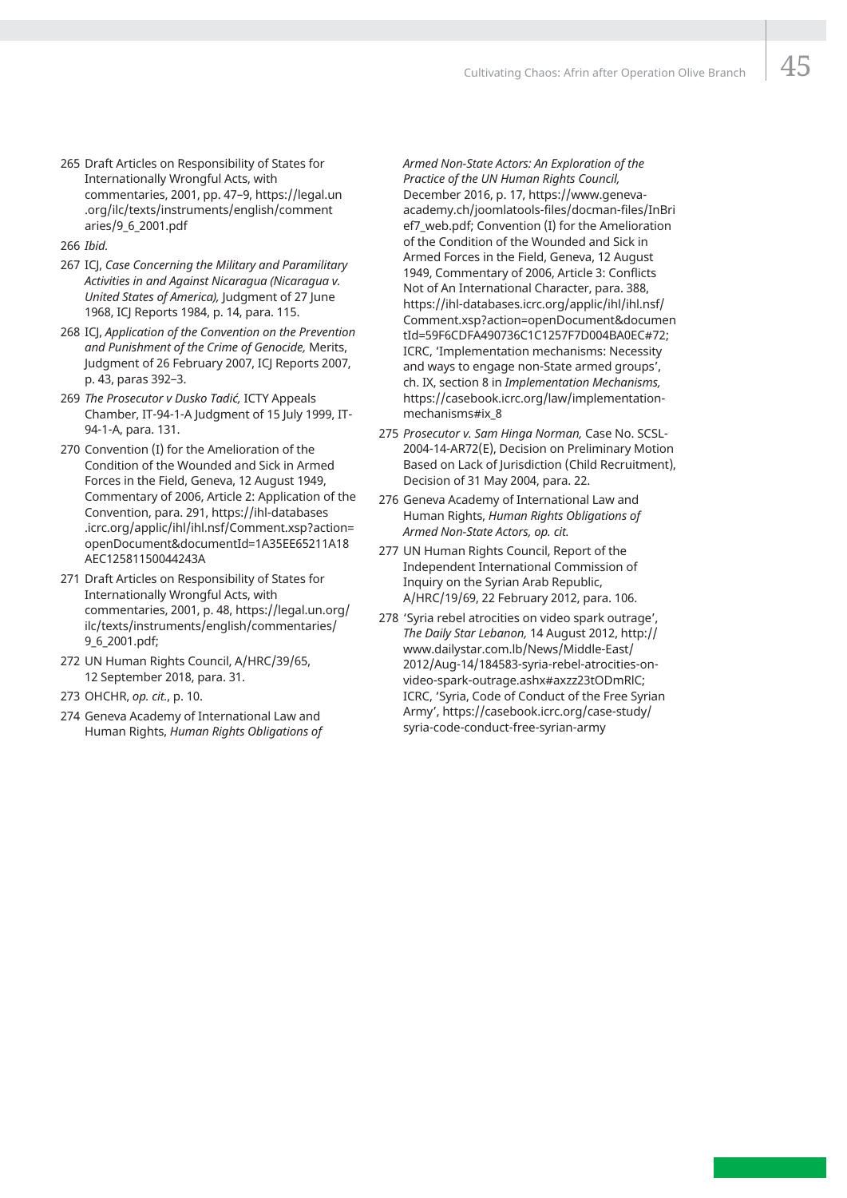265 Draft Articles on Responsibility of States for Internationally Wrongful Acts, with commentaries, 2001, pp. 47–9, https://legal.un.org/ilc/texts/instruments/english/commentaries/9_6_2001.pdf

266 *Ibid.*

267 ICJ, *Case Concerning the Military and Paramilitary Activities in and Against Nicaragua (Nicaragua v. United States of America),* Judgment of 27 June 1968, ICJ Reports 1984, p. 14, para. 115.

268 ICJ, *Application of the Convention on the Prevention and Punishment of the Crime of Genocide,* Merits, Judgment of 26 February 2007, ICJ Reports 2007, p. 43, paras 392–3.

269 *The Prosecutor v Dusko Tadić,* ICTY Appeals Chamber, IT-94-1-A Judgment of 15 July 1999, IT-94-1-A, para. 131.

270 Convention (I) for the Amelioration of the Condition of the Wounded and Sick in Armed Forces in the Field, Geneva, 12 August 1949, Commentary of 2006, Article 2: Application of the Convention, para. 291, https://ihl-databases.icrc.org/applic/ihl/ihl.nsf/Comment.xsp?action=openDocument&documentId=1A35EE65211A18AEC12581150044243A

271 Draft Articles on Responsibility of States for Internationally Wrongful Acts, with commentaries, 2001, p. 48, https://legal.un.org/ilc/texts/instruments/english/commentaries/9_6_2001.pdf;

272 UN Human Rights Council, A/HRC/39/65, 12 September 2018, para. 31.

273 OHCHR, *op. cit.*, p. 10.

274 Geneva Academy of International Law and Human Rights, *Human Rights Obligations of Armed Non-State Actors: An Exploration of the Practice of the UN Human Rights Council,* December 2016, p. 17, https://www.geneva-academy.ch/joomlatools-files/docman-files/InBrief7_web.pdf; Convention (I) for the Amelioration of the Condition of the Wounded and Sick in Armed Forces in the Field, Geneva, 12 August 1949, Commentary of 2006, Article 3: Conflicts Not of An International Character, para. 388, https://ihl-databases.icrc.org/applic/ihl/ihl.nsf/Comment.xsp?action=openDocument&documentId=59F6CDFA490736C1C1257F7D004BA0EC#72; ICRC, 'Implementation mechanisms: Necessity and ways to engage non-State armed groups', ch. IX, section 8 in *Implementation Mechanisms,* https://casebook.icrc.org/law/implementation-mechanisms#ix_8

275 *Prosecutor v. Sam Hinga Norman,* Case No. SCSL-2004-14-AR72(E), Decision on Preliminary Motion Based on Lack of Jurisdiction (Child Recruitment), Decision of 31 May 2004, para. 22.

276 Geneva Academy of International Law and Human Rights, *Human Rights Obligations of Armed Non-State Actors, op. cit.*

277 UN Human Rights Council, Report of the Independent International Commission of Inquiry on the Syrian Arab Republic, A/HRC/19/69, 22 February 2012, para. 106.

278 'Syria rebel atrocities on video spark outrage', *The Daily Star Lebanon,* 14 August 2012, http://www.dailystar.com.lb/News/Middle-East/2012/Aug-14/184583-syria-rebel-atrocities-on-video-spark-outrage.ashx#axzz23tODmRlC; ICRC, 'Syria, Code of Conduct of the Free Syrian Army', https://casebook.icrc.org/case-study/syria-code-conduct-free-syrian-army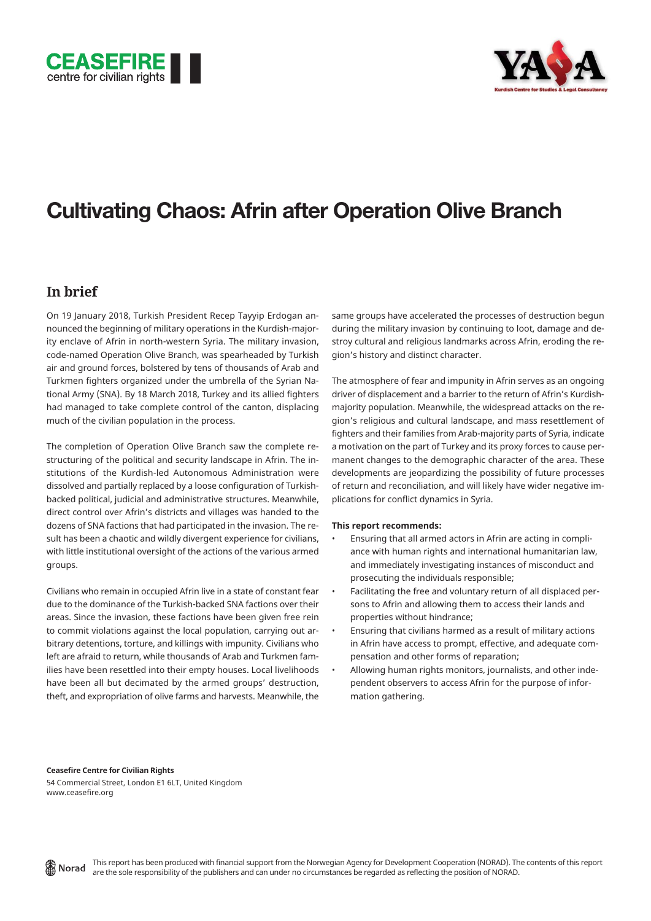CEASEFIRE
centre for civilian rights

YASA
Kurdish Centre for Studies & Legal Consultancy

# Cultivating Chaos: Afrin after Operation Olive Branch

## In brief

On 19 January 2018, Turkish President Recep Tayyip Erdogan announced the beginning of military operations in the Kurdish-majority enclave of Afrin in north-western Syria. The military invasion, code-named Operation Olive Branch, was spearheaded by Turkish air and ground forces, bolstered by tens of thousands of Arab and Turkmen fighters organized under the umbrella of the Syrian National Army (SNA). By 18 March 2018, Turkey and its allied fighters had managed to take complete control of the canton, displacing much of the civilian population in the process.

The completion of Operation Olive Branch saw the complete restructuring of the political and security landscape in Afrin. The institutions of the Kurdish-led Autonomous Administration were dissolved and partially replaced by a loose configuration of Turkish-backed political, judicial and administrative structures. Meanwhile, direct control over Afrin's districts and villages was handed to the dozens of SNA factions that had participated in the invasion. The result has been a chaotic and wildly divergent experience for civilians, with little institutional oversight of the actions of the various armed groups.

Civilians who remain in occupied Afrin live in a state of constant fear due to the dominance of the Turkish-backed SNA factions over their areas. Since the invasion, these factions have been given free rein to commit violations against the local population, carrying out arbitrary detentions, torture, and killings with impunity. Civilians who left are afraid to return, while thousands of Arab and Turkmen families have been resettled into their empty houses. Local livelihoods have been all but decimated by the armed groups' destruction, theft, and expropriation of olive farms and harvests. Meanwhile, the same groups have accelerated the processes of destruction begun during the military invasion by continuing to loot, damage and destroy cultural and religious landmarks across Afrin, eroding the region's history and distinct character.

The atmosphere of fear and impunity in Afrin serves as an ongoing driver of displacement and a barrier to the return of Afrin's Kurdish-majority population. Meanwhile, the widespread attacks on the region's religious and cultural landscape, and mass resettlement of fighters and their families from Arab-majority parts of Syria, indicate a motivation on the part of Turkey and its proxy forces to cause permanent changes to the demographic character of the area. These developments are jeopardizing the possibility of future processes of return and reconciliation, and will likely have wider negative implications for conflict dynamics in Syria.

**This report recommends:**

- Ensuring that all armed actors in Afrin are acting in compliance with human rights and international humanitarian law, and immediately investigating instances of misconduct and prosecuting the individuals responsible;
- Facilitating the free and voluntary return of all displaced persons to Afrin and allowing them to access their lands and properties without hindrance;
- Ensuring that civilians harmed as a result of military actions in Afrin have access to prompt, effective, and adequate compensation and other forms of reparation;
- Allowing human rights monitors, journalists, and other independent observers to access Afrin for the purpose of information gathering.

**Ceasefire Centre for Civilian Rights**
54 Commercial Street, London E1 6LT, United Kingdom
www.ceasefire.org

Norad

This report has been produced with financial support from the Norwegian Agency for Development Cooperation (NORAD). The contents of this report are the sole responsibility of the publishers and can under no circumstances be regarded as reflecting the position of NORAD.